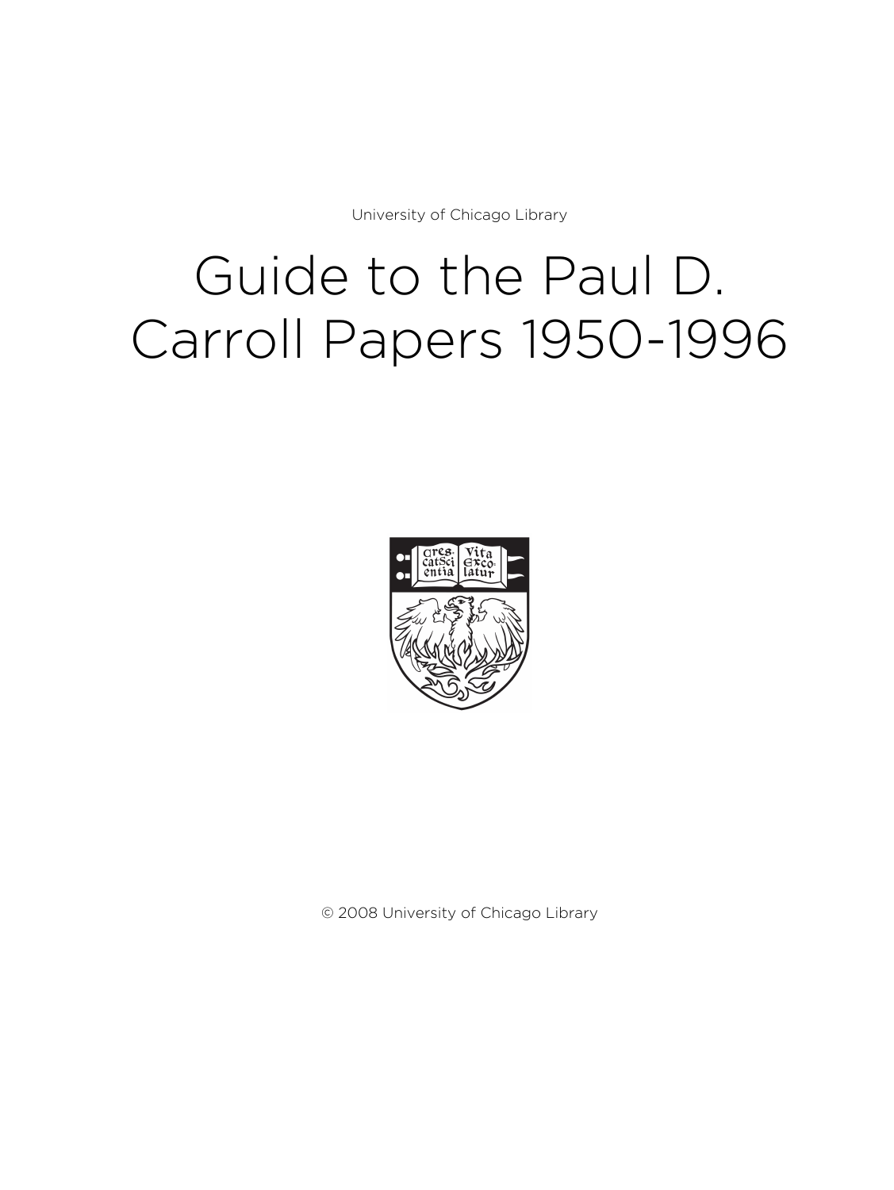University of Chicago Library

# Guide to the Paul D. Carroll Papers 1950-1996

© 2008 University of Chicago Library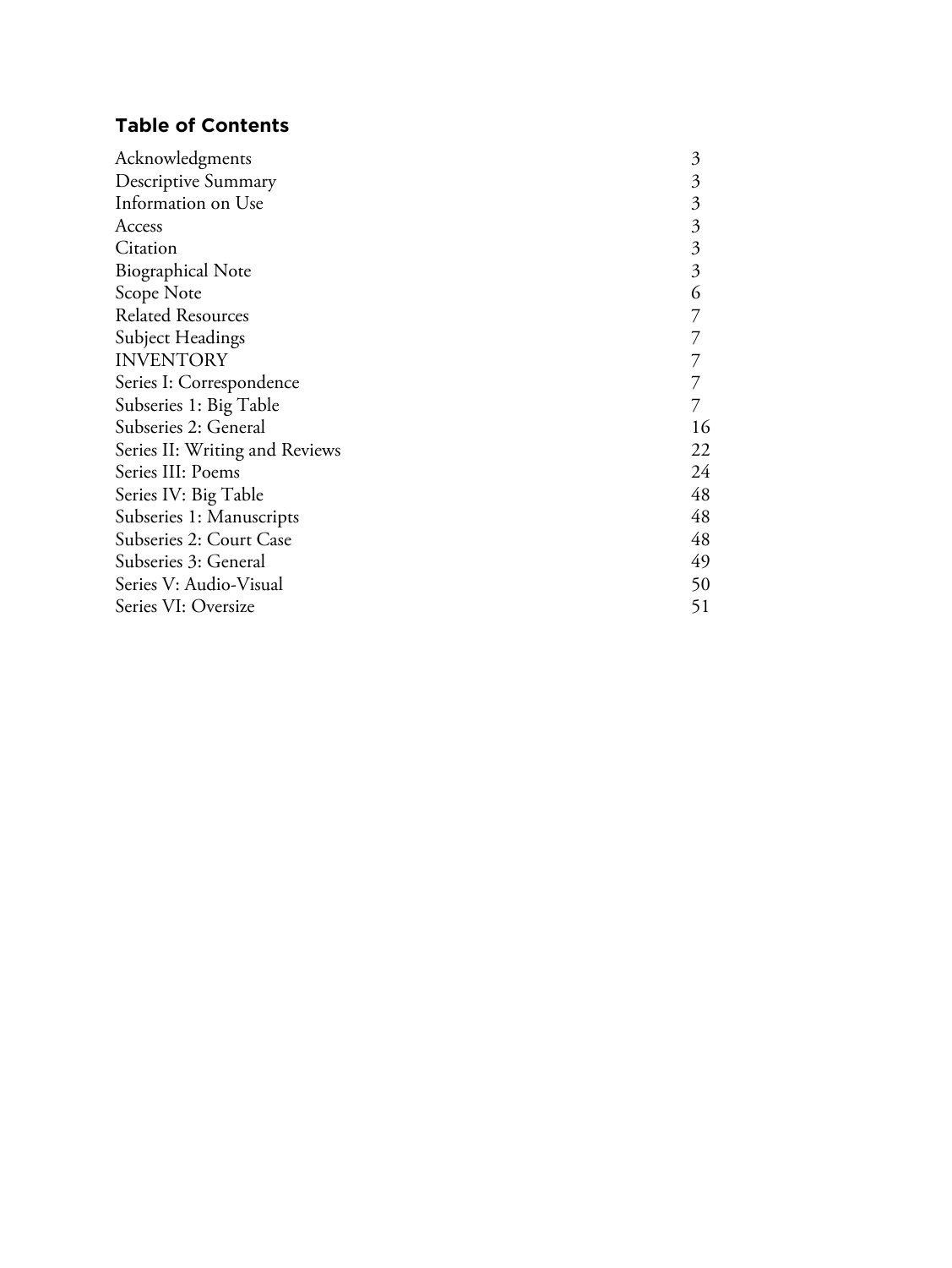## Table of Contents

| | |
|---|---|
| Acknowledgments | 3 |
| Descriptive Summary | 3 |
| Information on Use | 3 |
| Access | 3 |
| Citation | 3 |
| Biographical Note | 3 |
| Scope Note | 6 |
| Related Resources | 7 |
| Subject Headings | 7 |
| INVENTORY | 7 |
| Series I: Correspondence | 7 |
| Subseries 1: Big Table | 7 |
| Subseries 2: General | 16 |
| Series II: Writing and Reviews | 22 |
| Series III: Poems | 24 |
| Series IV: Big Table | 48 |
| Subseries 1: Manuscripts | 48 |
| Subseries 2: Court Case | 48 |
| Subseries 3: General | 49 |
| Series V: Audio-Visual | 50 |
| Series VI: Oversize | 51 |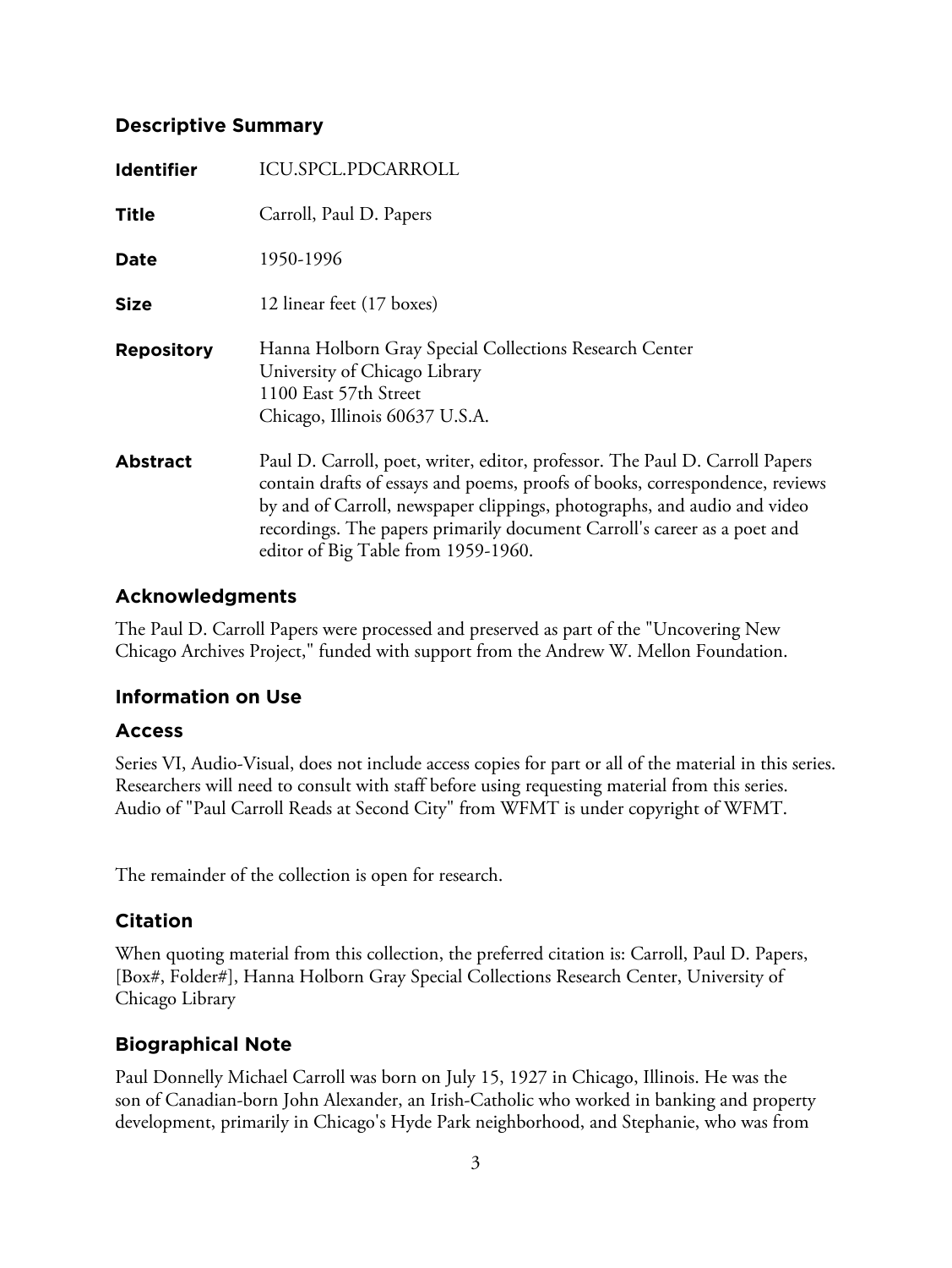## Descriptive Summary

| | |
|---|---|
| **Identifier** | ICU.SPCL.PDCARROLL |
| **Title** | Carroll, Paul D. Papers |
| **Date** | 1950-1996 |
| **Size** | 12 linear feet (17 boxes) |
| **Repository** | Hanna Holborn Gray Special Collections Research Center<br>University of Chicago Library<br>1100 East 57th Street<br>Chicago, Illinois 60637 U.S.A. |
| **Abstract** | Paul D. Carroll, poet, writer, editor, professor. The Paul D. Carroll Papers contain drafts of essays and poems, proofs of books, correspondence, reviews by and of Carroll, newspaper clippings, photographs, and audio and video recordings. The papers primarily document Carroll's career as a poet and editor of Big Table from 1959-1960. |

## Acknowledgments

The Paul D. Carroll Papers were processed and preserved as part of the "Uncovering New Chicago Archives Project," funded with support from the Andrew W. Mellon Foundation.

## Information on Use

### Access

Series VI, Audio-Visual, does not include access copies for part or all of the material in this series. Researchers will need to consult with staff before using requesting material from this series. Audio of "Paul Carroll Reads at Second City" from WFMT is under copyright of WFMT.

The remainder of the collection is open for research.

### Citation

When quoting material from this collection, the preferred citation is: Carroll, Paul D. Papers, [Box#, Folder#], Hanna Holborn Gray Special Collections Research Center, University of Chicago Library

## Biographical Note

Paul Donnelly Michael Carroll was born on July 15, 1927 in Chicago, Illinois. He was the son of Canadian-born John Alexander, an Irish-Catholic who worked in banking and property development, primarily in Chicago's Hyde Park neighborhood, and Stephanie, who was from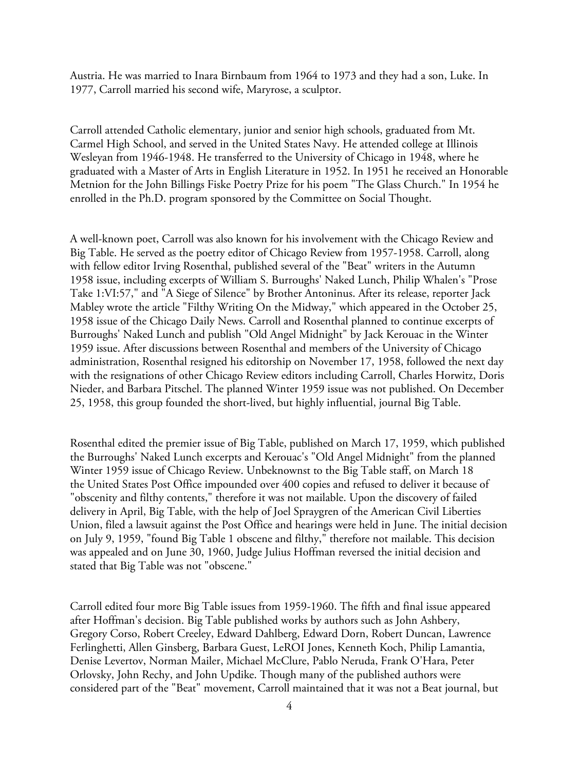Austria. He was married to Inara Birnbaum from 1964 to 1973 and they had a son, Luke. In 1977, Carroll married his second wife, Maryrose, a sculptor.

Carroll attended Catholic elementary, junior and senior high schools, graduated from Mt. Carmel High School, and served in the United States Navy. He attended college at Illinois Wesleyan from 1946-1948. He transferred to the University of Chicago in 1948, where he graduated with a Master of Arts in English Literature in 1952. In 1951 he received an Honorable Metnion for the John Billings Fiske Poetry Prize for his poem "The Glass Church." In 1954 he enrolled in the Ph.D. program sponsored by the Committee on Social Thought.

A well-known poet, Carroll was also known for his involvement with the Chicago Review and Big Table. He served as the poetry editor of Chicago Review from 1957-1958. Carroll, along with fellow editor Irving Rosenthal, published several of the "Beat" writers in the Autumn 1958 issue, including excerpts of William S. Burroughs' Naked Lunch, Philip Whalen's "Prose Take 1:VI:57," and "A Siege of Silence" by Brother Antoninus. After its release, reporter Jack Mabley wrote the article "Filthy Writing On the Midway," which appeared in the October 25, 1958 issue of the Chicago Daily News. Carroll and Rosenthal planned to continue excerpts of Burroughs' Naked Lunch and publish "Old Angel Midnight" by Jack Kerouac in the Winter 1959 issue. After discussions between Rosenthal and members of the University of Chicago administration, Rosenthal resigned his editorship on November 17, 1958, followed the next day with the resignations of other Chicago Review editors including Carroll, Charles Horwitz, Doris Nieder, and Barbara Pitschel. The planned Winter 1959 issue was not published. On December 25, 1958, this group founded the short-lived, but highly influential, journal Big Table.

Rosenthal edited the premier issue of Big Table, published on March 17, 1959, which published the Burroughs' Naked Lunch excerpts and Kerouac's "Old Angel Midnight" from the planned Winter 1959 issue of Chicago Review. Unbeknownst to the Big Table staff, on March 18 the United States Post Office impounded over 400 copies and refused to deliver it because of "obscenity and filthy contents," therefore it was not mailable. Upon the discovery of failed delivery in April, Big Table, with the help of Joel Spraygren of the American Civil Liberties Union, filed a lawsuit against the Post Office and hearings were held in June. The initial decision on July 9, 1959, "found Big Table 1 obscene and filthy," therefore not mailable. This decision was appealed and on June 30, 1960, Judge Julius Hoffman reversed the initial decision and stated that Big Table was not "obscene."

Carroll edited four more Big Table issues from 1959-1960. The fifth and final issue appeared after Hoffman's decision. Big Table published works by authors such as John Ashbery, Gregory Corso, Robert Creeley, Edward Dahlberg, Edward Dorn, Robert Duncan, Lawrence Ferlinghetti, Allen Ginsberg, Barbara Guest, LeROI Jones, Kenneth Koch, Philip Lamantia, Denise Levertov, Norman Mailer, Michael McClure, Pablo Neruda, Frank O'Hara, Peter Orlovsky, John Rechy, and John Updike. Though many of the published authors were considered part of the "Beat" movement, Carroll maintained that it was not a Beat journal, but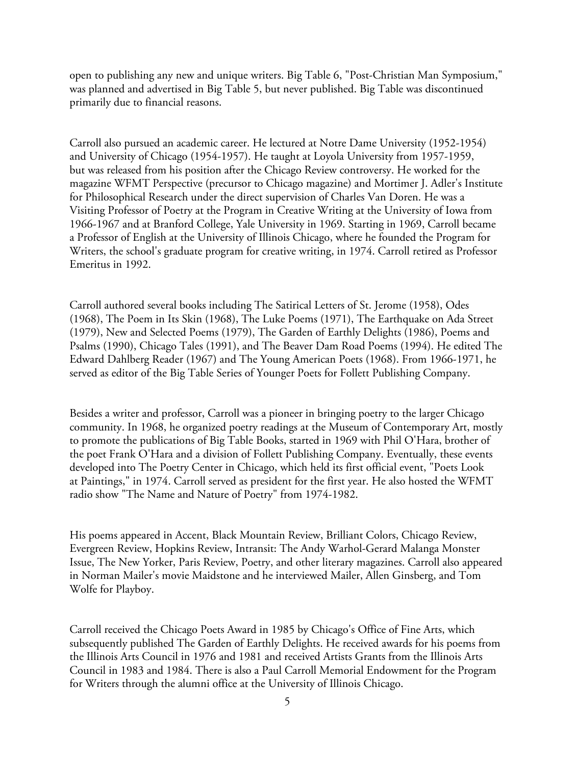open to publishing any new and unique writers. Big Table 6, "Post-Christian Man Symposium," was planned and advertised in Big Table 5, but never published. Big Table was discontinued primarily due to financial reasons.

Carroll also pursued an academic career. He lectured at Notre Dame University (1952-1954) and University of Chicago (1954-1957). He taught at Loyola University from 1957-1959, but was released from his position after the Chicago Review controversy. He worked for the magazine WFMT Perspective (precursor to Chicago magazine) and Mortimer J. Adler's Institute for Philosophical Research under the direct supervision of Charles Van Doren. He was a Visiting Professor of Poetry at the Program in Creative Writing at the University of Iowa from 1966-1967 and at Branford College, Yale University in 1969. Starting in 1969, Carroll became a Professor of English at the University of Illinois Chicago, where he founded the Program for Writers, the school's graduate program for creative writing, in 1974. Carroll retired as Professor Emeritus in 1992.

Carroll authored several books including The Satirical Letters of St. Jerome (1958), Odes (1968), The Poem in Its Skin (1968), The Luke Poems (1971), The Earthquake on Ada Street (1979), New and Selected Poems (1979), The Garden of Earthly Delights (1986), Poems and Psalms (1990), Chicago Tales (1991), and The Beaver Dam Road Poems (1994). He edited The Edward Dahlberg Reader (1967) and The Young American Poets (1968). From 1966-1971, he served as editor of the Big Table Series of Younger Poets for Follett Publishing Company.

Besides a writer and professor, Carroll was a pioneer in bringing poetry to the larger Chicago community. In 1968, he organized poetry readings at the Museum of Contemporary Art, mostly to promote the publications of Big Table Books, started in 1969 with Phil O'Hara, brother of the poet Frank O'Hara and a division of Follett Publishing Company. Eventually, these events developed into The Poetry Center in Chicago, which held its first official event, "Poets Look at Paintings," in 1974. Carroll served as president for the first year. He also hosted the WFMT radio show "The Name and Nature of Poetry" from 1974-1982.

His poems appeared in Accent, Black Mountain Review, Brilliant Colors, Chicago Review, Evergreen Review, Hopkins Review, Intransit: The Andy Warhol-Gerard Malanga Monster Issue, The New Yorker, Paris Review, Poetry, and other literary magazines. Carroll also appeared in Norman Mailer's movie Maidstone and he interviewed Mailer, Allen Ginsberg, and Tom Wolfe for Playboy.

Carroll received the Chicago Poets Award in 1985 by Chicago's Office of Fine Arts, which subsequently published The Garden of Earthly Delights. He received awards for his poems from the Illinois Arts Council in 1976 and 1981 and received Artists Grants from the Illinois Arts Council in 1983 and 1984. There is also a Paul Carroll Memorial Endowment for the Program for Writers through the alumni office at the University of Illinois Chicago.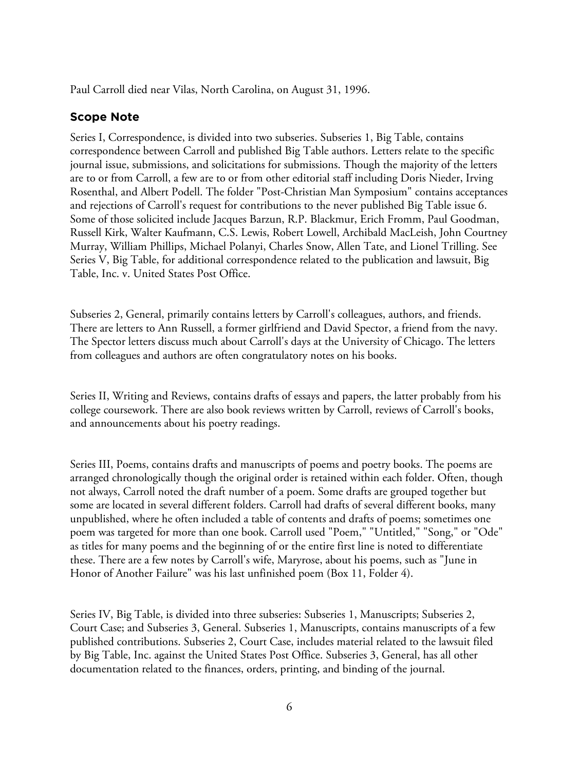Paul Carroll died near Vilas, North Carolina, on August 31, 1996.

## Scope Note

Series I, Correspondence, is divided into two subseries. Subseries 1, Big Table, contains correspondence between Carroll and published Big Table authors. Letters relate to the specific journal issue, submissions, and solicitations for submissions. Though the majority of the letters are to or from Carroll, a few are to or from other editorial staff including Doris Nieder, Irving Rosenthal, and Albert Podell. The folder "Post-Christian Man Symposium" contains acceptances and rejections of Carroll's request for contributions to the never published Big Table issue 6. Some of those solicited include Jacques Barzun, R.P. Blackmur, Erich Fromm, Paul Goodman, Russell Kirk, Walter Kaufmann, C.S. Lewis, Robert Lowell, Archibald MacLeish, John Courtney Murray, William Phillips, Michael Polanyi, Charles Snow, Allen Tate, and Lionel Trilling. See Series V, Big Table, for additional correspondence related to the publication and lawsuit, Big Table, Inc. v. United States Post Office.

Subseries 2, General, primarily contains letters by Carroll's colleagues, authors, and friends. There are letters to Ann Russell, a former girlfriend and David Spector, a friend from the navy. The Spector letters discuss much about Carroll's days at the University of Chicago. The letters from colleagues and authors are often congratulatory notes on his books.

Series II, Writing and Reviews, contains drafts of essays and papers, the latter probably from his college coursework. There are also book reviews written by Carroll, reviews of Carroll's books, and announcements about his poetry readings.

Series III, Poems, contains drafts and manuscripts of poems and poetry books. The poems are arranged chronologically though the original order is retained within each folder. Often, though not always, Carroll noted the draft number of a poem. Some drafts are grouped together but some are located in several different folders. Carroll had drafts of several different books, many unpublished, where he often included a table of contents and drafts of poems; sometimes one poem was targeted for more than one book. Carroll used "Poem," "Untitled," "Song," or "Ode" as titles for many poems and the beginning of or the entire first line is noted to differentiate these. There are a few notes by Carroll's wife, Maryrose, about his poems, such as "June in Honor of Another Failure" was his last unfinished poem (Box 11, Folder 4).

Series IV, Big Table, is divided into three subseries: Subseries 1, Manuscripts; Subseries 2, Court Case; and Subseries 3, General. Subseries 1, Manuscripts, contains manuscripts of a few published contributions. Subseries 2, Court Case, includes material related to the lawsuit filed by Big Table, Inc. against the United States Post Office. Subseries 3, General, has all other documentation related to the finances, orders, printing, and binding of the journal.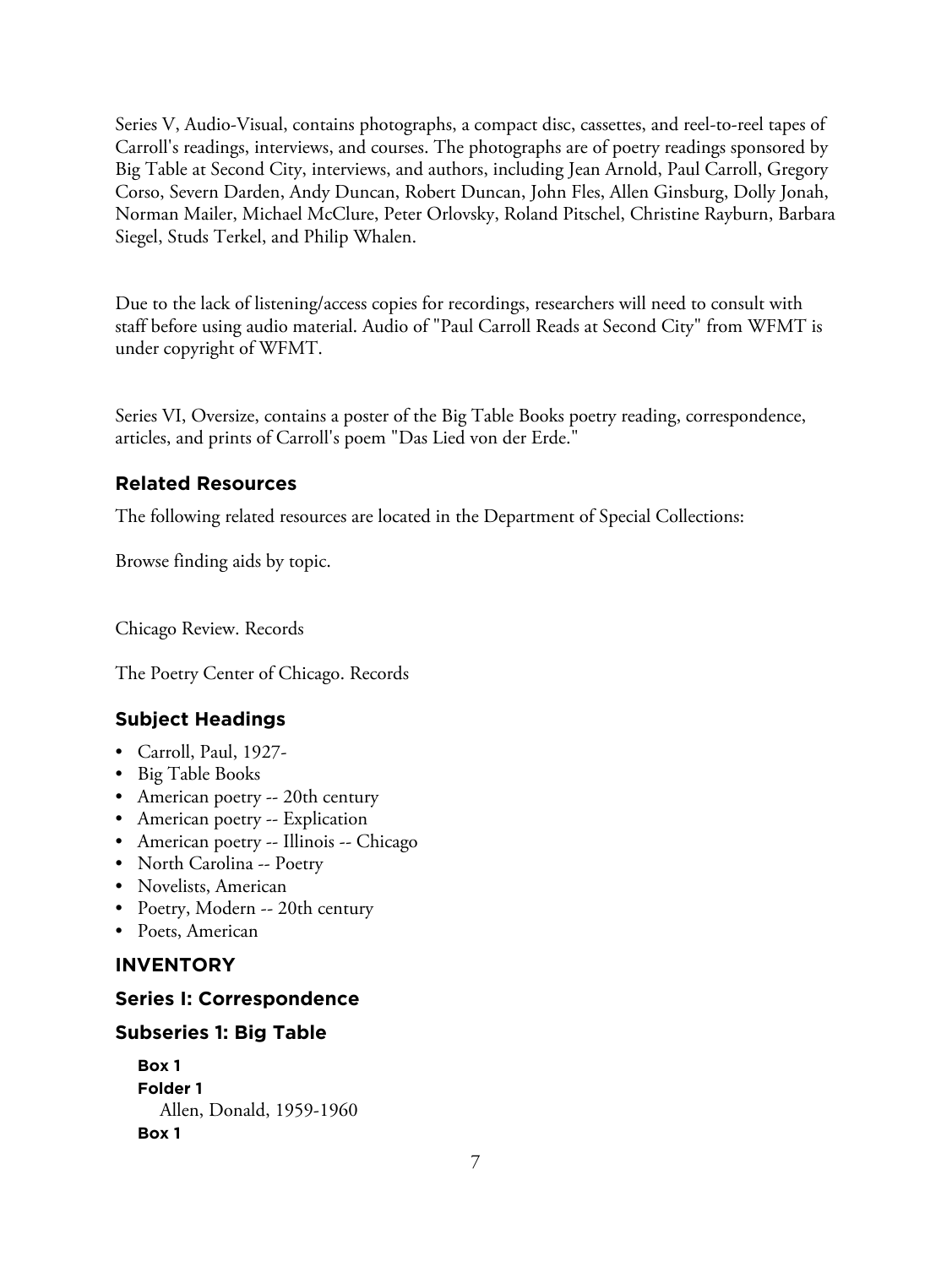Series V, Audio-Visual, contains photographs, a compact disc, cassettes, and reel-to-reel tapes of Carroll's readings, interviews, and courses. The photographs are of poetry readings sponsored by Big Table at Second City, interviews, and authors, including Jean Arnold, Paul Carroll, Gregory Corso, Severn Darden, Andy Duncan, Robert Duncan, John Fles, Allen Ginsburg, Dolly Jonah, Norman Mailer, Michael McClure, Peter Orlovsky, Roland Pitschel, Christine Rayburn, Barbara Siegel, Studs Terkel, and Philip Whalen.

Due to the lack of listening/access copies for recordings, researchers will need to consult with staff before using audio material. Audio of "Paul Carroll Reads at Second City" from WFMT is under copyright of WFMT.

Series VI, Oversize, contains a poster of the Big Table Books poetry reading, correspondence, articles, and prints of Carroll's poem "Das Lied von der Erde."

## Related Resources

The following related resources are located in the Department of Special Collections:

Browse finding aids by topic.

Chicago Review. Records

The Poetry Center of Chicago. Records

## Subject Headings

- Carroll, Paul, 1927-
- Big Table Books
- American poetry -- 20th century
- American poetry -- Explication
- American poetry -- Illinois -- Chicago
- North Carolina -- Poetry
- Novelists, American
- Poetry, Modern -- 20th century
- Poets, American

## INVENTORY

## Series I: Correspondence

## Subseries 1: Big Table

**Box 1**
**Folder 1**
Allen, Donald, 1959-1960
**Box 1**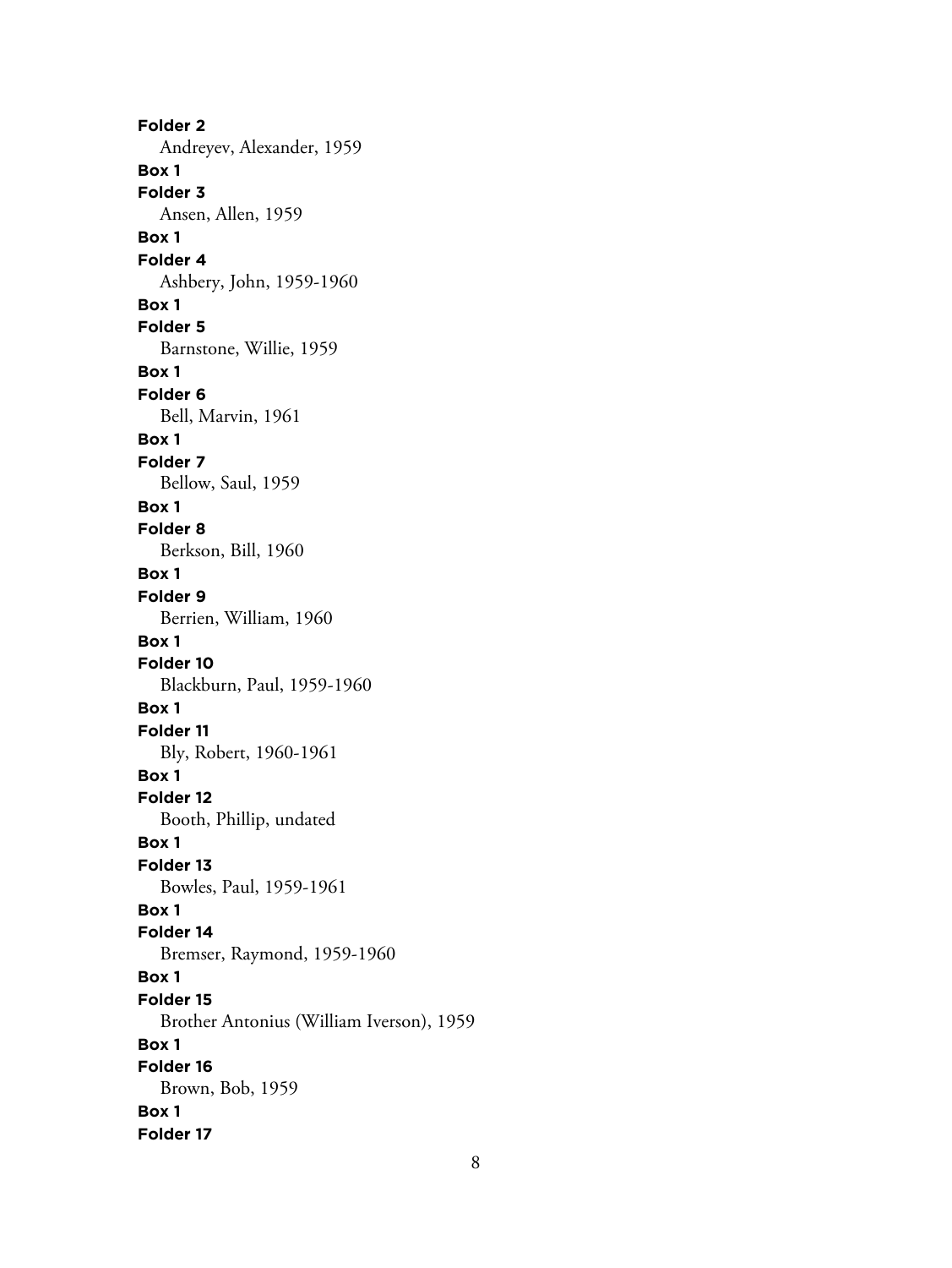**Folder 2**
Andreyev, Alexander, 1959

**Box 1**
**Folder 3**
Ansen, Allen, 1959

**Box 1**
**Folder 4**
Ashbery, John, 1959-1960

**Box 1**
**Folder 5**
Barnstone, Willie, 1959

**Box 1**
**Folder 6**
Bell, Marvin, 1961

**Box 1**
**Folder 7**
Bellow, Saul, 1959

**Box 1**
**Folder 8**
Berkson, Bill, 1960

**Box 1**
**Folder 9**
Berrien, William, 1960

**Box 1**
**Folder 10**
Blackburn, Paul, 1959-1960

**Box 1**
**Folder 11**
Bly, Robert, 1960-1961

**Box 1**
**Folder 12**
Booth, Phillip, undated

**Box 1**
**Folder 13**
Bowles, Paul, 1959-1961

**Box 1**
**Folder 14**
Bremser, Raymond, 1959-1960

**Box 1**
**Folder 15**
Brother Antonius (William Iverson), 1959

**Box 1**
**Folder 16**
Brown, Bob, 1959

**Box 1**
**Folder 17**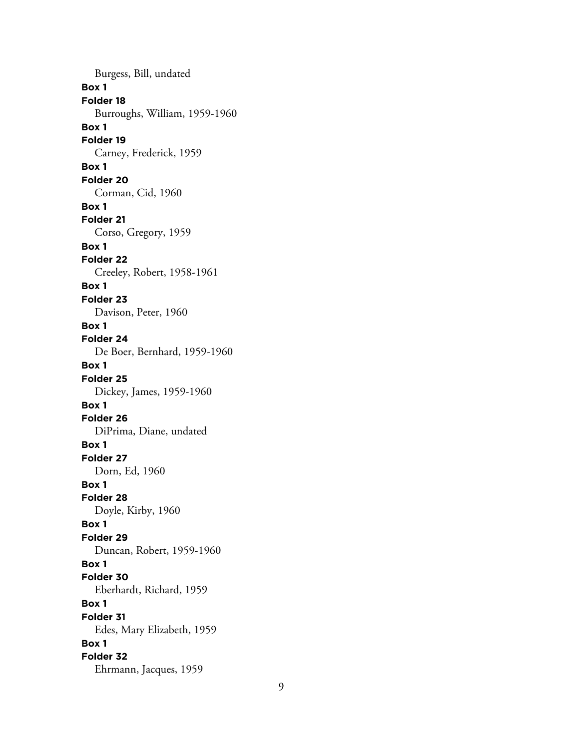Burgess, Bill, undated

**Box 1**

**Folder 18**

Burroughs, William, 1959-1960

**Box 1**

**Folder 19**

Carney, Frederick, 1959

**Box 1**

**Folder 20**

Corman, Cid, 1960

**Box 1**

**Folder 21**

Corso, Gregory, 1959

**Box 1**

**Folder 22**

Creeley, Robert, 1958-1961

**Box 1**

**Folder 23**

Davison, Peter, 1960

**Box 1**

**Folder 24**

De Boer, Bernhard, 1959-1960

**Box 1**

**Folder 25**

Dickey, James, 1959-1960

**Box 1**

**Folder 26**

DiPrima, Diane, undated

**Box 1**

**Folder 27**

Dorn, Ed, 1960

**Box 1**

**Folder 28**

Doyle, Kirby, 1960

**Box 1**

**Folder 29**

Duncan, Robert, 1959-1960

**Box 1**

**Folder 30**

Eberhardt, Richard, 1959

**Box 1**

**Folder 31**

Edes, Mary Elizabeth, 1959

**Box 1**

**Folder 32**

Ehrmann, Jacques, 1959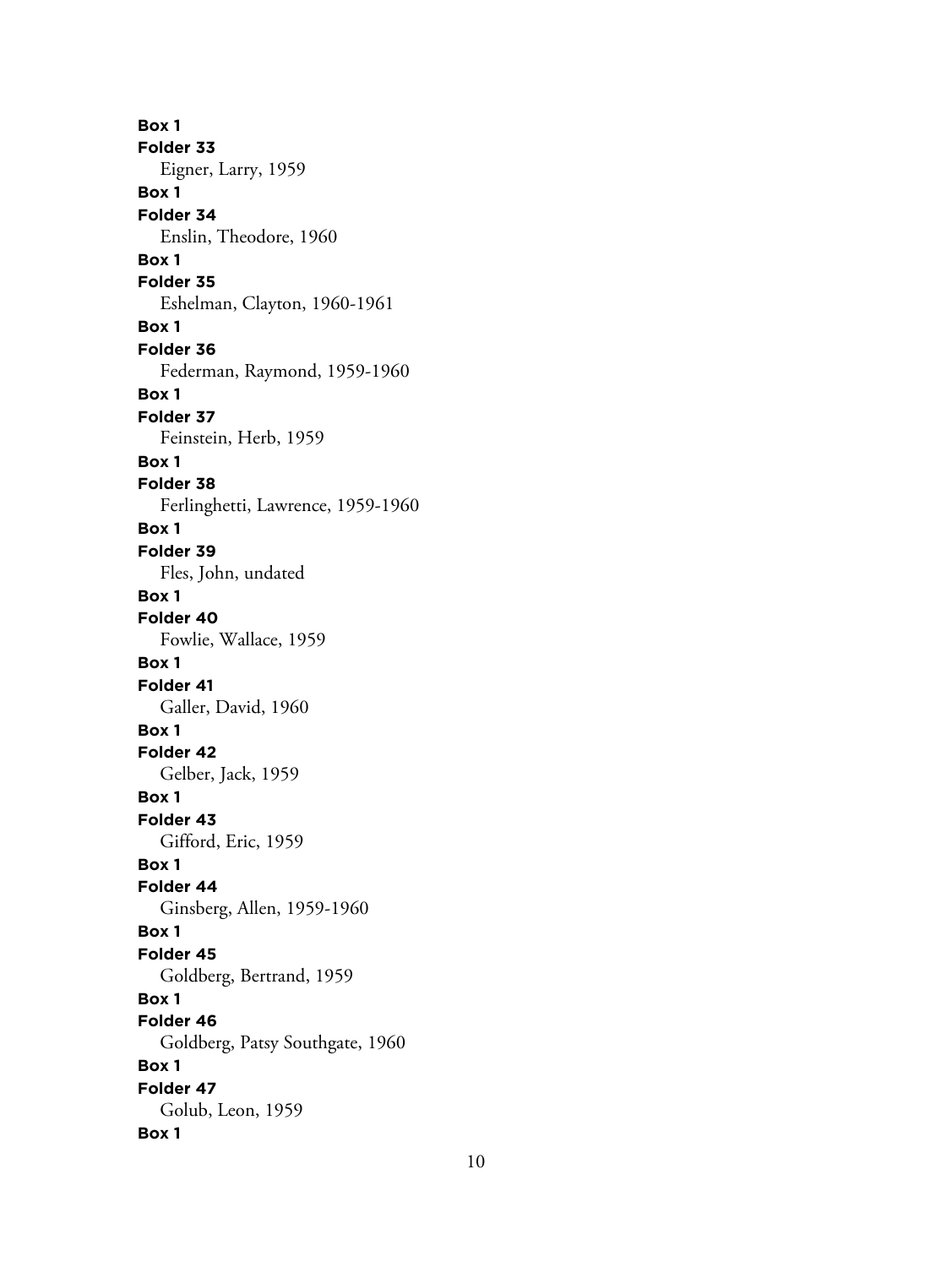**Box 1**
**Folder 33**
Eigner, Larry, 1959
**Box 1**
**Folder 34**
Enslin, Theodore, 1960
**Box 1**
**Folder 35**
Eshelman, Clayton, 1960-1961
**Box 1**
**Folder 36**
Federman, Raymond, 1959-1960
**Box 1**
**Folder 37**
Feinstein, Herb, 1959
**Box 1**
**Folder 38**
Ferlinghetti, Lawrence, 1959-1960
**Box 1**
**Folder 39**
Fles, John, undated
**Box 1**
**Folder 40**
Fowlie, Wallace, 1959
**Box 1**
**Folder 41**
Galler, David, 1960
**Box 1**
**Folder 42**
Gelber, Jack, 1959
**Box 1**
**Folder 43**
Gifford, Eric, 1959
**Box 1**
**Folder 44**
Ginsberg, Allen, 1959-1960
**Box 1**
**Folder 45**
Goldberg, Bertrand, 1959
**Box 1**
**Folder 46**
Goldberg, Patsy Southgate, 1960
**Box 1**
**Folder 47**
Golub, Leon, 1959
**Box 1**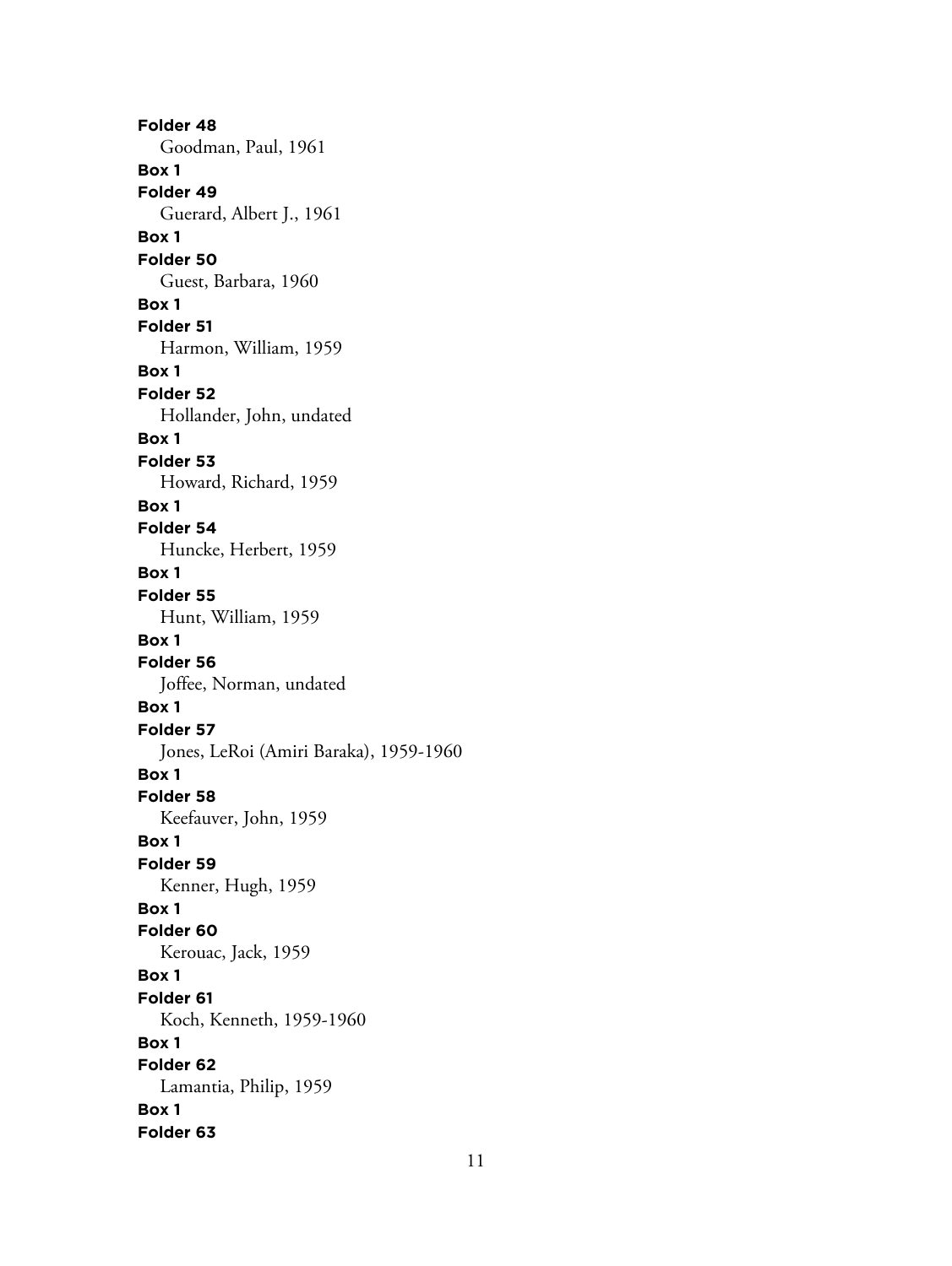**Folder 48**

Goodman, Paul, 1961

**Box 1**

**Folder 49**

Guerard, Albert J., 1961

**Box 1**

**Folder 50**

Guest, Barbara, 1960

**Box 1**

**Folder 51**

Harmon, William, 1959

**Box 1**

**Folder 52**

Hollander, John, undated

**Box 1**

**Folder 53**

Howard, Richard, 1959

**Box 1**

**Folder 54**

Huncke, Herbert, 1959

**Box 1**

**Folder 55**

Hunt, William, 1959

**Box 1**

**Folder 56**

Joffee, Norman, undated

**Box 1**

**Folder 57**

Jones, LeRoi (Amiri Baraka), 1959-1960

**Box 1**

**Folder 58**

Keefauver, John, 1959

**Box 1**

**Folder 59**

Kenner, Hugh, 1959

**Box 1**

**Folder 60**

Kerouac, Jack, 1959

**Box 1**

**Folder 61**

Koch, Kenneth, 1959-1960

**Box 1**

**Folder 62**

Lamantia, Philip, 1959

**Box 1**

**Folder 63**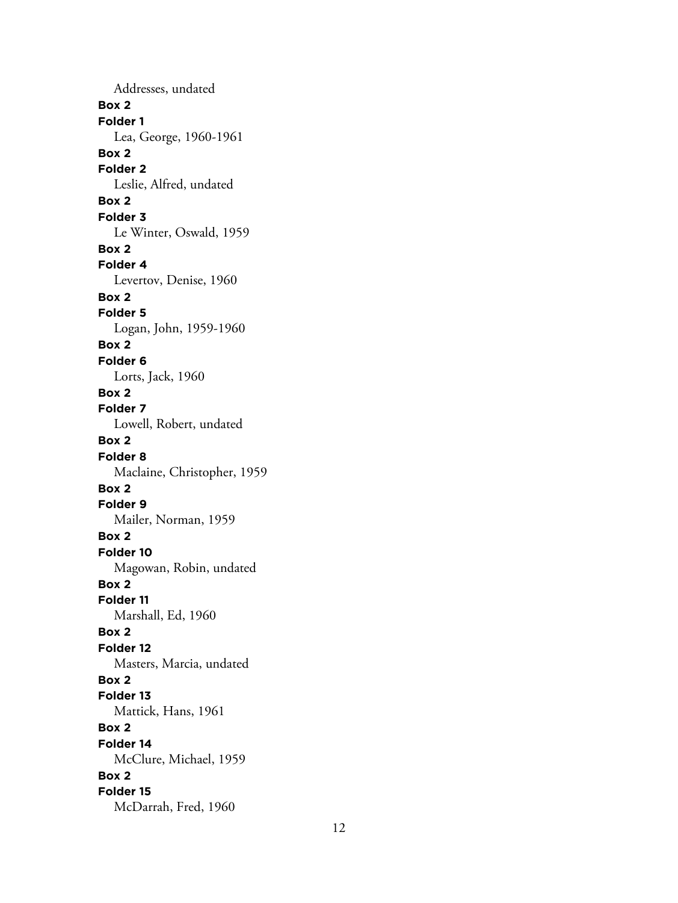Addresses, undated

**Box 2**
**Folder 1**
Lea, George, 1960-1961

**Box 2**
**Folder 2**
Leslie, Alfred, undated

**Box 2**
**Folder 3**
Le Winter, Oswald, 1959

**Box 2**
**Folder 4**
Levertov, Denise, 1960

**Box 2**
**Folder 5**
Logan, John, 1959-1960

**Box 2**
**Folder 6**
Lorts, Jack, 1960

**Box 2**
**Folder 7**
Lowell, Robert, undated

**Box 2**
**Folder 8**
Maclaine, Christopher, 1959

**Box 2**
**Folder 9**
Mailer, Norman, 1959

**Box 2**
**Folder 10**
Magowan, Robin, undated

**Box 2**
**Folder 11**
Marshall, Ed, 1960

**Box 2**
**Folder 12**
Masters, Marcia, undated

**Box 2**
**Folder 13**
Mattick, Hans, 1961

**Box 2**
**Folder 14**
McClure, Michael, 1959

**Box 2**
**Folder 15**
McDarrah, Fred, 1960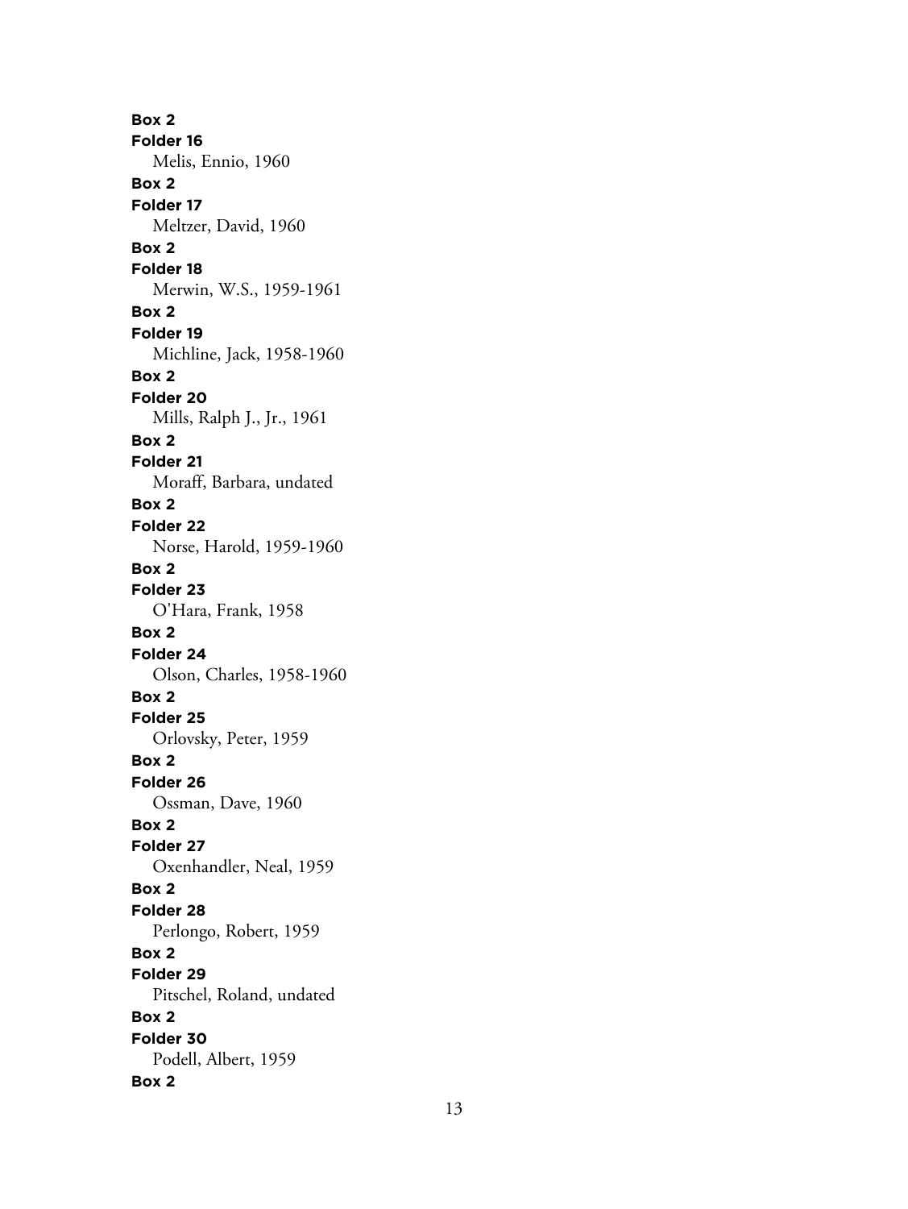**Box 2**
**Folder 16**
Melis, Ennio, 1960

**Box 2**
**Folder 17**
Meltzer, David, 1960

**Box 2**
**Folder 18**
Merwin, W.S., 1959-1961

**Box 2**
**Folder 19**
Michline, Jack, 1958-1960

**Box 2**
**Folder 20**
Mills, Ralph J., Jr., 1961

**Box 2**
**Folder 21**
Moraff, Barbara, undated

**Box 2**
**Folder 22**
Norse, Harold, 1959-1960

**Box 2**
**Folder 23**
O'Hara, Frank, 1958

**Box 2**
**Folder 24**
Olson, Charles, 1958-1960

**Box 2**
**Folder 25**
Orlovsky, Peter, 1959

**Box 2**
**Folder 26**
Ossman, Dave, 1960

**Box 2**
**Folder 27**
Oxenhandler, Neal, 1959

**Box 2**
**Folder 28**
Perlongo, Robert, 1959

**Box 2**
**Folder 29**
Pitschel, Roland, undated

**Box 2**
**Folder 30**
Podell, Albert, 1959

**Box 2**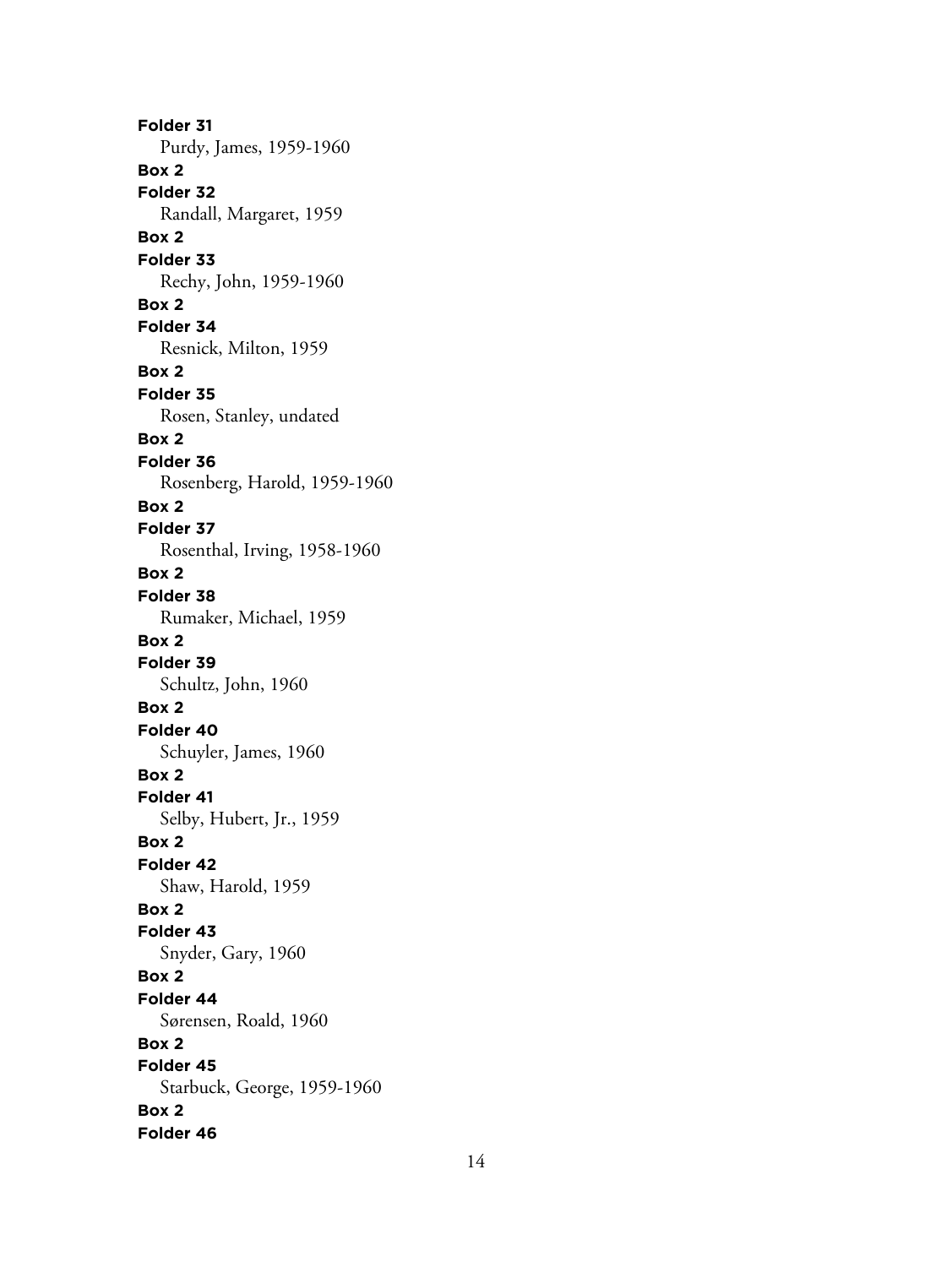**Folder 31**

Purdy, James, 1959-1960

**Box 2**

**Folder 32**

Randall, Margaret, 1959

**Box 2**

**Folder 33**

Rechy, John, 1959-1960

**Box 2**

**Folder 34**

Resnick, Milton, 1959

**Box 2**

**Folder 35**

Rosen, Stanley, undated

**Box 2**

**Folder 36**

Rosenberg, Harold, 1959-1960

**Box 2**

**Folder 37**

Rosenthal, Irving, 1958-1960

**Box 2**

**Folder 38**

Rumaker, Michael, 1959

**Box 2**

**Folder 39**

Schultz, John, 1960

**Box 2**

**Folder 40**

Schuyler, James, 1960

**Box 2**

**Folder 41**

Selby, Hubert, Jr., 1959

**Box 2**

**Folder 42**

Shaw, Harold, 1959

**Box 2**

**Folder 43**

Snyder, Gary, 1960

**Box 2**

**Folder 44**

Sørensen, Roald, 1960

**Box 2**

**Folder 45**

Starbuck, George, 1959-1960

**Box 2**

**Folder 46**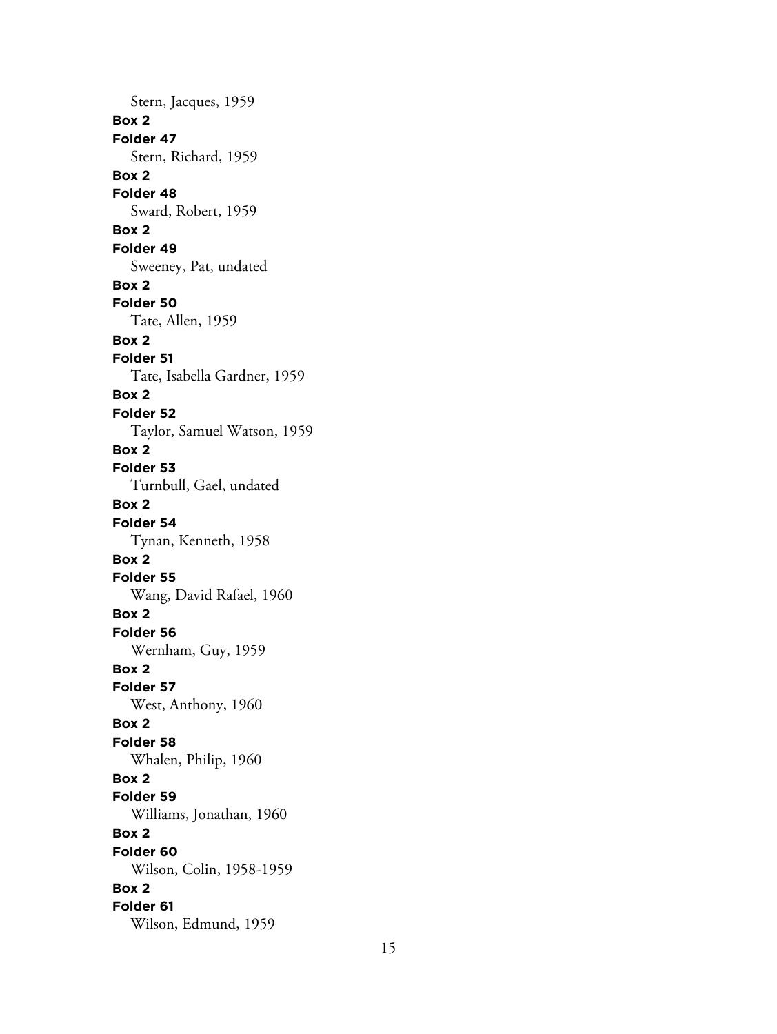Stern, Jacques, 1959

**Box 2**
**Folder 47**
Stern, Richard, 1959

**Box 2**
**Folder 48**
Sward, Robert, 1959

**Box 2**
**Folder 49**
Sweeney, Pat, undated

**Box 2**
**Folder 50**
Tate, Allen, 1959

**Box 2**
**Folder 51**
Tate, Isabella Gardner, 1959

**Box 2**
**Folder 52**
Taylor, Samuel Watson, 1959

**Box 2**
**Folder 53**
Turnbull, Gael, undated

**Box 2**
**Folder 54**
Tynan, Kenneth, 1958

**Box 2**
**Folder 55**
Wang, David Rafael, 1960

**Box 2**
**Folder 56**
Wernham, Guy, 1959

**Box 2**
**Folder 57**
West, Anthony, 1960

**Box 2**
**Folder 58**
Whalen, Philip, 1960

**Box 2**
**Folder 59**
Williams, Jonathan, 1960

**Box 2**
**Folder 60**
Wilson, Colin, 1958-1959

**Box 2**
**Folder 61**
Wilson, Edmund, 1959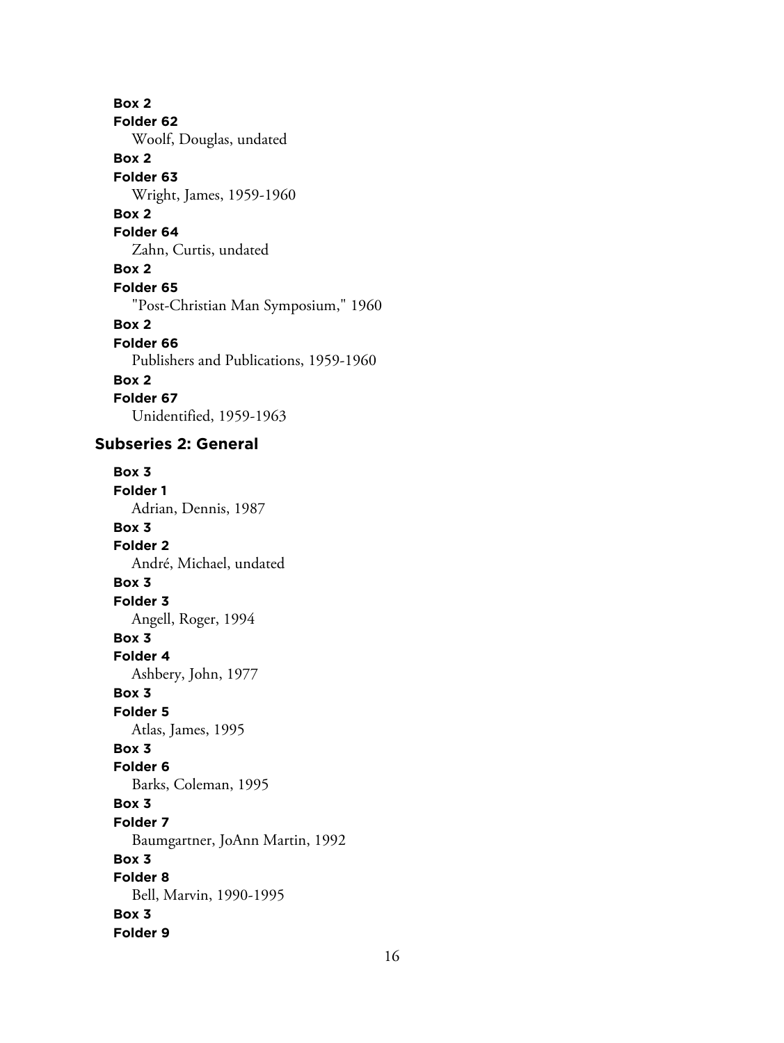**Box 2**
**Folder 62**
Woolf, Douglas, undated

**Box 2**
**Folder 63**
Wright, James, 1959-1960

**Box 2**
**Folder 64**
Zahn, Curtis, undated

**Box 2**
**Folder 65**
"Post-Christian Man Symposium," 1960

**Box 2**
**Folder 66**
Publishers and Publications, 1959-1960

**Box 2**
**Folder 67**
Unidentified, 1959-1963

### Subseries 2: General

**Box 3**
**Folder 1**
Adrian, Dennis, 1987

**Box 3**
**Folder 2**
André, Michael, undated

**Box 3**
**Folder 3**
Angell, Roger, 1994

**Box 3**
**Folder 4**
Ashbery, John, 1977

**Box 3**
**Folder 5**
Atlas, James, 1995

**Box 3**
**Folder 6**
Barks, Coleman, 1995

**Box 3**
**Folder 7**
Baumgartner, JoAnn Martin, 1992

**Box 3**
**Folder 8**
Bell, Marvin, 1990-1995

**Box 3**
**Folder 9**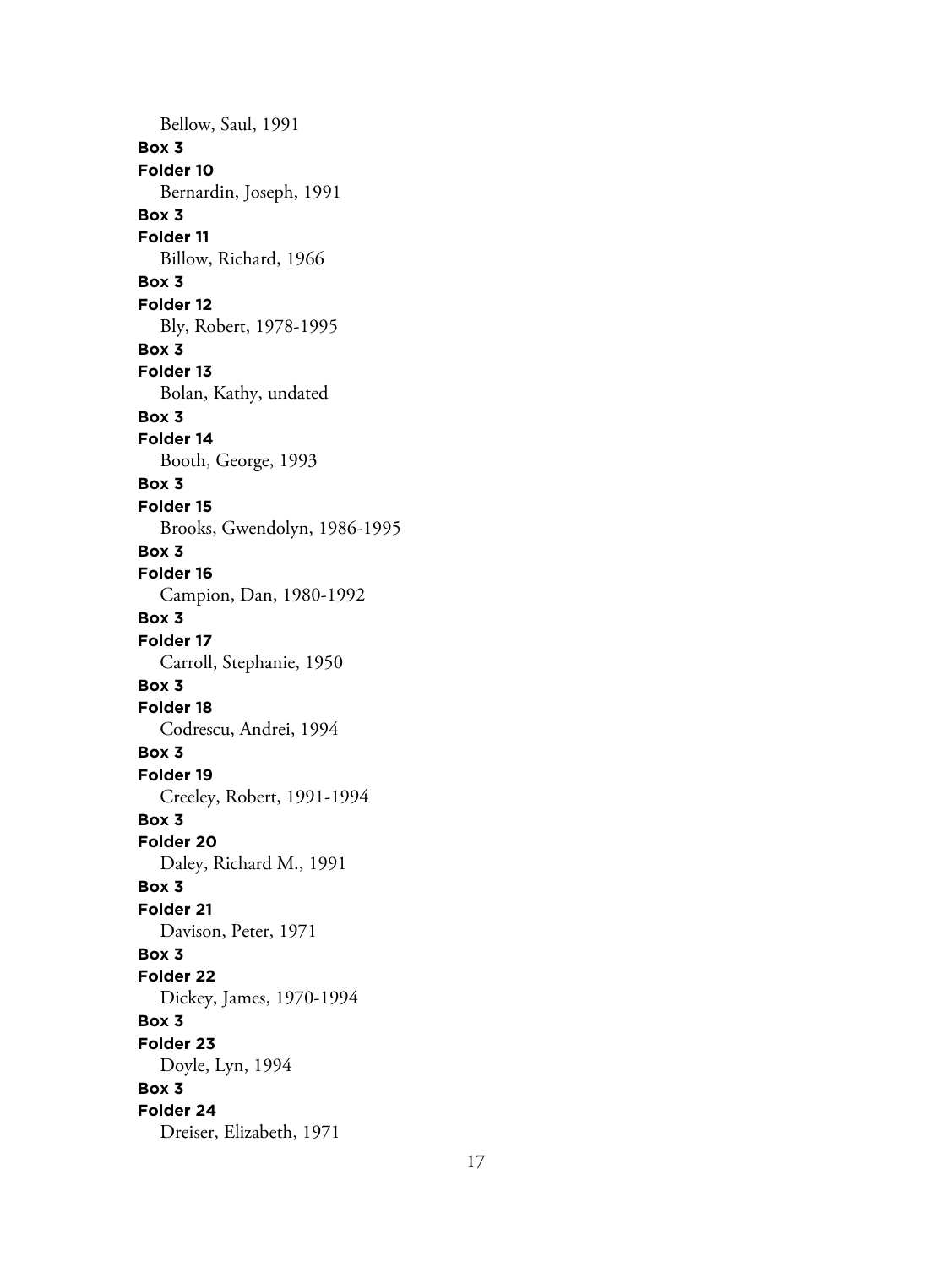Bellow, Saul, 1991

**Box 3**
**Folder 10**
Bernardin, Joseph, 1991

**Box 3**
**Folder 11**
Billow, Richard, 1966

**Box 3**
**Folder 12**
Bly, Robert, 1978-1995

**Box 3**
**Folder 13**
Bolan, Kathy, undated

**Box 3**
**Folder 14**
Booth, George, 1993

**Box 3**
**Folder 15**
Brooks, Gwendolyn, 1986-1995

**Box 3**
**Folder 16**
Campion, Dan, 1980-1992

**Box 3**
**Folder 17**
Carroll, Stephanie, 1950

**Box 3**
**Folder 18**
Codrescu, Andrei, 1994

**Box 3**
**Folder 19**
Creeley, Robert, 1991-1994

**Box 3**
**Folder 20**
Daley, Richard M., 1991

**Box 3**
**Folder 21**
Davison, Peter, 1971

**Box 3**
**Folder 22**
Dickey, James, 1970-1994

**Box 3**
**Folder 23**
Doyle, Lyn, 1994

**Box 3**
**Folder 24**
Dreiser, Elizabeth, 1971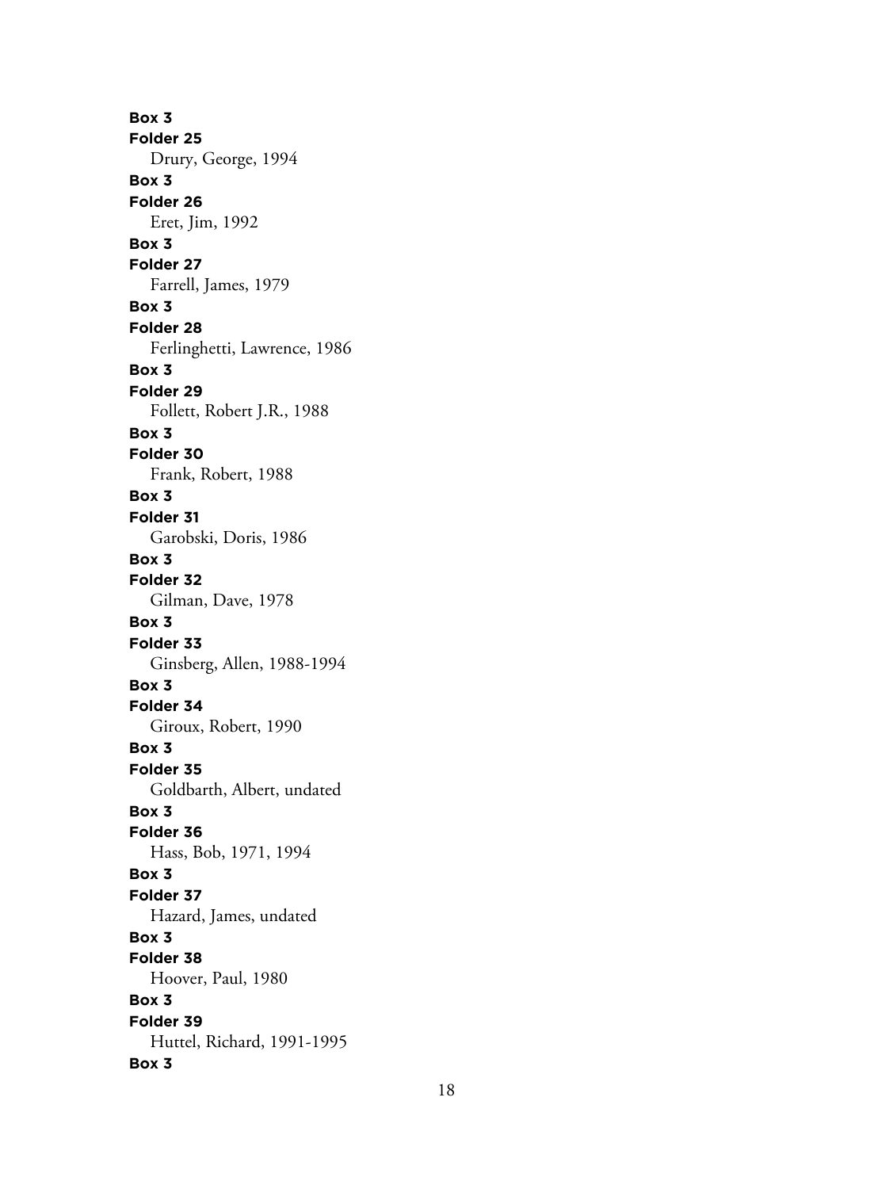**Box 3**
**Folder 25**
Drury, George, 1994
**Box 3**
**Folder 26**
Eret, Jim, 1992
**Box 3**
**Folder 27**
Farrell, James, 1979
**Box 3**
**Folder 28**
Ferlinghetti, Lawrence, 1986
**Box 3**
**Folder 29**
Follett, Robert J.R., 1988
**Box 3**
**Folder 30**
Frank, Robert, 1988
**Box 3**
**Folder 31**
Garobski, Doris, 1986
**Box 3**
**Folder 32**
Gilman, Dave, 1978
**Box 3**
**Folder 33**
Ginsberg, Allen, 1988-1994
**Box 3**
**Folder 34**
Giroux, Robert, 1990
**Box 3**
**Folder 35**
Goldbarth, Albert, undated
**Box 3**
**Folder 36**
Hass, Bob, 1971, 1994
**Box 3**
**Folder 37**
Hazard, James, undated
**Box 3**
**Folder 38**
Hoover, Paul, 1980
**Box 3**
**Folder 39**
Huttel, Richard, 1991-1995
**Box 3**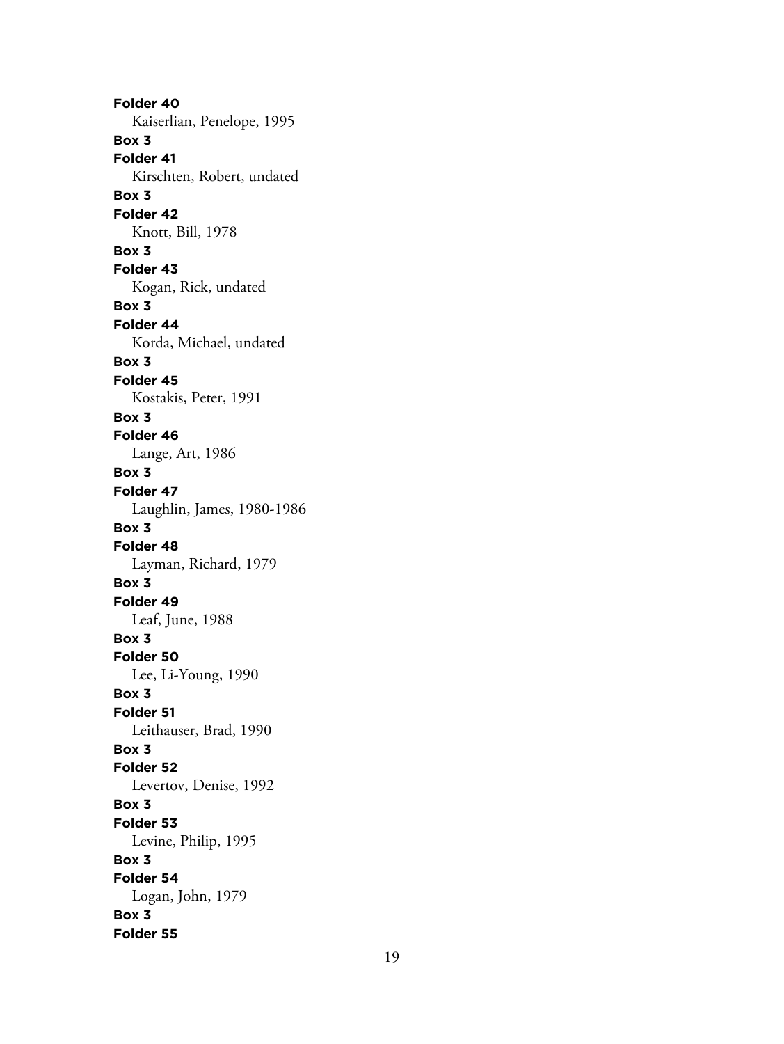**Folder 40**
Kaiserlian, Penelope, 1995

**Box 3**
**Folder 41**
Kirschten, Robert, undated

**Box 3**
**Folder 42**
Knott, Bill, 1978

**Box 3**
**Folder 43**
Kogan, Rick, undated

**Box 3**
**Folder 44**
Korda, Michael, undated

**Box 3**
**Folder 45**
Kostakis, Peter, 1991

**Box 3**
**Folder 46**
Lange, Art, 1986

**Box 3**
**Folder 47**
Laughlin, James, 1980-1986

**Box 3**
**Folder 48**
Layman, Richard, 1979

**Box 3**
**Folder 49**
Leaf, June, 1988

**Box 3**
**Folder 50**
Lee, Li-Young, 1990

**Box 3**
**Folder 51**
Leithauser, Brad, 1990

**Box 3**
**Folder 52**
Levertov, Denise, 1992

**Box 3**
**Folder 53**
Levine, Philip, 1995

**Box 3**
**Folder 54**
Logan, John, 1979

**Box 3**
**Folder 55**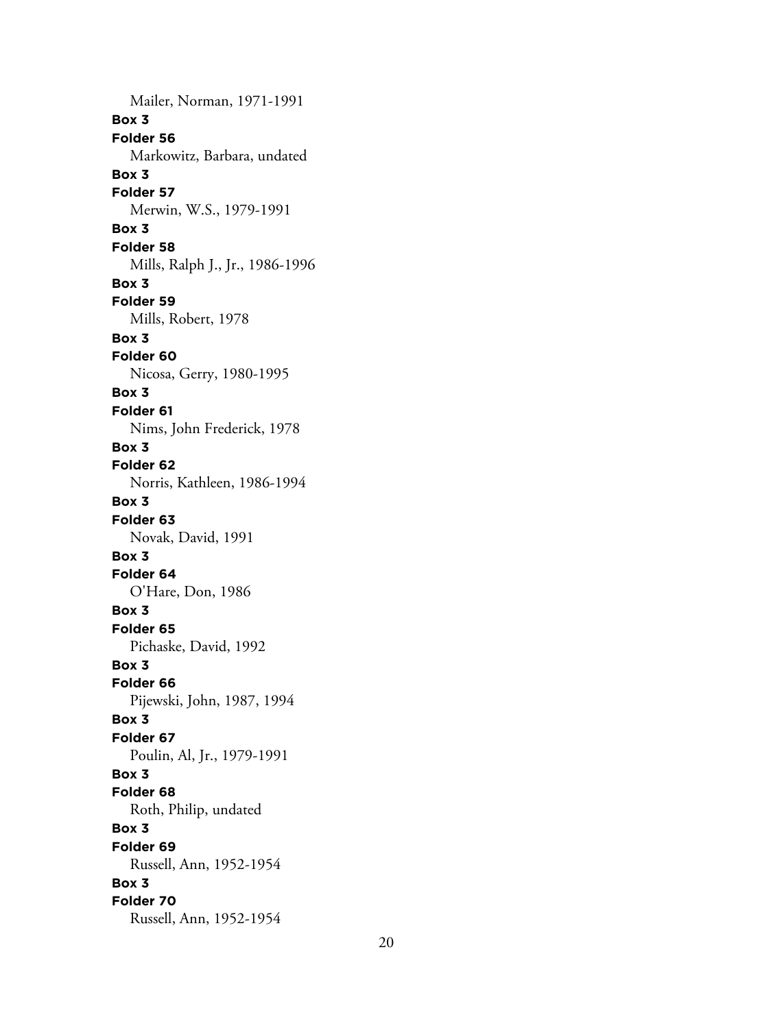Mailer, Norman, 1971-1991

**Box 3**
**Folder 56**
Markowitz, Barbara, undated

**Box 3**
**Folder 57**
Merwin, W.S., 1979-1991

**Box 3**
**Folder 58**
Mills, Ralph J., Jr., 1986-1996

**Box 3**
**Folder 59**
Mills, Robert, 1978

**Box 3**
**Folder 60**
Nicosa, Gerry, 1980-1995

**Box 3**
**Folder 61**
Nims, John Frederick, 1978

**Box 3**
**Folder 62**
Norris, Kathleen, 1986-1994

**Box 3**
**Folder 63**
Novak, David, 1991

**Box 3**
**Folder 64**
O'Hare, Don, 1986

**Box 3**
**Folder 65**
Pichaske, David, 1992

**Box 3**
**Folder 66**
Pijewski, John, 1987, 1994

**Box 3**
**Folder 67**
Poulin, Al, Jr., 1979-1991

**Box 3**
**Folder 68**
Roth, Philip, undated

**Box 3**
**Folder 69**
Russell, Ann, 1952-1954

**Box 3**
**Folder 70**
Russell, Ann, 1952-1954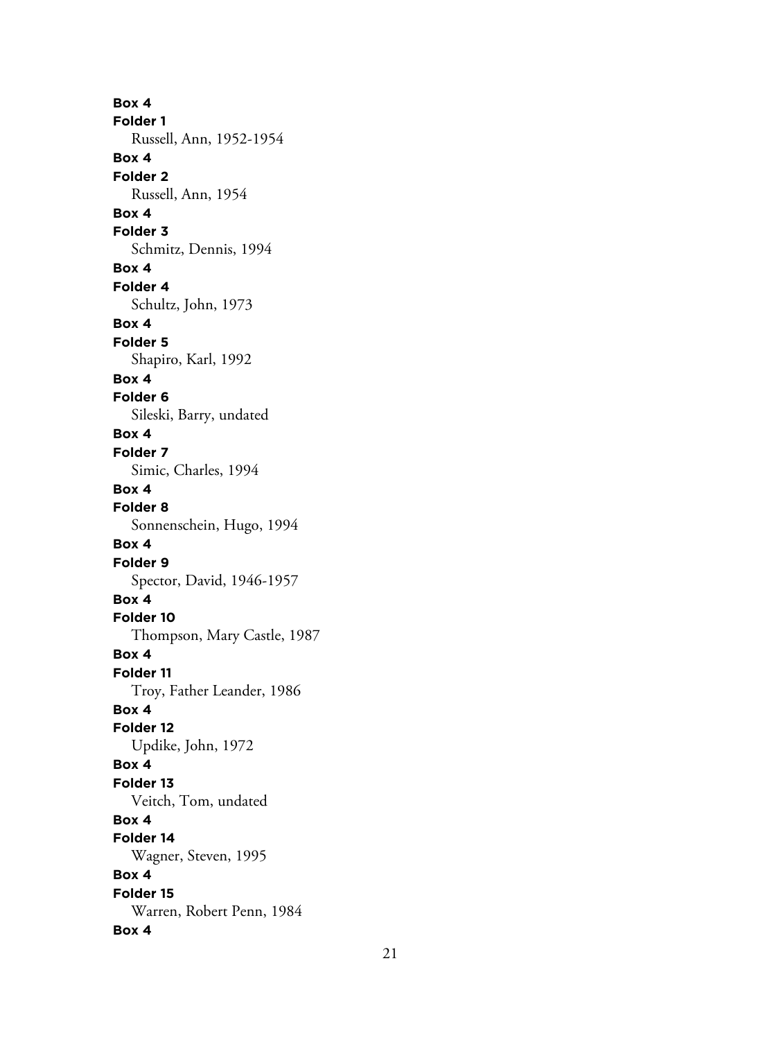**Box 4**
**Folder 1**
Russell, Ann, 1952-1954
**Box 4**
**Folder 2**
Russell, Ann, 1954
**Box 4**
**Folder 3**
Schmitz, Dennis, 1994
**Box 4**
**Folder 4**
Schultz, John, 1973
**Box 4**
**Folder 5**
Shapiro, Karl, 1992
**Box 4**
**Folder 6**
Sileski, Barry, undated
**Box 4**
**Folder 7**
Simic, Charles, 1994
**Box 4**
**Folder 8**
Sonnenschein, Hugo, 1994
**Box 4**
**Folder 9**
Spector, David, 1946-1957
**Box 4**
**Folder 10**
Thompson, Mary Castle, 1987
**Box 4**
**Folder 11**
Troy, Father Leander, 1986
**Box 4**
**Folder 12**
Updike, John, 1972
**Box 4**
**Folder 13**
Veitch, Tom, undated
**Box 4**
**Folder 14**
Wagner, Steven, 1995
**Box 4**
**Folder 15**
Warren, Robert Penn, 1984
**Box 4**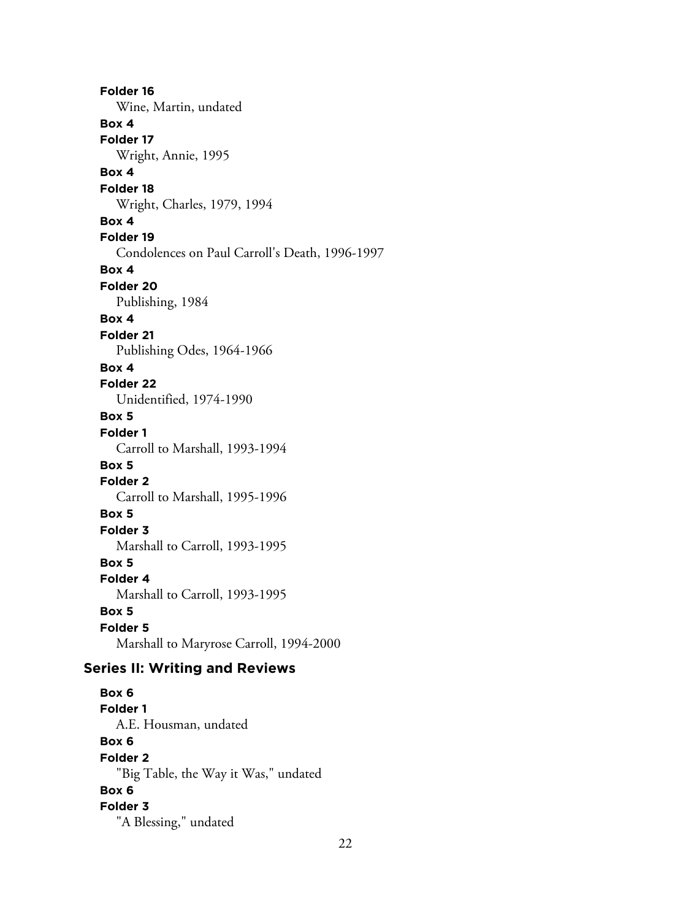**Folder 16**
Wine, Martin, undated

**Box 4**
**Folder 17**
Wright, Annie, 1995

**Box 4**
**Folder 18**
Wright, Charles, 1979, 1994

**Box 4**
**Folder 19**
Condolences on Paul Carroll's Death, 1996-1997

**Box 4**
**Folder 20**
Publishing, 1984

**Box 4**
**Folder 21**
Publishing Odes, 1964-1966

**Box 4**
**Folder 22**
Unidentified, 1974-1990

**Box 5**
**Folder 1**
Carroll to Marshall, 1993-1994

**Box 5**
**Folder 2**
Carroll to Marshall, 1995-1996

**Box 5**
**Folder 3**
Marshall to Carroll, 1993-1995

**Box 5**
**Folder 4**
Marshall to Carroll, 1993-1995

**Box 5**
**Folder 5**
Marshall to Maryrose Carroll, 1994-2000

## Series II: Writing and Reviews

**Box 6**
**Folder 1**
A.E. Housman, undated

**Box 6**
**Folder 2**
"Big Table, the Way it Was," undated

**Box 6**
**Folder 3**
"A Blessing," undated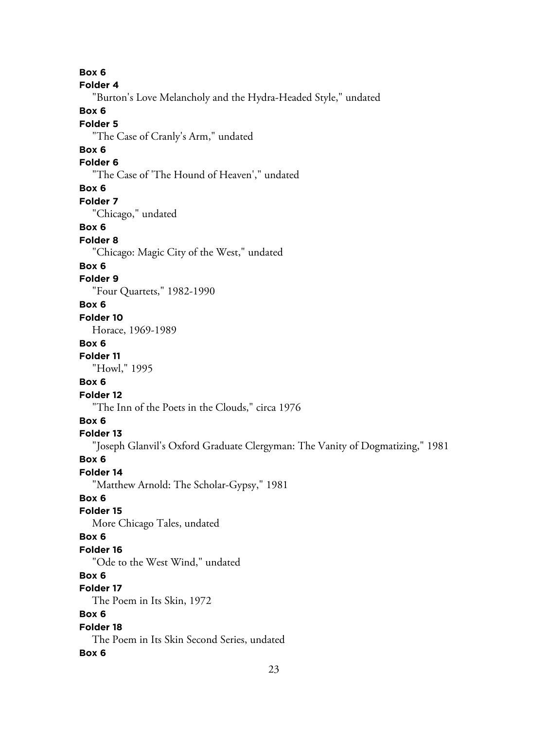**Box 6**

**Folder 4**

"Burton's Love Melancholy and the Hydra-Headed Style," undated

**Box 6**

**Folder 5**

"The Case of Cranly's Arm," undated

**Box 6**

**Folder 6**

"The Case of 'The Hound of Heaven'," undated

**Box 6**

**Folder 7**

"Chicago," undated

**Box 6**

**Folder 8**

"Chicago: Magic City of the West," undated

**Box 6**

**Folder 9**

"Four Quartets," 1982-1990

**Box 6**

**Folder 10**

Horace, 1969-1989

**Box 6**

**Folder 11**

"Howl," 1995

**Box 6**

**Folder 12**

"The Inn of the Poets in the Clouds," circa 1976

**Box 6**

**Folder 13**

"Joseph Glanvil's Oxford Graduate Clergyman: The Vanity of Dogmatizing," 1981

**Box 6**

**Folder 14**

"Matthew Arnold: The Scholar-Gypsy," 1981

**Box 6**

**Folder 15**

More Chicago Tales, undated

**Box 6**

**Folder 16**

"Ode to the West Wind," undated

**Box 6**

**Folder 17**

The Poem in Its Skin, 1972

**Box 6**

**Folder 18**

The Poem in Its Skin Second Series, undated

**Box 6**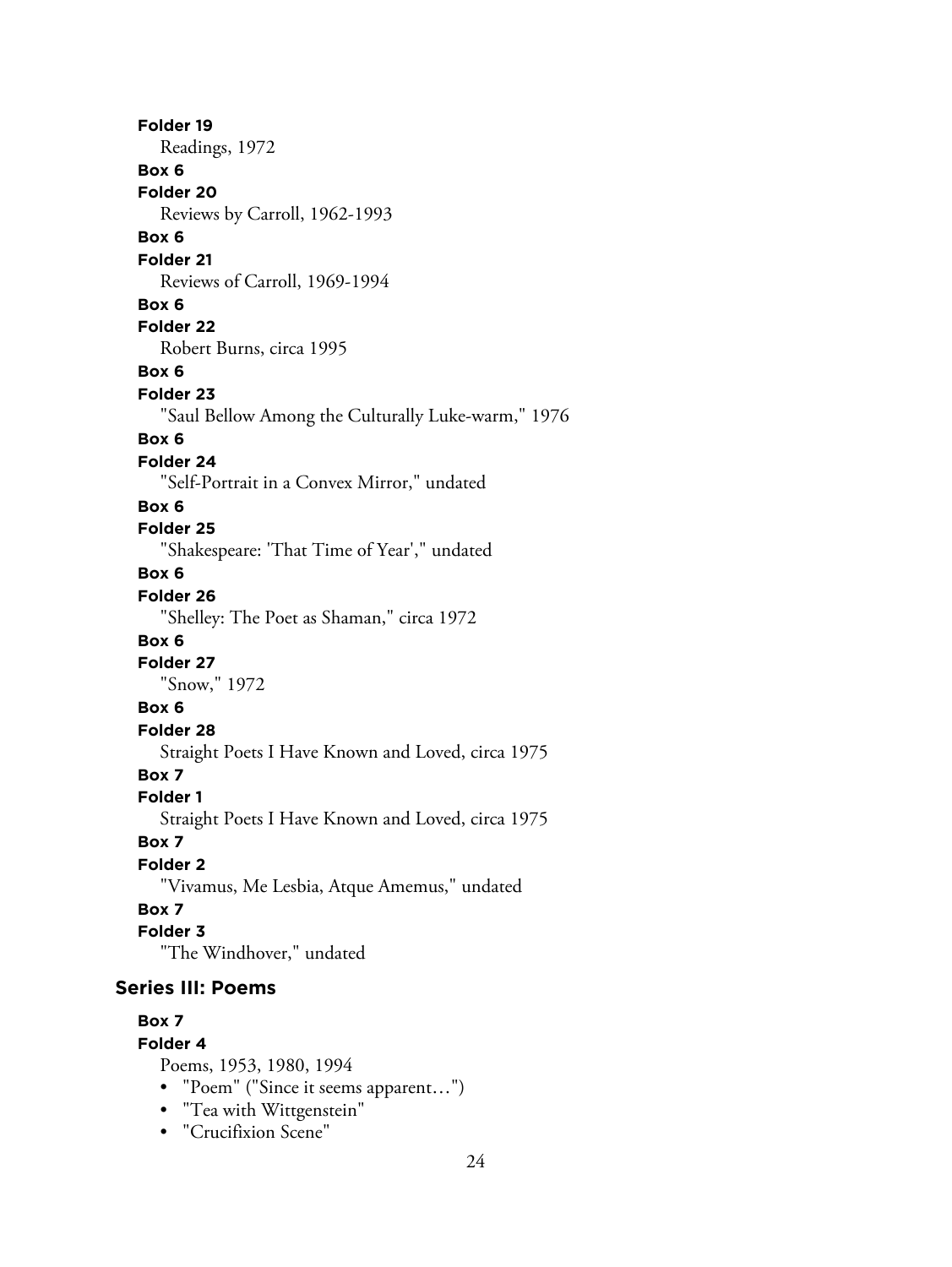**Folder 19**

Readings, 1972

**Box 6**

**Folder 20**

Reviews by Carroll, 1962-1993

**Box 6**

**Folder 21**

Reviews of Carroll, 1969-1994

**Box 6**

**Folder 22**

Robert Burns, circa 1995

**Box 6**

**Folder 23**

"Saul Bellow Among the Culturally Luke-warm," 1976

**Box 6**

**Folder 24**

"Self-Portrait in a Convex Mirror," undated

**Box 6**

**Folder 25**

"Shakespeare: 'That Time of Year'," undated

**Box 6**

**Folder 26**

"Shelley: The Poet as Shaman," circa 1972

**Box 6**

**Folder 27**

"Snow," 1972

**Box 6**

**Folder 28**

Straight Poets I Have Known and Loved, circa 1975

**Box 7**

**Folder 1**

Straight Poets I Have Known and Loved, circa 1975

**Box 7**

**Folder 2**

"Vivamus, Me Lesbia, Atque Amemus," undated

**Box 7**

**Folder 3**

"The Windhover," undated

## Series III: Poems

**Box 7**

**Folder 4**

Poems, 1953, 1980, 1994

- "Poem" ("Since it seems apparent…")
- "Tea with Wittgenstein"
- "Crucifixion Scene"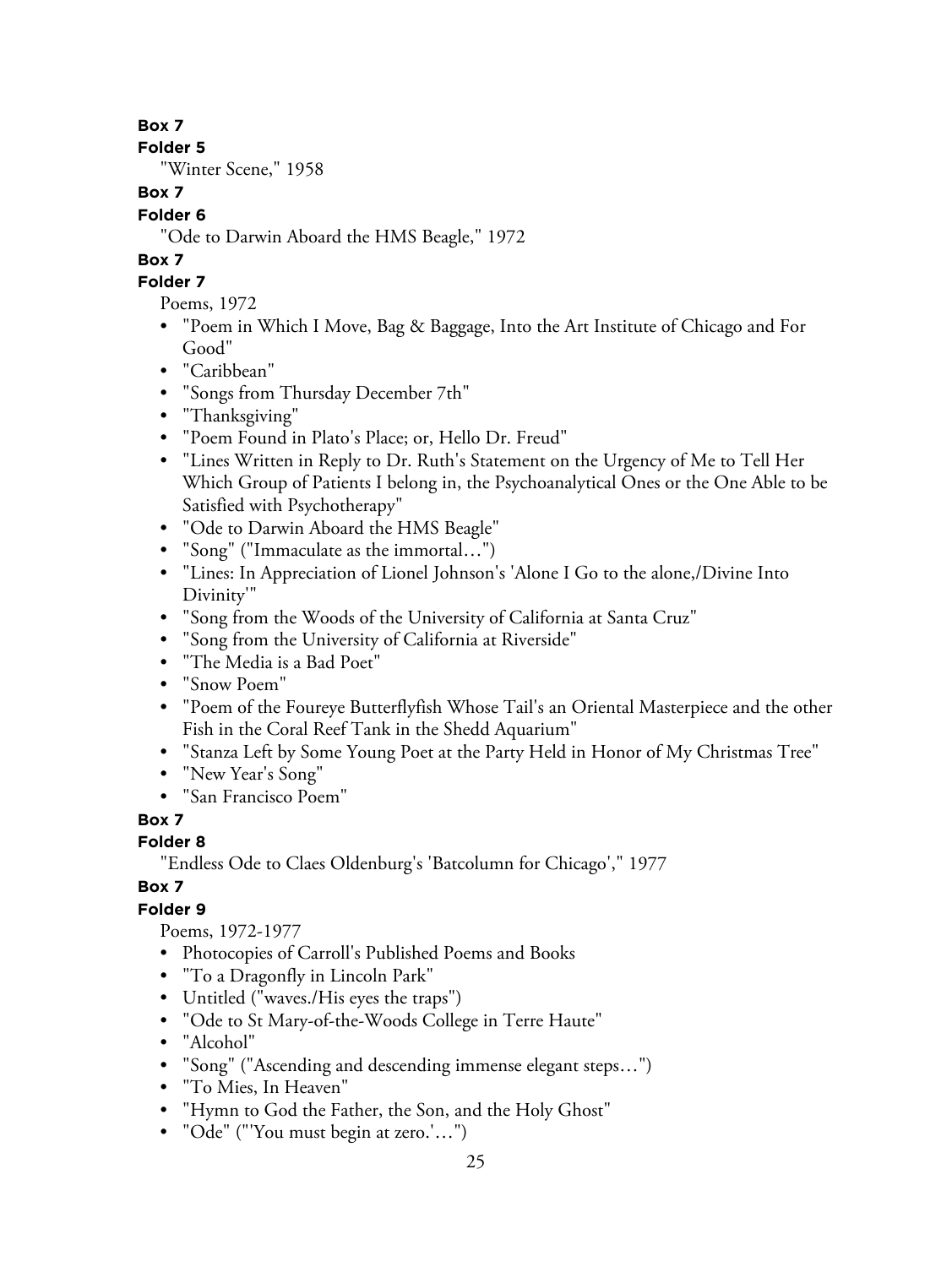**Box 7**

**Folder 5**

"Winter Scene," 1958

**Box 7**

**Folder 6**

"Ode to Darwin Aboard the HMS Beagle," 1972

**Box 7**

**Folder 7**

Poems, 1972

- "Poem in Which I Move, Bag & Baggage, Into the Art Institute of Chicago and For Good"
- "Caribbean"
- "Songs from Thursday December 7th"
- "Thanksgiving"
- "Poem Found in Plato's Place; or, Hello Dr. Freud"
- "Lines Written in Reply to Dr. Ruth's Statement on the Urgency of Me to Tell Her Which Group of Patients I belong in, the Psychoanalytical Ones or the One Able to be Satisfied with Psychotherapy"
- "Ode to Darwin Aboard the HMS Beagle"
- "Song" ("Immaculate as the immortal…")
- "Lines: In Appreciation of Lionel Johnson's 'Alone I Go to the alone,/Divine Into Divinity'"
- "Song from the Woods of the University of California at Santa Cruz"
- "Song from the University of California at Riverside"
- "The Media is a Bad Poet"
- "Snow Poem"
- "Poem of the Foureye Butterflyfish Whose Tail's an Oriental Masterpiece and the other Fish in the Coral Reef Tank in the Shedd Aquarium"
- "Stanza Left by Some Young Poet at the Party Held in Honor of My Christmas Tree"
- "New Year's Song"
- "San Francisco Poem"

**Box 7**

**Folder 8**

"Endless Ode to Claes Oldenburg's 'Batcolumn for Chicago'," 1977

**Box 7**

**Folder 9**

Poems, 1972-1977

- Photocopies of Carroll's Published Poems and Books
- "To a Dragonfly in Lincoln Park"
- Untitled ("waves./His eyes the traps")
- "Ode to St Mary-of-the-Woods College in Terre Haute"
- "Alcohol"
- "Song" ("Ascending and descending immense elegant steps…")
- "To Mies, In Heaven"
- "Hymn to God the Father, the Son, and the Holy Ghost"
- "Ode" ("'You must begin at zero.'…")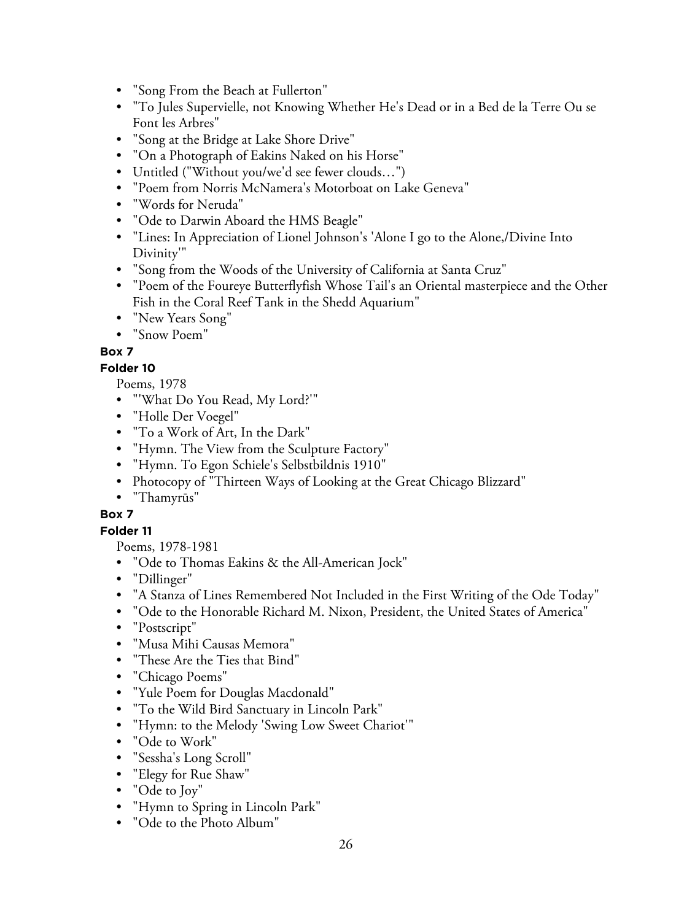- "Song From the Beach at Fullerton"
- "To Jules Supervielle, not Knowing Whether He's Dead or in a Bed de la Terre Ou se Font les Arbres"
- "Song at the Bridge at Lake Shore Drive"
- "On a Photograph of Eakins Naked on his Horse"
- Untitled ("Without you/we'd see fewer clouds…")
- "Poem from Norris McNamera's Motorboat on Lake Geneva"
- "Words for Neruda"
- "Ode to Darwin Aboard the HMS Beagle"
- "Lines: In Appreciation of Lionel Johnson's 'Alone I go to the Alone,/Divine Into Divinity'"
- "Song from the Woods of the University of California at Santa Cruz"
- "Poem of the Foureye Butterflyfish Whose Tail's an Oriental masterpiece and the Other Fish in the Coral Reef Tank in the Shedd Aquarium"
- "New Years Song"
- "Snow Poem"

**Box 7**

**Folder 10**

Poems, 1978

- "'What Do You Read, My Lord?'"
- "Holle Der Voegel"
- "To a Work of Art, In the Dark"
- "Hymn. The View from the Sculpture Factory"
- "Hymn. To Egon Schiele's Selbstbildnis 1910"
- Photocopy of "Thirteen Ways of Looking at the Great Chicago Blizzard"
- "Thamyrūs"

**Box 7**

**Folder 11**

Poems, 1978-1981

- "Ode to Thomas Eakins & the All-American Jock"
- "Dillinger"
- "A Stanza of Lines Remembered Not Included in the First Writing of the Ode Today"
- "Ode to the Honorable Richard M. Nixon, President, the United States of America"
- "Postscript"
- "Musa Mihi Causas Memora"
- "These Are the Ties that Bind"
- "Chicago Poems"
- "Yule Poem for Douglas Macdonald"
- "To the Wild Bird Sanctuary in Lincoln Park"
- "Hymn: to the Melody 'Swing Low Sweet Chariot'"
- "Ode to Work"
- "Sessha's Long Scroll"
- "Elegy for Rue Shaw"
- "Ode to Joy"
- "Hymn to Spring in Lincoln Park"
- "Ode to the Photo Album"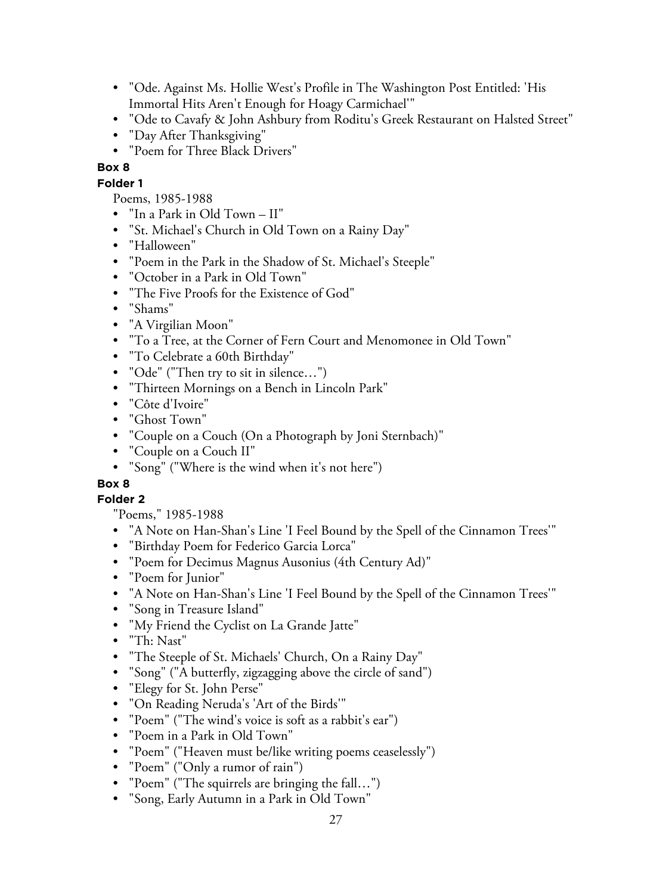- "Ode. Against Ms. Hollie West's Profile in The Washington Post Entitled: 'His Immortal Hits Aren't Enough for Hoagy Carmichael'"
- "Ode to Cavafy & John Ashbury from Roditu's Greek Restaurant on Halsted Street"
- "Day After Thanksgiving"
- "Poem for Three Black Drivers"

**Box 8**

**Folder 1**

Poems, 1985-1988

- "In a Park in Old Town – II"
- "St. Michael's Church in Old Town on a Rainy Day"
- "Halloween"
- "Poem in the Park in the Shadow of St. Michael's Steeple"
- "October in a Park in Old Town"
- "The Five Proofs for the Existence of God"
- "Shams"
- "A Virgilian Moon"
- "To a Tree, at the Corner of Fern Court and Menomonee in Old Town"
- "To Celebrate a 60th Birthday"
- "Ode" ("Then try to sit in silence…")
- "Thirteen Mornings on a Bench in Lincoln Park"
- "Côte d'Ivoire"
- "Ghost Town"
- "Couple on a Couch (On a Photograph by Joni Sternbach)"
- "Couple on a Couch II"
- "Song" ("Where is the wind when it's not here")

**Box 8**

**Folder 2**

"Poems," 1985-1988

- "A Note on Han-Shan's Line 'I Feel Bound by the Spell of the Cinnamon Trees'"
- "Birthday Poem for Federico Garcia Lorca"
- "Poem for Decimus Magnus Ausonius (4th Century Ad)"
- "Poem for Junior"
- "A Note on Han-Shan's Line 'I Feel Bound by the Spell of the Cinnamon Trees'"
- "Song in Treasure Island"
- "My Friend the Cyclist on La Grande Jatte"
- "Th: Nast"
- "The Steeple of St. Michaels' Church, On a Rainy Day"
- "Song" ("A butterfly, zigzagging above the circle of sand")
- "Elegy for St. John Perse"
- "On Reading Neruda's 'Art of the Birds'"
- "Poem" ("The wind's voice is soft as a rabbit's ear")
- "Poem in a Park in Old Town"
- "Poem" ("Heaven must be/like writing poems ceaselessly")
- "Poem" ("Only a rumor of rain")
- "Poem" ("The squirrels are bringing the fall…")
- "Song, Early Autumn in a Park in Old Town"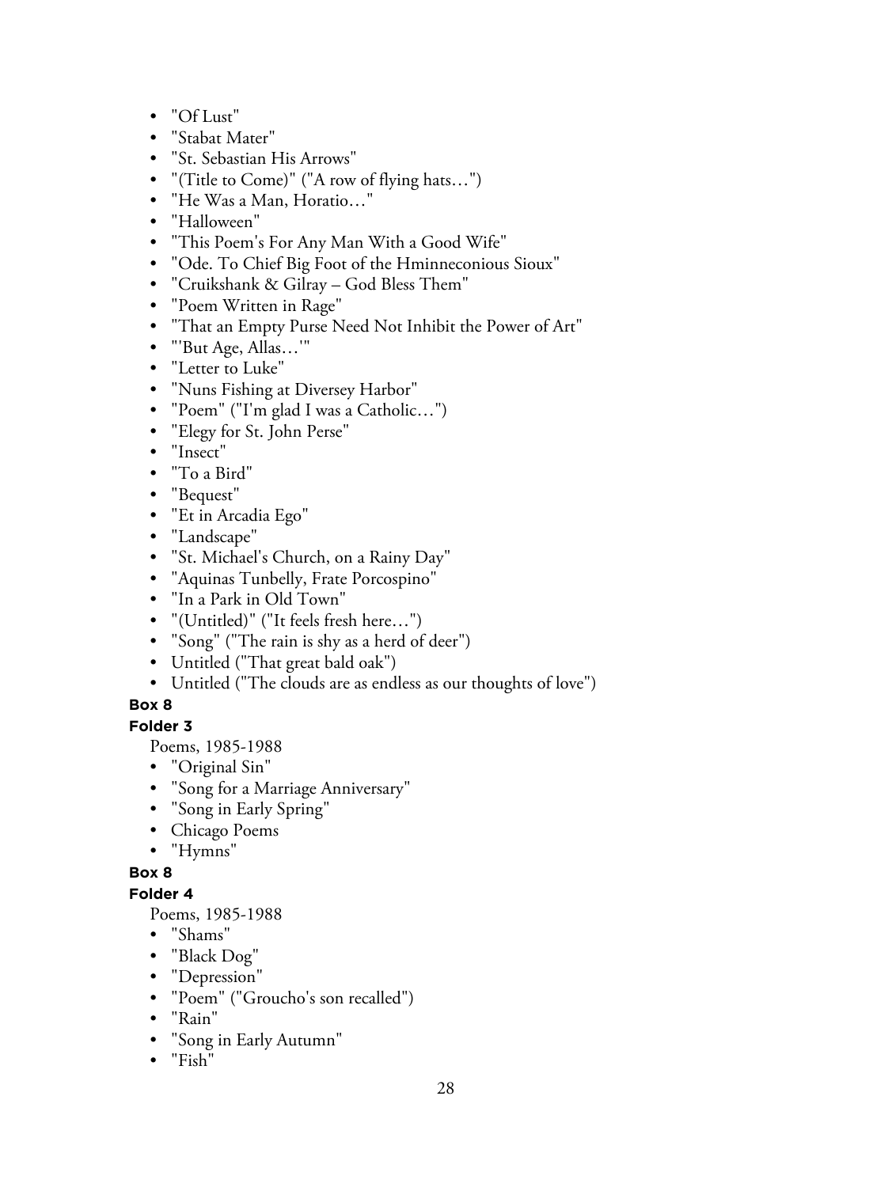- "Of Lust"
- "Stabat Mater"
- "St. Sebastian His Arrows"
- "(Title to Come)" ("A row of flying hats…")
- "He Was a Man, Horatio…"
- "Halloween"
- "This Poem's For Any Man With a Good Wife"
- "Ode. To Chief Big Foot of the Hminneconious Sioux"
- "Cruikshank & Gilray – God Bless Them"
- "Poem Written in Rage"
- "That an Empty Purse Need Not Inhibit the Power of Art"
- "'But Age, Allas…'"
- "Letter to Luke"
- "Nuns Fishing at Diversey Harbor"
- "Poem" ("I'm glad I was a Catholic…")
- "Elegy for St. John Perse"
- "Insect"
- "To a Bird"
- "Bequest"
- "Et in Arcadia Ego"
- "Landscape"
- "St. Michael's Church, on a Rainy Day"
- "Aquinas Tunbelly, Frate Porcospino"
- "In a Park in Old Town"
- "(Untitled)" ("It feels fresh here…")
- "Song" ("The rain is shy as a herd of deer")
- Untitled ("That great bald oak")
- Untitled ("The clouds are as endless as our thoughts of love")

**Box 8**

**Folder 3**

Poems, 1985-1988

- "Original Sin"
- "Song for a Marriage Anniversary"
- "Song in Early Spring"
- Chicago Poems
- "Hymns"

**Box 8**

**Folder 4**

Poems, 1985-1988

- "Shams"
- "Black Dog"
- "Depression"
- "Poem" ("Groucho's son recalled")
- "Rain"
- "Song in Early Autumn"
- "Fish"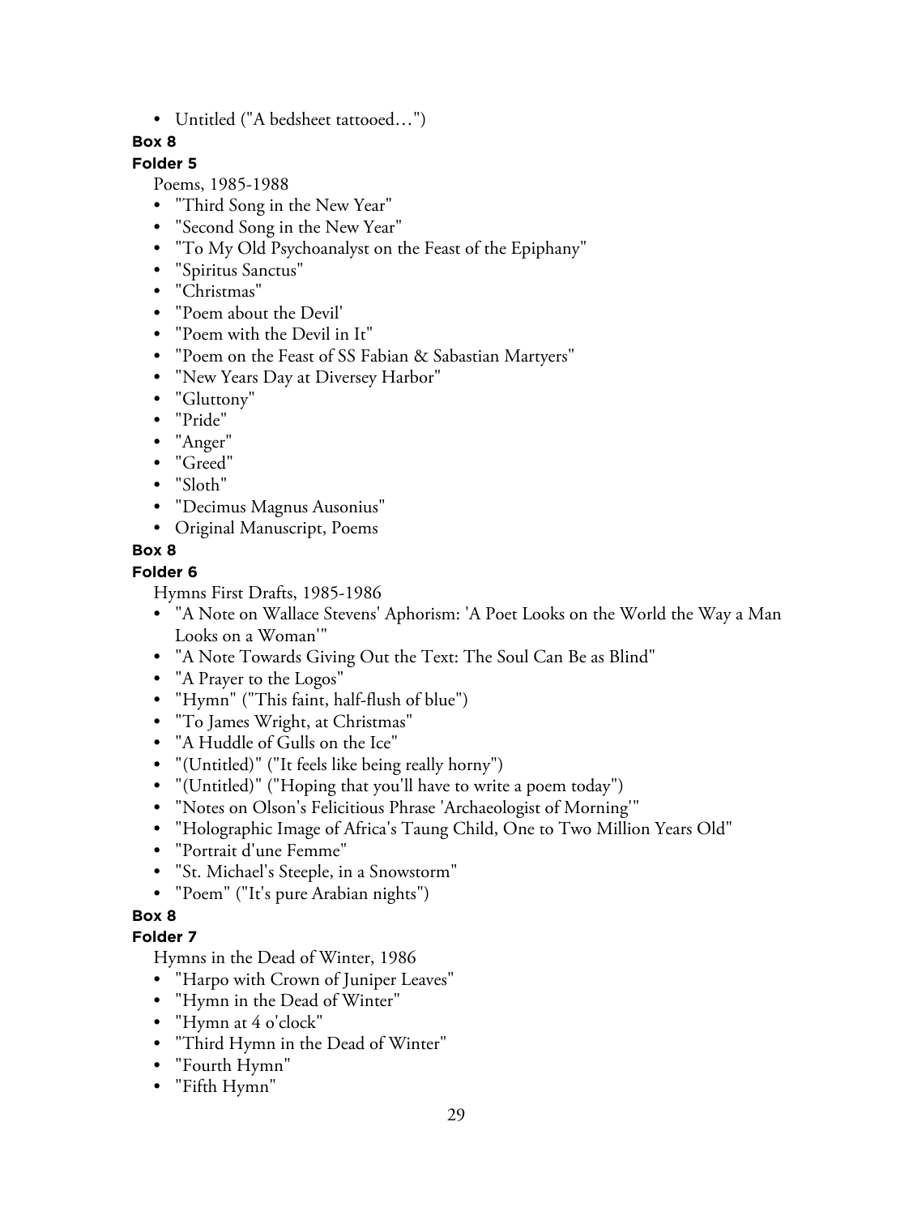- Untitled ("A bedsheet tattooed…")

**Box 8**

**Folder 5**

Poems, 1985-1988

- "Third Song in the New Year"
- "Second Song in the New Year"
- "To My Old Psychoanalyst on the Feast of the Epiphany"
- "Spiritus Sanctus"
- "Christmas"
- "Poem about the Devil'
- "Poem with the Devil in It"
- "Poem on the Feast of SS Fabian & Sabastian Martyers"
- "New Years Day at Diversey Harbor"
- "Gluttony"
- "Pride"
- "Anger"
- "Greed"
- "Sloth"
- "Decimus Magnus Ausonius"
- Original Manuscript, Poems

**Box 8**

**Folder 6**

Hymns First Drafts, 1985-1986

- "A Note on Wallace Stevens' Aphorism: 'A Poet Looks on the World the Way a Man Looks on a Woman'"
- "A Note Towards Giving Out the Text: The Soul Can Be as Blind"
- "A Prayer to the Logos"
- "Hymn" ("This faint, half-flush of blue")
- "To James Wright, at Christmas"
- "A Huddle of Gulls on the Ice"
- "(Untitled)" ("It feels like being really horny")
- "(Untitled)" ("Hoping that you'll have to write a poem today")
- "Notes on Olson's Felicitious Phrase 'Archaeologist of Morning'"
- "Holographic Image of Africa's Taung Child, One to Two Million Years Old"
- "Portrait d'une Femme"
- "St. Michael's Steeple, in a Snowstorm"
- "Poem" ("It's pure Arabian nights")

**Box 8**

**Folder 7**

Hymns in the Dead of Winter, 1986

- "Harpo with Crown of Juniper Leaves"
- "Hymn in the Dead of Winter"
- "Hymn at 4 o'clock"
- "Third Hymn in the Dead of Winter"
- "Fourth Hymn"
- "Fifth Hymn"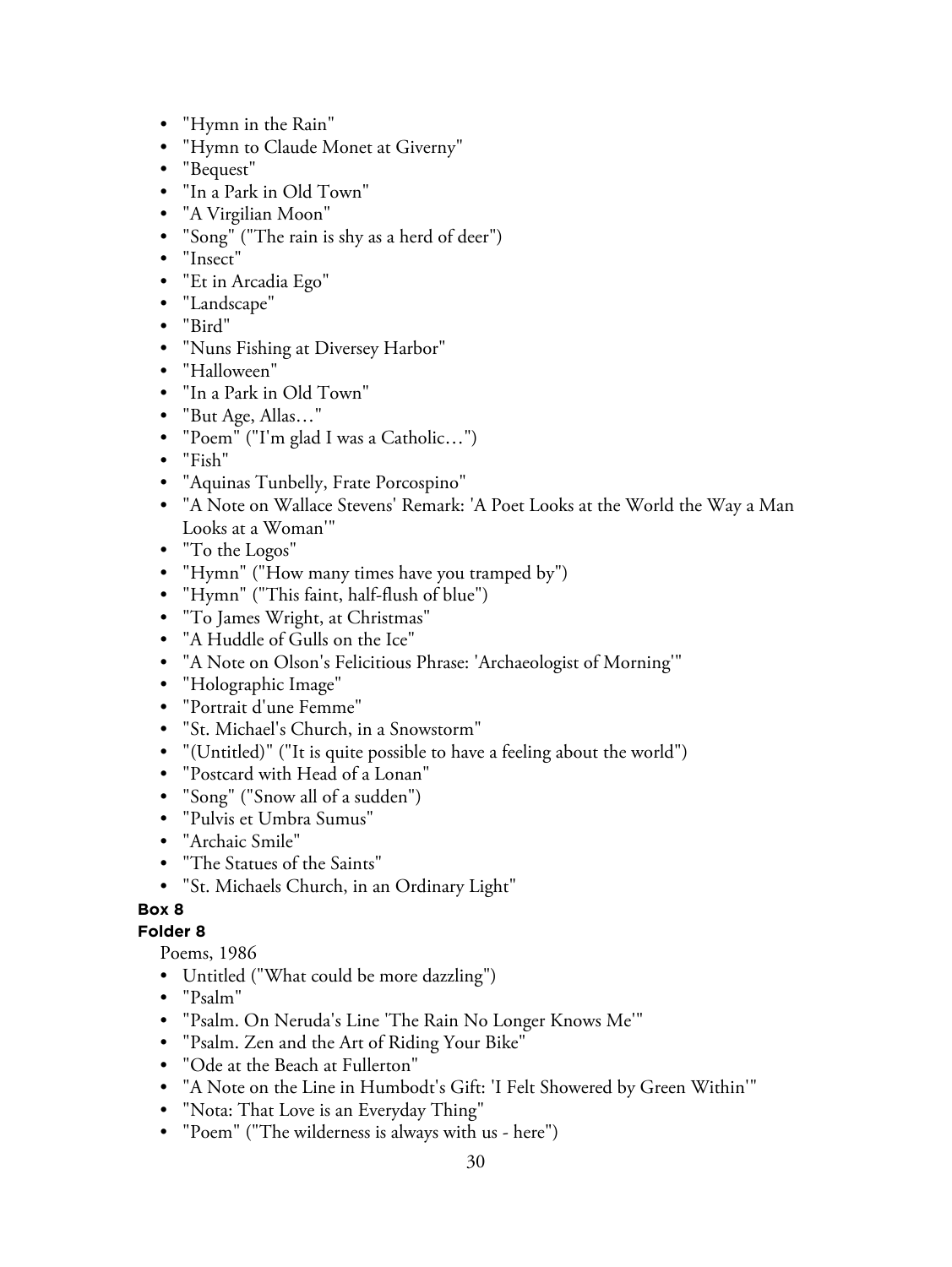- "Hymn in the Rain"
- "Hymn to Claude Monet at Giverny"
- "Bequest"
- "In a Park in Old Town"
- "A Virgilian Moon"
- "Song" ("The rain is shy as a herd of deer")
- "Insect"
- "Et in Arcadia Ego"
- "Landscape"
- "Bird"
- "Nuns Fishing at Diversey Harbor"
- "Halloween"
- "In a Park in Old Town"
- "But Age, Allas…"
- "Poem" ("I'm glad I was a Catholic…")
- "Fish"
- "Aquinas Tunbelly, Frate Porcospino"
- "A Note on Wallace Stevens' Remark: 'A Poet Looks at the World the Way a Man Looks at a Woman'"
- "To the Logos"
- "Hymn" ("How many times have you tramped by")
- "Hymn" ("This faint, half-flush of blue")
- "To James Wright, at Christmas"
- "A Huddle of Gulls on the Ice"
- "A Note on Olson's Felicitious Phrase: 'Archaeologist of Morning'"
- "Holographic Image"
- "Portrait d'une Femme"
- "St. Michael's Church, in a Snowstorm"
- "(Untitled)" ("It is quite possible to have a feeling about the world")
- "Postcard with Head of a Lonan"
- "Song" ("Snow all of a sudden")
- "Pulvis et Umbra Sumus"
- "Archaic Smile"
- "The Statues of the Saints"
- "St. Michaels Church, in an Ordinary Light"

**Box 8**

**Folder 8**

Poems, 1986

- Untitled ("What could be more dazzling")
- "Psalm"
- "Psalm. On Neruda's Line 'The Rain No Longer Knows Me'"
- "Psalm. Zen and the Art of Riding Your Bike"
- "Ode at the Beach at Fullerton"
- "A Note on the Line in Humbodt's Gift: 'I Felt Showered by Green Within'"
- "Nota: That Love is an Everyday Thing"
- "Poem" ("The wilderness is always with us - here")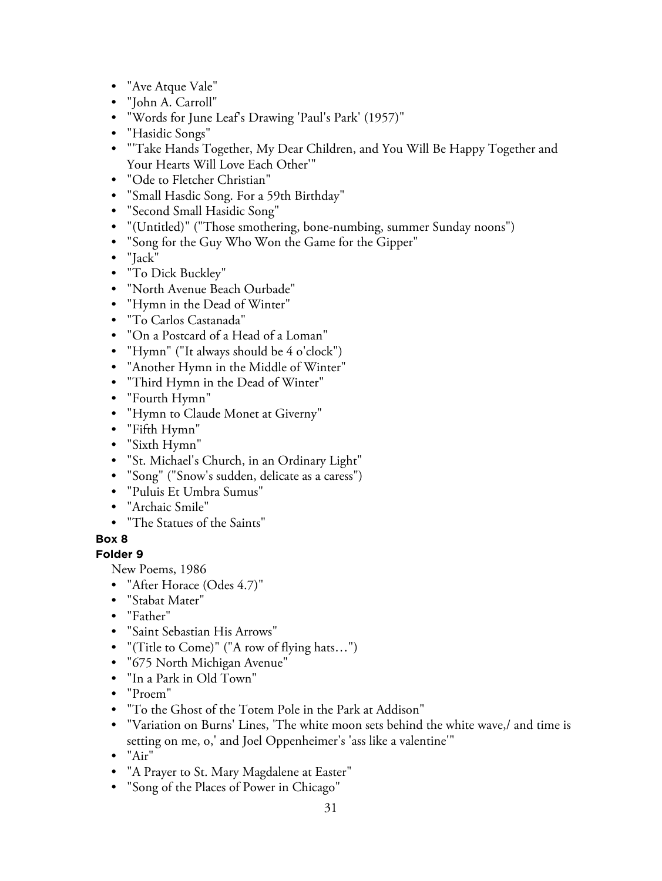- "Ave Atque Vale"
- "John A. Carroll"
- "Words for June Leaf's Drawing 'Paul's Park' (1957)"
- "Hasidic Songs"
- "'Take Hands Together, My Dear Children, and You Will Be Happy Together and Your Hearts Will Love Each Other'"
- "Ode to Fletcher Christian"
- "Small Hasdic Song. For a 59th Birthday"
- "Second Small Hasidic Song"
- "(Untitled)" ("Those smothering, bone-numbing, summer Sunday noons")
- "Song for the Guy Who Won the Game for the Gipper"
- "Jack"
- "To Dick Buckley"
- "North Avenue Beach Ourbade"
- "Hymn in the Dead of Winter"
- "To Carlos Castanada"
- "On a Postcard of a Head of a Loman"
- "Hymn" ("It always should be 4 o'clock")
- "Another Hymn in the Middle of Winter"
- "Third Hymn in the Dead of Winter"
- "Fourth Hymn"
- "Hymn to Claude Monet at Giverny"
- "Fifth Hymn"
- "Sixth Hymn"
- "St. Michael's Church, in an Ordinary Light"
- "Song" ("Snow's sudden, delicate as a caress")
- "Puluis Et Umbra Sumus"
- "Archaic Smile"
- "The Statues of the Saints"

**Box 8**

**Folder 9**

New Poems, 1986

- "After Horace (Odes 4.7)"
- "Stabat Mater"
- "Father"
- "Saint Sebastian His Arrows"
- "(Title to Come)" ("A row of flying hats…")
- "675 North Michigan Avenue"
- "In a Park in Old Town"
- "Proem"
- "To the Ghost of the Totem Pole in the Park at Addison"
- "Variation on Burns' Lines, 'The white moon sets behind the white wave,/ and time is setting on me, o,' and Joel Oppenheimer's 'ass like a valentine'"
- "Air"
- "A Prayer to St. Mary Magdalene at Easter"
- "Song of the Places of Power in Chicago"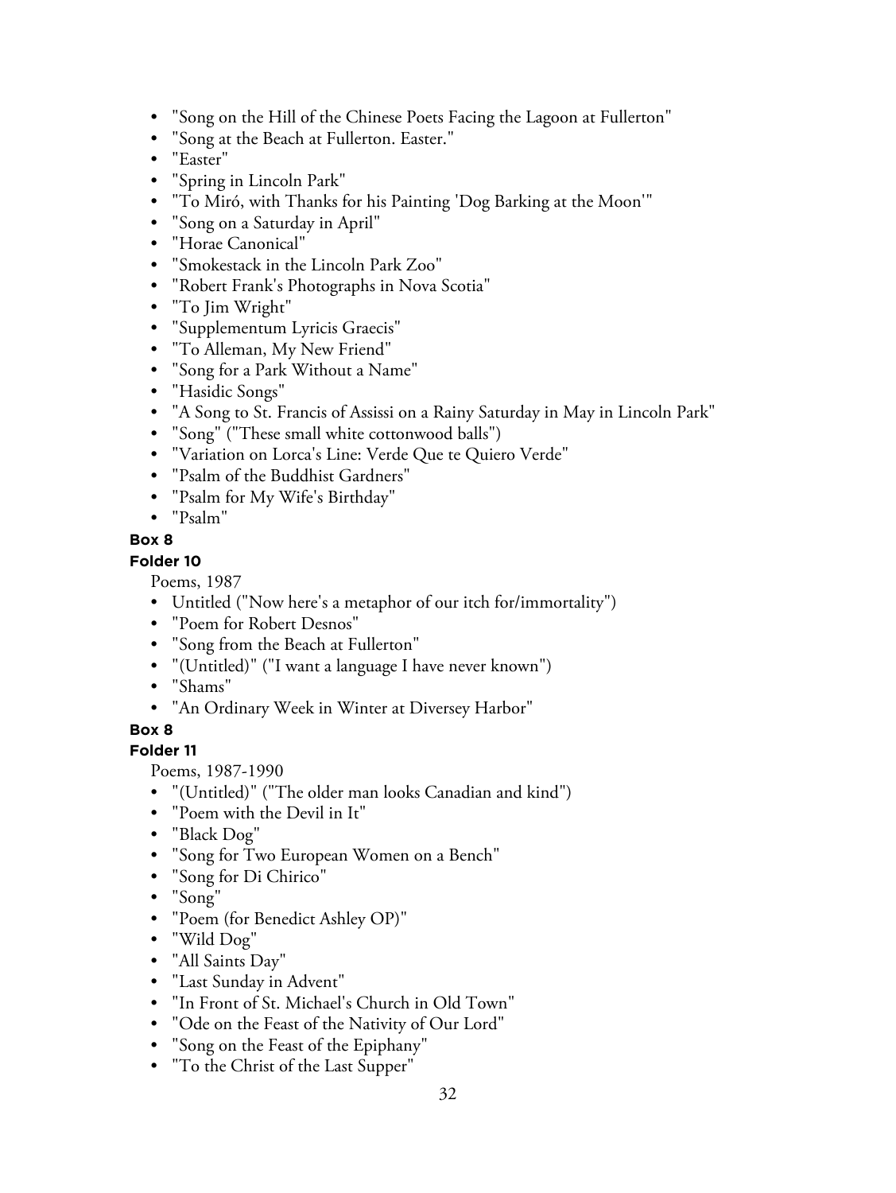- "Song on the Hill of the Chinese Poets Facing the Lagoon at Fullerton"
- "Song at the Beach at Fullerton. Easter."
- "Easter"
- "Spring in Lincoln Park"
- "To Miró, with Thanks for his Painting 'Dog Barking at the Moon'"
- "Song on a Saturday in April"
- "Horae Canonical"
- "Smokestack in the Lincoln Park Zoo"
- "Robert Frank's Photographs in Nova Scotia"
- "To Jim Wright"
- "Supplementum Lyricis Graecis"
- "To Alleman, My New Friend"
- "Song for a Park Without a Name"
- "Hasidic Songs"
- "A Song to St. Francis of Assissi on a Rainy Saturday in May in Lincoln Park"
- "Song" ("These small white cottonwood balls")
- "Variation on Lorca's Line: Verde Que te Quiero Verde"
- "Psalm of the Buddhist Gardners"
- "Psalm for My Wife's Birthday"
- "Psalm"

**Box 8**

**Folder 10**

Poems, 1987

- Untitled ("Now here's a metaphor of our itch for/immortality")
- "Poem for Robert Desnos"
- "Song from the Beach at Fullerton"
- "(Untitled)" ("I want a language I have never known")
- "Shams"
- "An Ordinary Week in Winter at Diversey Harbor"

**Box 8**

**Folder 11**

Poems, 1987-1990

- "(Untitled)" ("The older man looks Canadian and kind")
- "Poem with the Devil in It"
- "Black Dog"
- "Song for Two European Women on a Bench"
- "Song for Di Chirico"
- "Song"
- "Poem (for Benedict Ashley OP)"
- "Wild Dog"
- "All Saints Day"
- "Last Sunday in Advent"
- "In Front of St. Michael's Church in Old Town"
- "Ode on the Feast of the Nativity of Our Lord"
- "Song on the Feast of the Epiphany"
- "To the Christ of the Last Supper"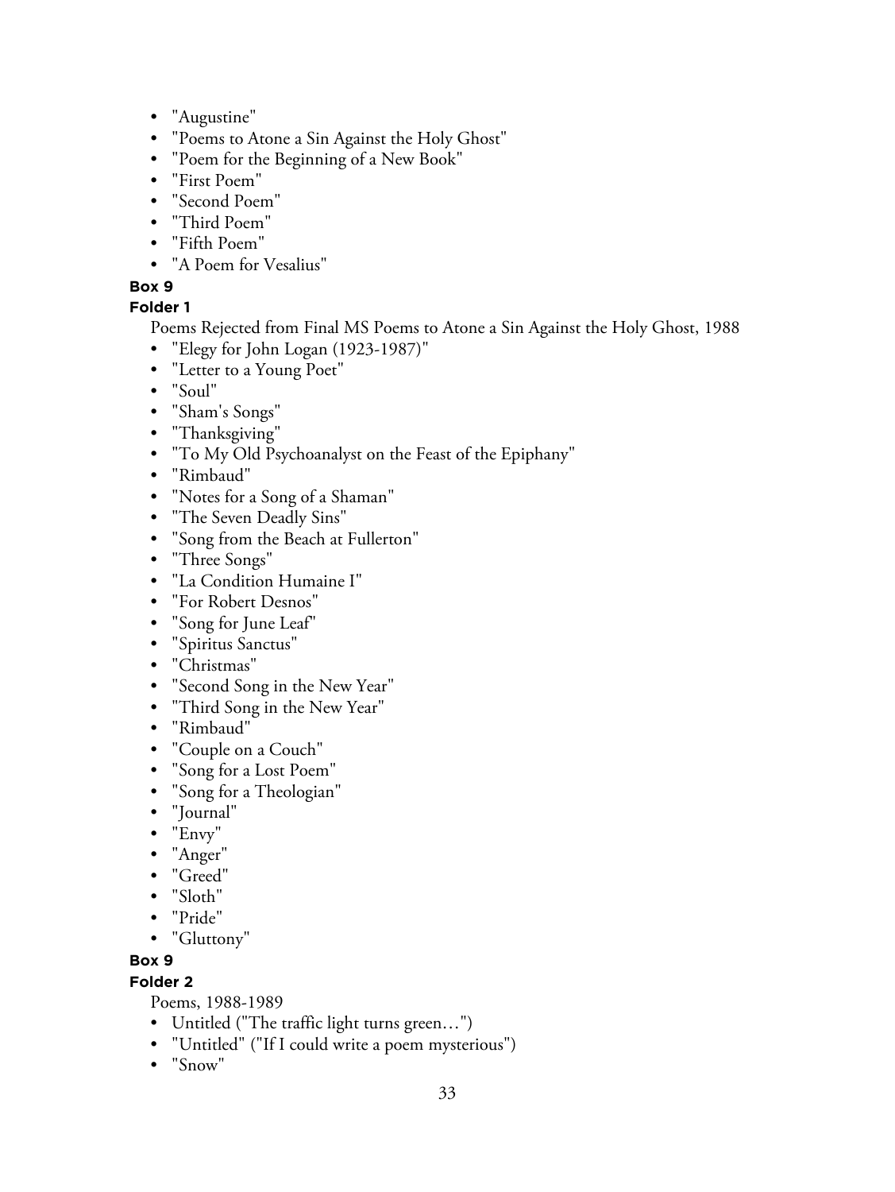- "Augustine"
- "Poems to Atone a Sin Against the Holy Ghost"
- "Poem for the Beginning of a New Book"
- "First Poem"
- "Second Poem"
- "Third Poem"
- "Fifth Poem"
- "A Poem for Vesalius"

**Box 9**

**Folder 1**

Poems Rejected from Final MS Poems to Atone a Sin Against the Holy Ghost, 1988

- "Elegy for John Logan (1923-1987)"
- "Letter to a Young Poet"
- "Soul"
- "Sham's Songs"
- "Thanksgiving"
- "To My Old Psychoanalyst on the Feast of the Epiphany"
- "Rimbaud"
- "Notes for a Song of a Shaman"
- "The Seven Deadly Sins"
- "Song from the Beach at Fullerton"
- "Three Songs"
- "La Condition Humaine I"
- "For Robert Desnos"
- "Song for June Leaf"
- "Spiritus Sanctus"
- "Christmas"
- "Second Song in the New Year"
- "Third Song in the New Year"
- "Rimbaud"
- "Couple on a Couch"
- "Song for a Lost Poem"
- "Song for a Theologian"
- "Journal"
- "Envy"
- "Anger"
- "Greed"
- "Sloth"
- "Pride"
- "Gluttony"

**Box 9**

**Folder 2**

Poems, 1988-1989

- Untitled ("The traffic light turns green…")
- "Untitled" ("If I could write a poem mysterious")
- "Snow"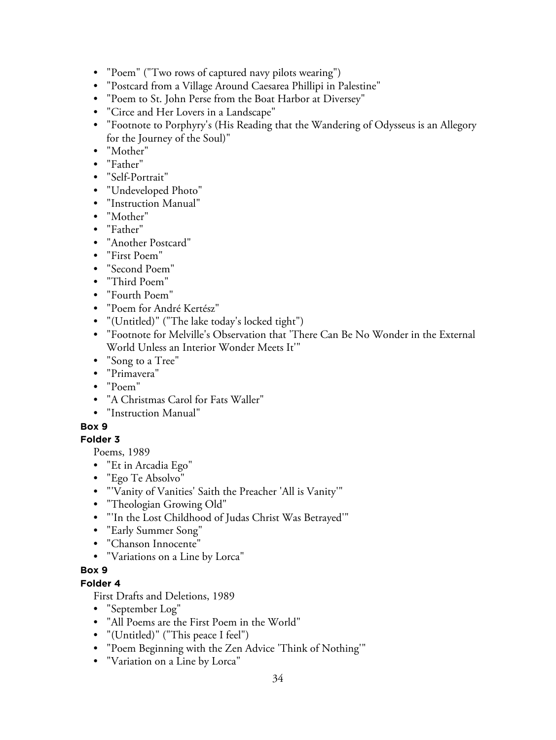- "Poem" ("Two rows of captured navy pilots wearing")
- "Postcard from a Village Around Caesarea Phillipi in Palestine"
- "Poem to St. John Perse from the Boat Harbor at Diversey"
- "Circe and Her Lovers in a Landscape"
- "Footnote to Porphyry's (His Reading that the Wandering of Odysseus is an Allegory for the Journey of the Soul)"
- "Mother"
- "Father"
- "Self-Portrait"
- "Undeveloped Photo"
- "Instruction Manual"
- "Mother"
- "Father"
- "Another Postcard"
- "First Poem"
- "Second Poem"
- "Third Poem"
- "Fourth Poem"
- "Poem for André Kertész"
- "(Untitled)" ("The lake today's locked tight")
- "Footnote for Melville's Observation that 'There Can Be No Wonder in the External World Unless an Interior Wonder Meets It'"
- "Song to a Tree"
- "Primavera"
- "Poem"
- "A Christmas Carol for Fats Waller"
- "Instruction Manual"

**Box 9**

**Folder 3**

Poems, 1989

- "Et in Arcadia Ego"
- "Ego Te Absolvo"
- "'Vanity of Vanities' Saith the Preacher 'All is Vanity'"
- "Theologian Growing Old"
- "'In the Lost Childhood of Judas Christ Was Betrayed'"
- "Early Summer Song"
- "Chanson Innocente"
- "Variations on a Line by Lorca"

**Box 9**

**Folder 4**

First Drafts and Deletions, 1989

- "September Log"
- "All Poems are the First Poem in the World"
- "(Untitled)" ("This peace I feel")
- "Poem Beginning with the Zen Advice 'Think of Nothing'"
- "Variation on a Line by Lorca"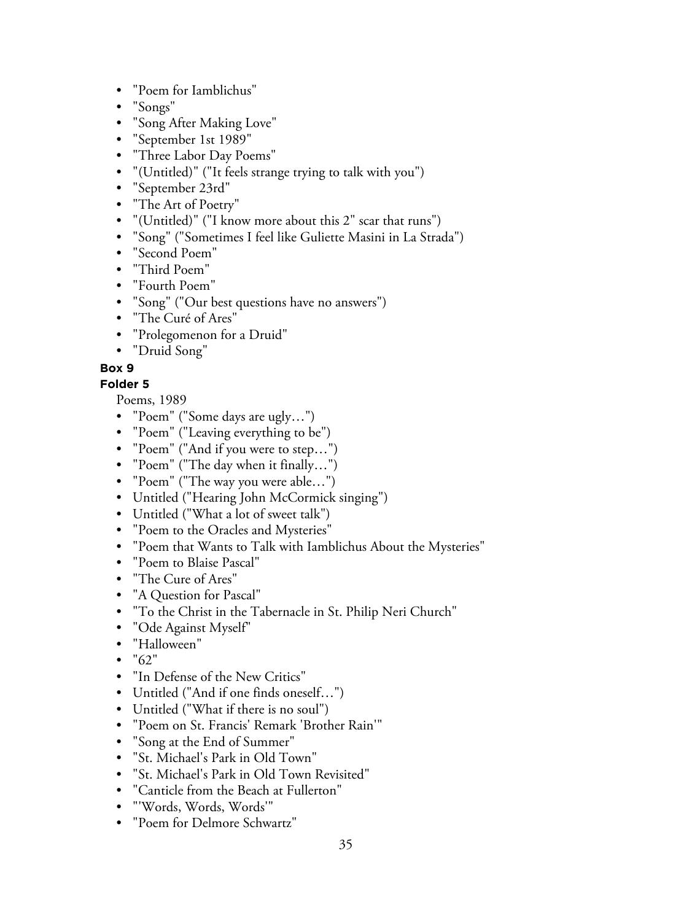- "Poem for Iamblichus"
- "Songs"
- "Song After Making Love"
- "September 1st 1989"
- "Three Labor Day Poems"
- "(Untitled)" ("It feels strange trying to talk with you")
- "September 23rd"
- "The Art of Poetry"
- "(Untitled)" ("I know more about this 2" scar that runs")
- "Song" ("Sometimes I feel like Guliette Masini in La Strada")
- "Second Poem"
- "Third Poem"
- "Fourth Poem"
- "Song" ("Our best questions have no answers")
- "The Curé of Ares"
- "Prolegomenon for a Druid"
- "Druid Song"

**Box 9**

**Folder 5**

Poems, 1989

- "Poem" ("Some days are ugly…")
- "Poem" ("Leaving everything to be")
- "Poem" ("And if you were to step…")
- "Poem" ("The day when it finally…")
- "Poem" ("The way you were able…")
- Untitled ("Hearing John McCormick singing")
- Untitled ("What a lot of sweet talk")
- "Poem to the Oracles and Mysteries"
- "Poem that Wants to Talk with Iamblichus About the Mysteries"
- "Poem to Blaise Pascal"
- "The Cure of Ares"
- "A Question for Pascal"
- "To the Christ in the Tabernacle in St. Philip Neri Church"
- "Ode Against Myself"
- "Halloween"
- "62"
- "In Defense of the New Critics"
- Untitled ("And if one finds oneself…")
- Untitled ("What if there is no soul")
- "Poem on St. Francis' Remark 'Brother Rain'"
- "Song at the End of Summer"
- "St. Michael's Park in Old Town"
- "St. Michael's Park in Old Town Revisited"
- "Canticle from the Beach at Fullerton"
- "'Words, Words, Words'"
- "Poem for Delmore Schwartz"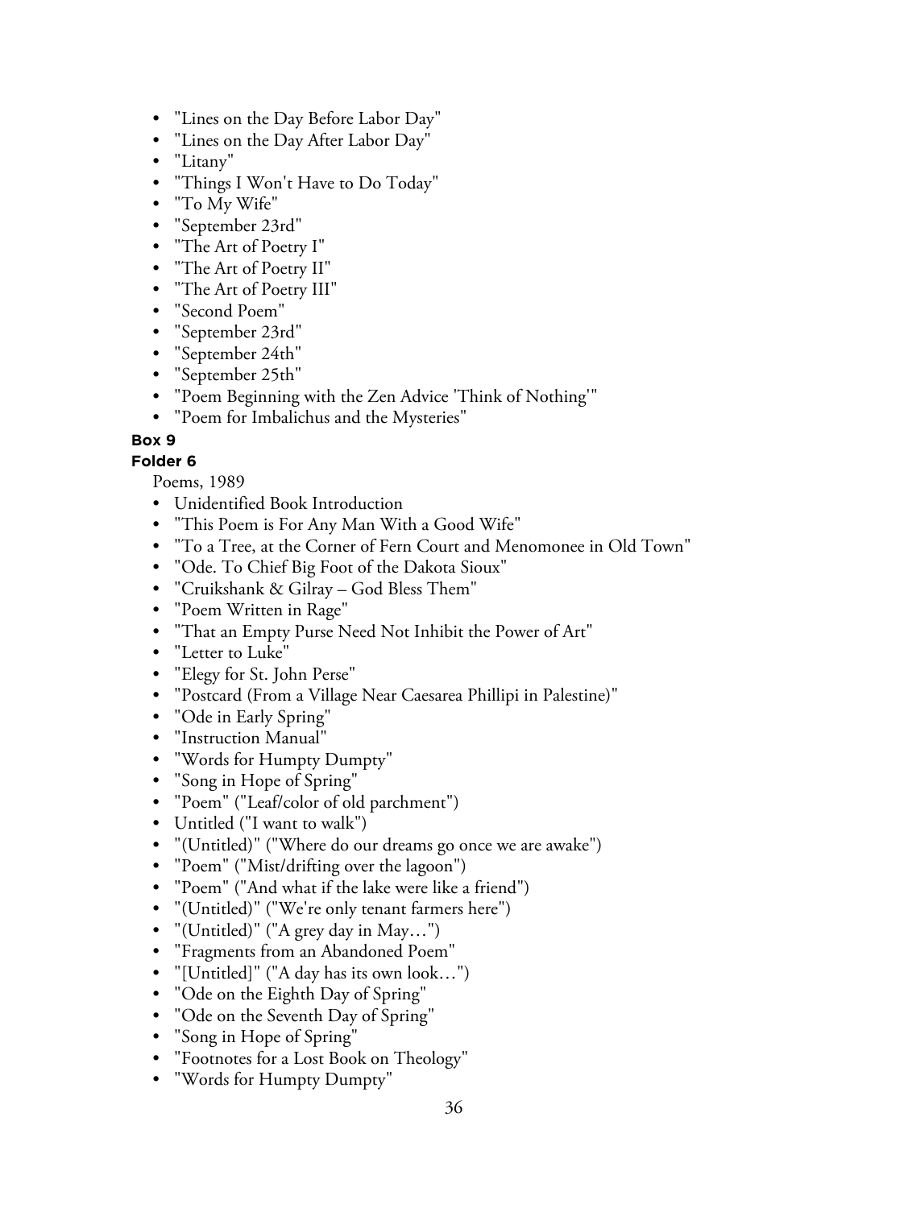- "Lines on the Day Before Labor Day"
- "Lines on the Day After Labor Day"
- "Litany"
- "Things I Won't Have to Do Today"
- "To My Wife"
- "September 23rd"
- "The Art of Poetry I"
- "The Art of Poetry II"
- "The Art of Poetry III"
- "Second Poem"
- "September 23rd"
- "September 24th"
- "September 25th"
- "Poem Beginning with the Zen Advice 'Think of Nothing'"
- "Poem for Imbalichus and the Mysteries"

**Box 9**

**Folder 6**

Poems, 1989

- Unidentified Book Introduction
- "This Poem is For Any Man With a Good Wife"
- "To a Tree, at the Corner of Fern Court and Menomonee in Old Town"
- "Ode. To Chief Big Foot of the Dakota Sioux"
- "Cruikshank & Gilray – God Bless Them"
- "Poem Written in Rage"
- "That an Empty Purse Need Not Inhibit the Power of Art"
- "Letter to Luke"
- "Elegy for St. John Perse"
- "Postcard (From a Village Near Caesarea Phillipi in Palestine)"
- "Ode in Early Spring"
- "Instruction Manual"
- "Words for Humpty Dumpty"
- "Song in Hope of Spring"
- "Poem" ("Leaf/color of old parchment")
- Untitled ("I want to walk")
- "(Untitled)" ("Where do our dreams go once we are awake")
- "Poem" ("Mist/drifting over the lagoon")
- "Poem" ("And what if the lake were like a friend")
- "(Untitled)" ("We're only tenant farmers here")
- "(Untitled)" ("A grey day in May…")
- "Fragments from an Abandoned Poem"
- "[Untitled]" ("A day has its own look…")
- "Ode on the Eighth Day of Spring"
- "Ode on the Seventh Day of Spring"
- "Song in Hope of Spring"
- "Footnotes for a Lost Book on Theology"
- "Words for Humpty Dumpty"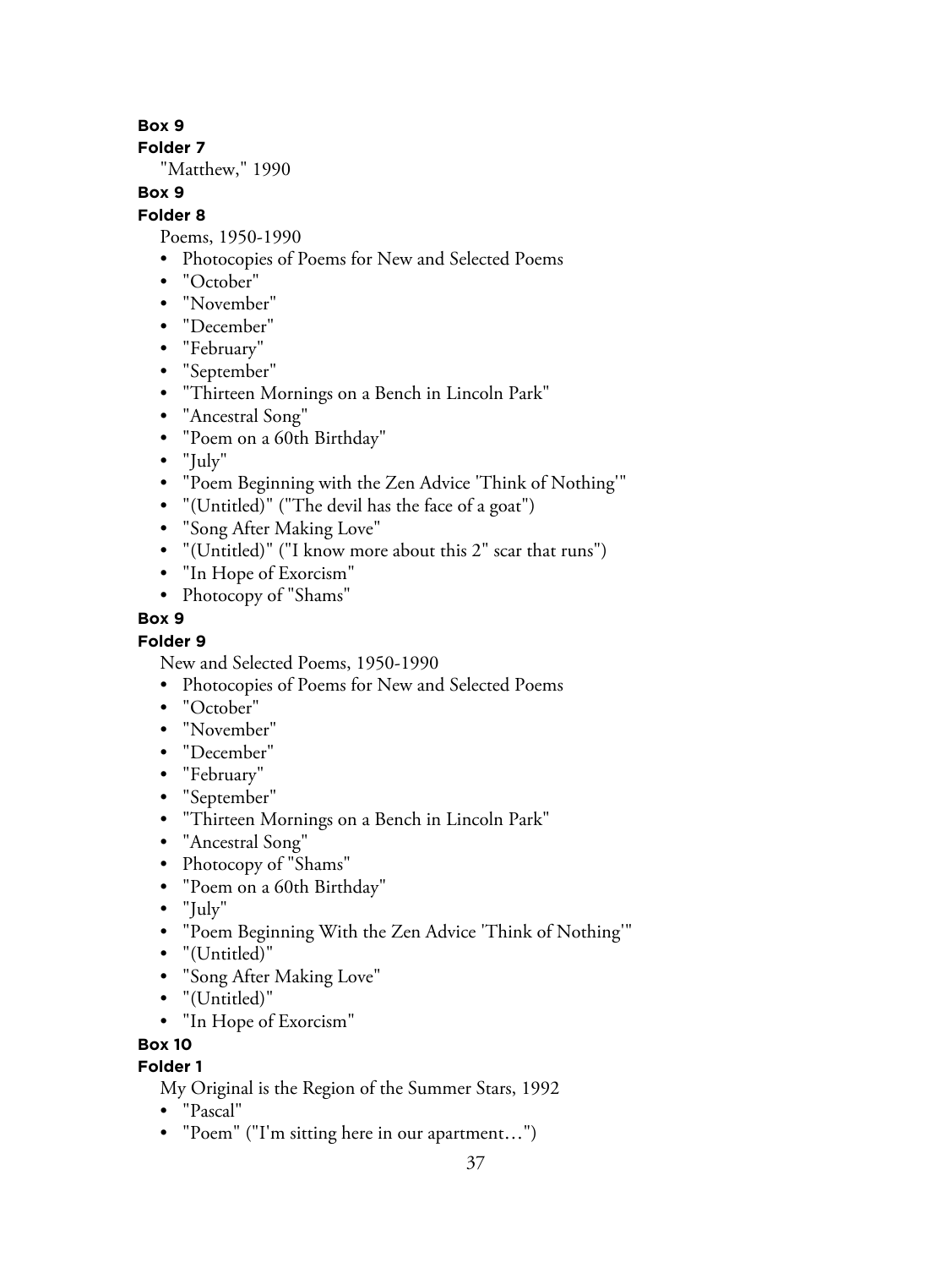**Box 9**

**Folder 7**

"Matthew," 1990

**Box 9**

**Folder 8**

Poems, 1950-1990

- Photocopies of Poems for New and Selected Poems
- "October"
- "November"
- "December"
- "February"
- "September"
- "Thirteen Mornings on a Bench in Lincoln Park"
- "Ancestral Song"
- "Poem on a 60th Birthday"
- "July"
- "Poem Beginning with the Zen Advice 'Think of Nothing'"
- "(Untitled)" ("The devil has the face of a goat")
- "Song After Making Love"
- "(Untitled)" ("I know more about this 2" scar that runs")
- "In Hope of Exorcism"
- Photocopy of "Shams"

**Box 9**

**Folder 9**

New and Selected Poems, 1950-1990

- Photocopies of Poems for New and Selected Poems
- "October"
- "November"
- "December"
- "February"
- "September"
- "Thirteen Mornings on a Bench in Lincoln Park"
- "Ancestral Song"
- Photocopy of "Shams"
- "Poem on a 60th Birthday"
- "July"
- "Poem Beginning With the Zen Advice 'Think of Nothing'"
- "(Untitled)"
- "Song After Making Love"
- "(Untitled)"
- "In Hope of Exorcism"

**Box 10**

**Folder 1**

My Original is the Region of the Summer Stars, 1992

- "Pascal"
- "Poem" ("I'm sitting here in our apartment…")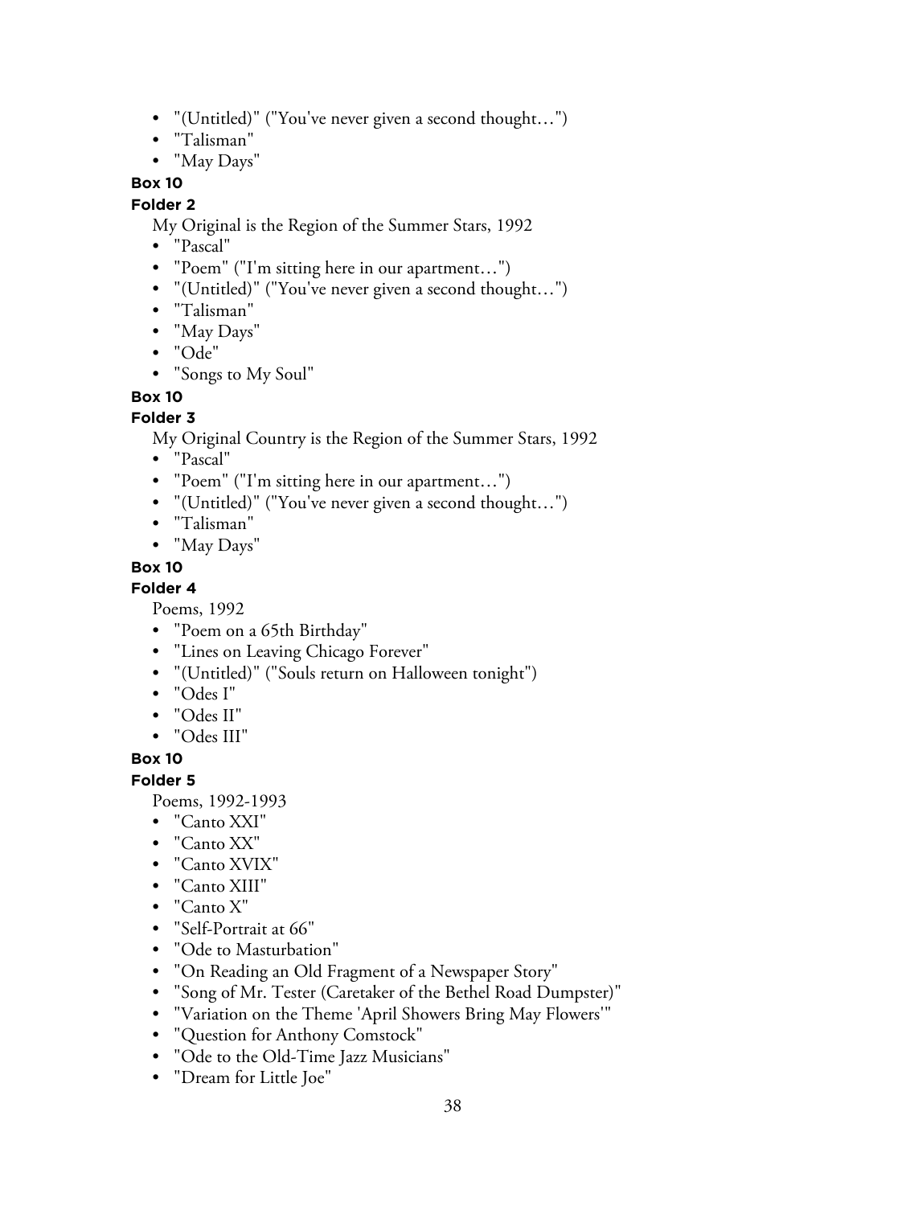- "(Untitled)" ("You've never given a second thought…")
- "Talisman"
- "May Days"

**Box 10**

**Folder 2**

My Original is the Region of the Summer Stars, 1992

- "Pascal"
- "Poem" ("I'm sitting here in our apartment…")
- "(Untitled)" ("You've never given a second thought…")
- "Talisman"
- "May Days"
- "Ode"
- "Songs to My Soul"

**Box 10**

**Folder 3**

My Original Country is the Region of the Summer Stars, 1992

- "Pascal"
- "Poem" ("I'm sitting here in our apartment…")
- "(Untitled)" ("You've never given a second thought…")
- "Talisman"
- "May Days"

**Box 10**

**Folder 4**

Poems, 1992

- "Poem on a 65th Birthday"
- "Lines on Leaving Chicago Forever"
- "(Untitled)" ("Souls return on Halloween tonight")
- "Odes I"
- "Odes II"
- "Odes III"

**Box 10**

**Folder 5**

Poems, 1992-1993

- "Canto XXI"
- "Canto XX"
- "Canto XVIX"
- "Canto XIII"
- "Canto X"
- "Self-Portrait at 66"
- "Ode to Masturbation"
- "On Reading an Old Fragment of a Newspaper Story"
- "Song of Mr. Tester (Caretaker of the Bethel Road Dumpster)"
- "Variation on the Theme 'April Showers Bring May Flowers'"
- "Question for Anthony Comstock"
- "Ode to the Old-Time Jazz Musicians"
- "Dream for Little Joe"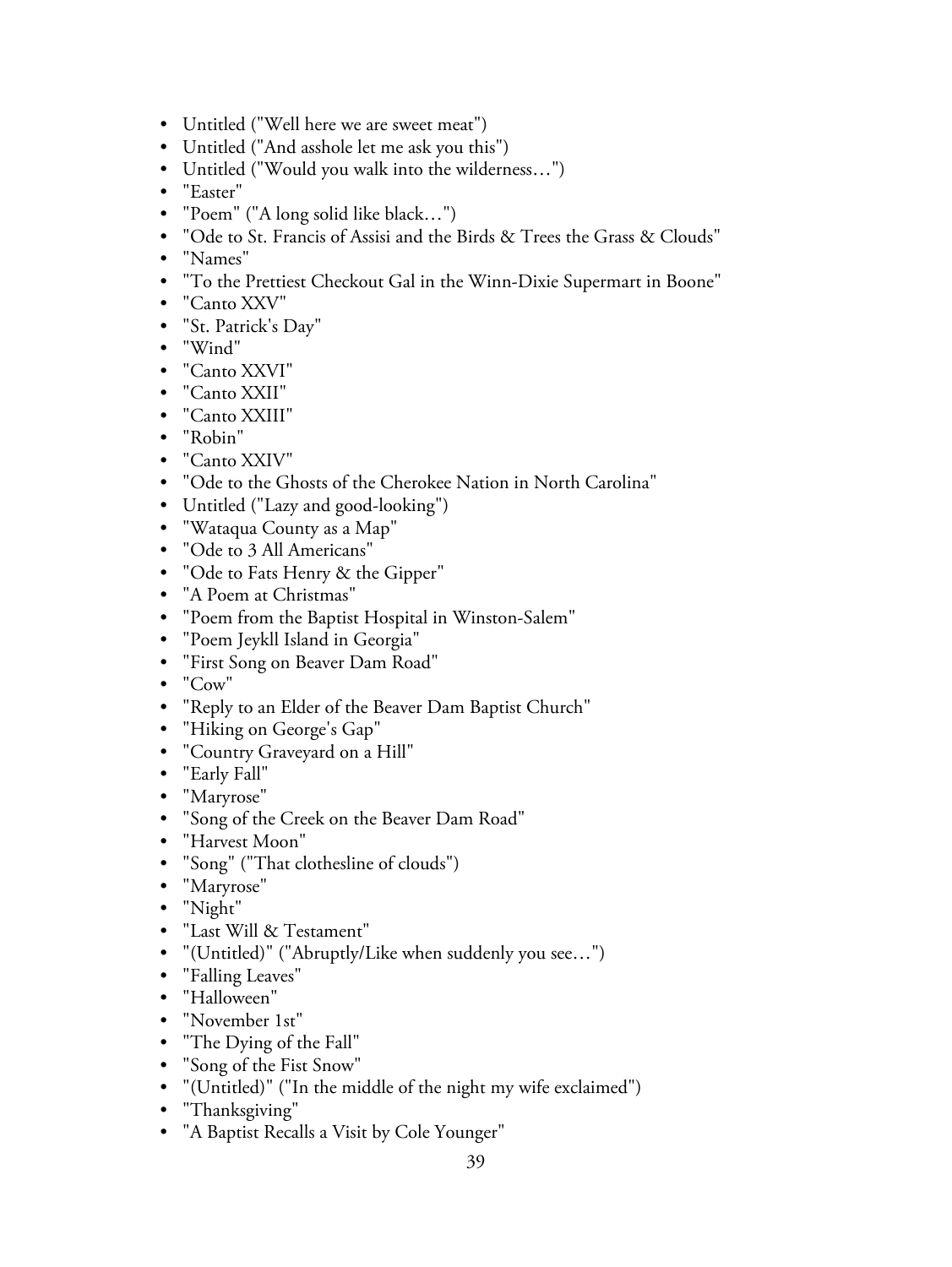- Untitled ("Well here we are sweet meat")
- Untitled ("And asshole let me ask you this")
- Untitled ("Would you walk into the wilderness…")
- "Easter"
- "Poem" ("A long solid like black…")
- "Ode to St. Francis of Assisi and the Birds & Trees the Grass & Clouds"
- "Names"
- "To the Prettiest Checkout Gal in the Winn-Dixie Supermart in Boone"
- "Canto XXV"
- "St. Patrick's Day"
- "Wind"
- "Canto XXVI"
- "Canto XXII"
- "Canto XXIII"
- "Robin"
- "Canto XXIV"
- "Ode to the Ghosts of the Cherokee Nation in North Carolina"
- Untitled ("Lazy and good-looking")
- "Wataqua County as a Map"
- "Ode to 3 All Americans"
- "Ode to Fats Henry & the Gipper"
- "A Poem at Christmas"
- "Poem from the Baptist Hospital in Winston-Salem"
- "Poem Jeykll Island in Georgia"
- "First Song on Beaver Dam Road"
- "Cow"
- "Reply to an Elder of the Beaver Dam Baptist Church"
- "Hiking on George's Gap"
- "Country Graveyard on a Hill"
- "Early Fall"
- "Maryrose"
- "Song of the Creek on the Beaver Dam Road"
- "Harvest Moon"
- "Song" ("That clothesline of clouds")
- "Maryrose"
- "Night"
- "Last Will & Testament"
- "(Untitled)" ("Abruptly/Like when suddenly you see…")
- "Falling Leaves"
- "Halloween"
- "November 1st"
- "The Dying of the Fall"
- "Song of the Fist Snow"
- "(Untitled)" ("In the middle of the night my wife exclaimed")
- "Thanksgiving"
- "A Baptist Recalls a Visit by Cole Younger"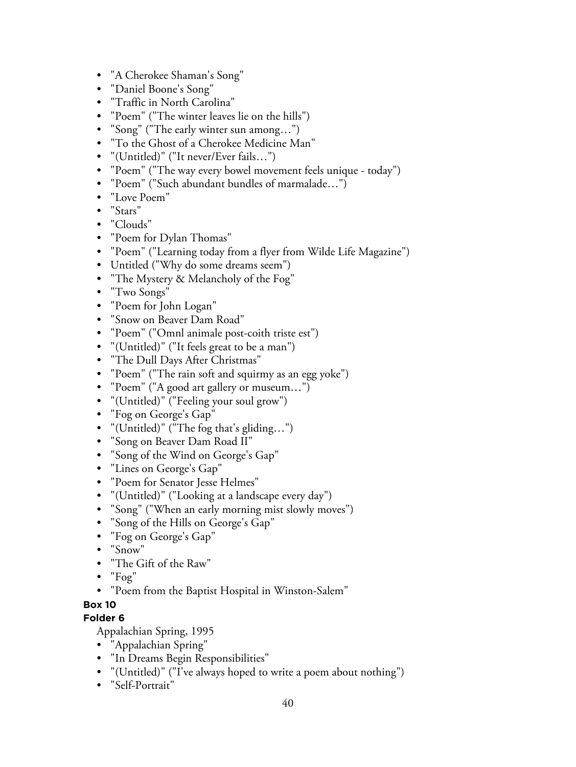- "A Cherokee Shaman's Song"
- "Daniel Boone's Song"
- "Traffic in North Carolina"
- "Poem" ("The winter leaves lie on the hills")
- "Song" ("The early winter sun among…")
- "To the Ghost of a Cherokee Medicine Man"
- "(Untitled)" ("It never/Ever fails…")
- "Poem" ("The way every bowel movement feels unique - today")
- "Poem" ("Such abundant bundles of marmalade…")
- "Love Poem"
- "Stars"
- "Clouds"
- "Poem for Dylan Thomas"
- "Poem" ("Learning today from a flyer from Wilde Life Magazine")
- Untitled ("Why do some dreams seem")
- "The Mystery & Melancholy of the Fog"
- "Two Songs"
- "Poem for John Logan"
- "Snow on Beaver Dam Road"
- "Poem" ("Omnl animale post-coith triste est")
- "(Untitled)" ("It feels great to be a man")
- "The Dull Days After Christmas"
- "Poem" ("The rain soft and squirmy as an egg yoke")
- "Poem" ("A good art gallery or museum…")
- "(Untitled)" ("Feeling your soul grow")
- "Fog on George's Gap"
- "(Untitled)" ("The fog that's gliding…")
- "Song on Beaver Dam Road II"
- "Song of the Wind on George's Gap"
- "Lines on George's Gap"
- "Poem for Senator Jesse Helmes"
- "(Untitled)" ("Looking at a landscape every day")
- "Song" ("When an early morning mist slowly moves")
- "Song of the Hills on George's Gap"
- "Fog on George's Gap"
- "Snow"
- "The Gift of the Raw"
- "Fog"
- "Poem from the Baptist Hospital in Winston-Salem"

**Box 10**

**Folder 6**

Appalachian Spring, 1995

- "Appalachian Spring"
- "In Dreams Begin Responsibilities"
- "(Untitled)" ("I've always hoped to write a poem about nothing")
- "Self-Portrait"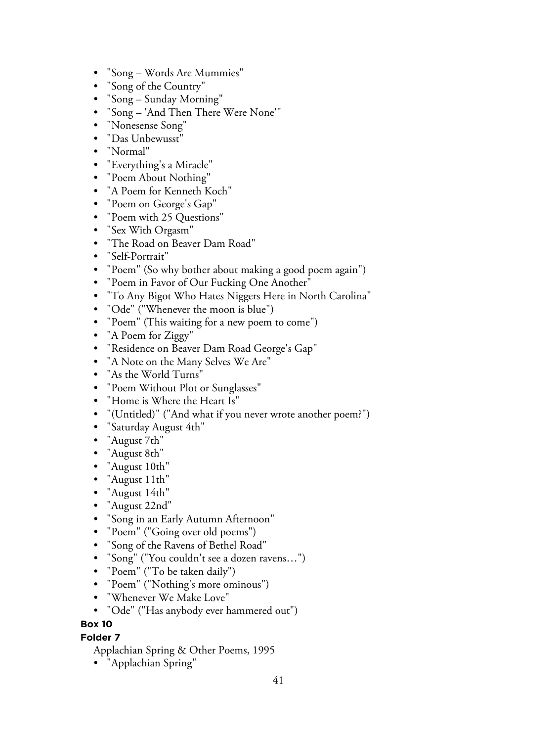- "Song – Words Are Mummies"
- "Song of the Country"
- "Song – Sunday Morning"
- "Song – 'And Then There Were None'"
- "Nonesense Song"
- "Das Unbewusst"
- "Normal"
- "Everything's a Miracle"
- "Poem About Nothing"
- "A Poem for Kenneth Koch"
- "Poem on George's Gap"
- "Poem with 25 Questions"
- "Sex With Orgasm"
- "The Road on Beaver Dam Road"
- "Self-Portrait"
- "Poem" (So why bother about making a good poem again")
- "Poem in Favor of Our Fucking One Another"
- "To Any Bigot Who Hates Niggers Here in North Carolina"
- "Ode" ("Whenever the moon is blue")
- "Poem" (This waiting for a new poem to come")
- "A Poem for Ziggy"
- "Residence on Beaver Dam Road George's Gap"
- "A Note on the Many Selves We Are"
- "As the World Turns"
- "Poem Without Plot or Sunglasses"
- "Home is Where the Heart Is"
- "(Untitled)" ("And what if you never wrote another poem?")
- "Saturday August 4th"
- "August 7th"
- "August 8th"
- "August 10th"
- "August 11th"
- "August 14th"
- "August 22nd"
- "Song in an Early Autumn Afternoon"
- "Poem" ("Going over old poems")
- "Song of the Ravens of Bethel Road"
- "Song" ("You couldn't see a dozen ravens…")
- "Poem" ("To be taken daily")
- "Poem" ("Nothing's more ominous")
- "Whenever We Make Love"
- "Ode" ("Has anybody ever hammered out")

**Box 10**

**Folder 7**

Applachian Spring & Other Poems, 1995

- "Applachian Spring"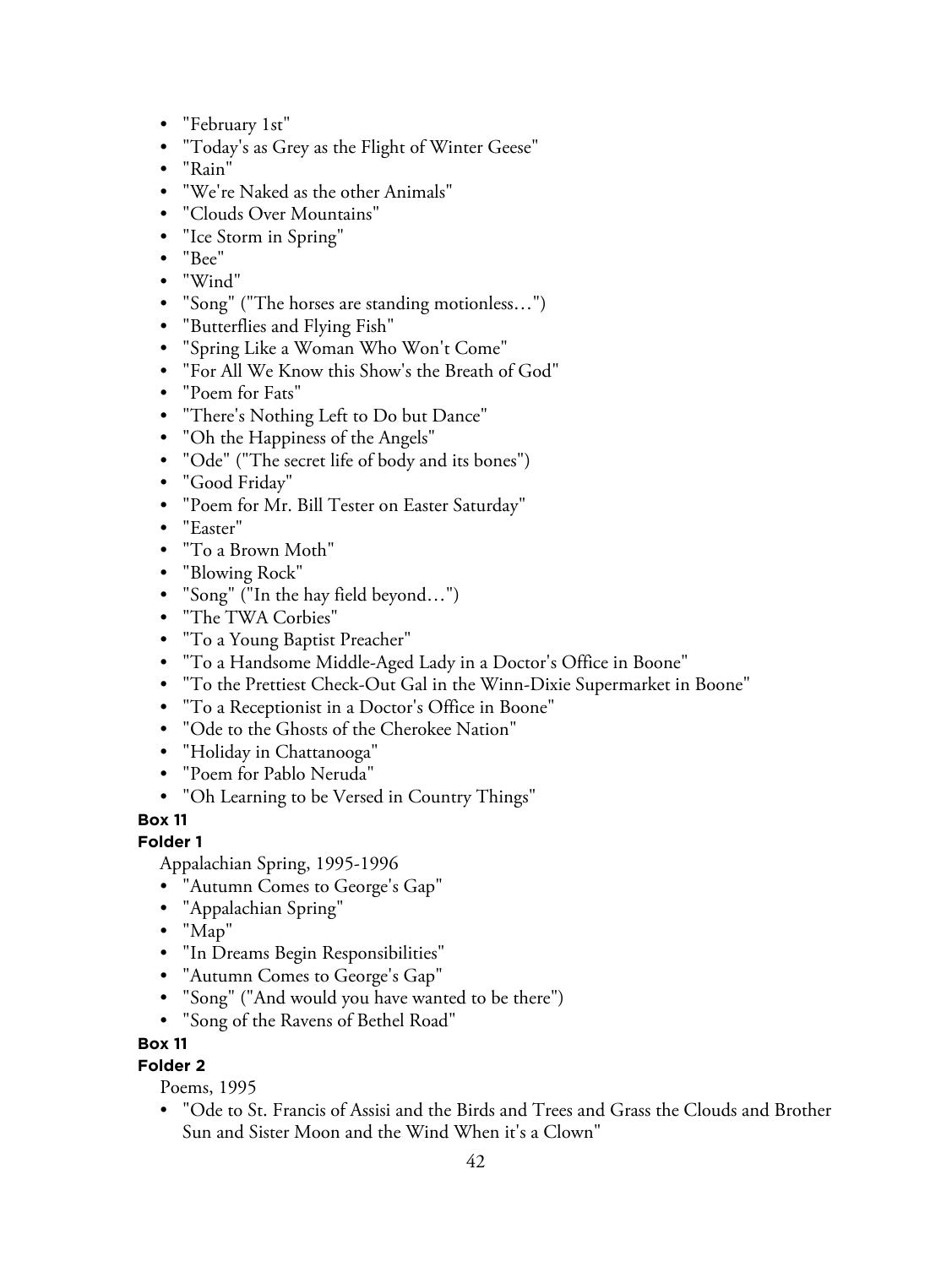- "February 1st"
- "Today's as Grey as the Flight of Winter Geese"
- "Rain"
- "We're Naked as the other Animals"
- "Clouds Over Mountains"
- "Ice Storm in Spring"
- "Bee"
- "Wind"
- "Song" ("The horses are standing motionless…")
- "Butterflies and Flying Fish"
- "Spring Like a Woman Who Won't Come"
- "For All We Know this Show's the Breath of God"
- "Poem for Fats"
- "There's Nothing Left to Do but Dance"
- "Oh the Happiness of the Angels"
- "Ode" ("The secret life of body and its bones")
- "Good Friday"
- "Poem for Mr. Bill Tester on Easter Saturday"
- "Easter"
- "To a Brown Moth"
- "Blowing Rock"
- "Song" ("In the hay field beyond…")
- "The TWA Corbies"
- "To a Young Baptist Preacher"
- "To a Handsome Middle-Aged Lady in a Doctor's Office in Boone"
- "To the Prettiest Check-Out Gal in the Winn-Dixie Supermarket in Boone"
- "To a Receptionist in a Doctor's Office in Boone"
- "Ode to the Ghosts of the Cherokee Nation"
- "Holiday in Chattanooga"
- "Poem for Pablo Neruda"
- "Oh Learning to be Versed in Country Things"

**Box 11**

**Folder 1**

Appalachian Spring, 1995-1996

- "Autumn Comes to George's Gap"
- "Appalachian Spring"
- "Map"
- "In Dreams Begin Responsibilities"
- "Autumn Comes to George's Gap"
- "Song" ("And would you have wanted to be there")
- "Song of the Ravens of Bethel Road"

**Box 11**

**Folder 2**

Poems, 1995

- "Ode to St. Francis of Assisi and the Birds and Trees and Grass the Clouds and Brother Sun and Sister Moon and the Wind When it's a Clown"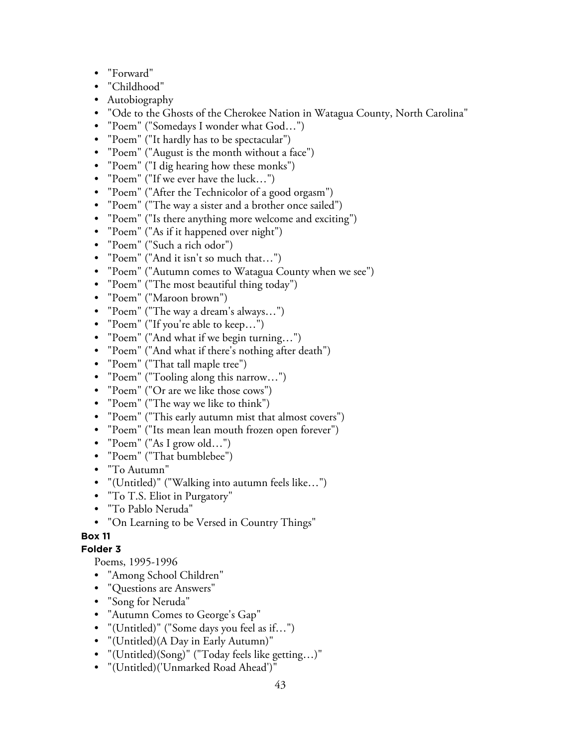- "Forward"
- "Childhood"
- Autobiography
- "Ode to the Ghosts of the Cherokee Nation in Watagua County, North Carolina"
- "Poem" ("Somedays I wonder what God…")
- "Poem" ("It hardly has to be spectacular")
- "Poem" ("August is the month without a face")
- "Poem" ("I dig hearing how these monks")
- "Poem" ("If we ever have the luck…")
- "Poem" ("After the Technicolor of a good orgasm")
- "Poem" ("The way a sister and a brother once sailed")
- "Poem" ("Is there anything more welcome and exciting")
- "Poem" ("As if it happened over night")
- "Poem" ("Such a rich odor")
- "Poem" ("And it isn't so much that…")
- "Poem" ("Autumn comes to Watagua County when we see")
- "Poem" ("The most beautiful thing today")
- "Poem" ("Maroon brown")
- "Poem" ("The way a dream's always…")
- "Poem" ("If you're able to keep…")
- "Poem" ("And what if we begin turning…")
- "Poem" ("And what if there's nothing after death")
- "Poem" ("That tall maple tree")
- "Poem" ("Tooling along this narrow…")
- "Poem" ("Or are we like those cows")
- "Poem" ("The way we like to think")
- "Poem" ("This early autumn mist that almost covers")
- "Poem" ("Its mean lean mouth frozen open forever")
- "Poem" ("As I grow old…")
- "Poem" ("That bumblebee")
- "To Autumn"
- "(Untitled)" ("Walking into autumn feels like…")
- "To T.S. Eliot in Purgatory"
- "To Pablo Neruda"
- "On Learning to be Versed in Country Things"

**Box 11**

**Folder 3**

Poems, 1995-1996

- "Among School Children"
- "Questions are Answers"
- "Song for Neruda"
- "Autumn Comes to George's Gap"
- "(Untitled)" ("Some days you feel as if…")
- "(Untitled)(A Day in Early Autumn)"
- "(Untitled)(Song)" ("Today feels like getting…)"
- "(Untitled)('Unmarked Road Ahead')"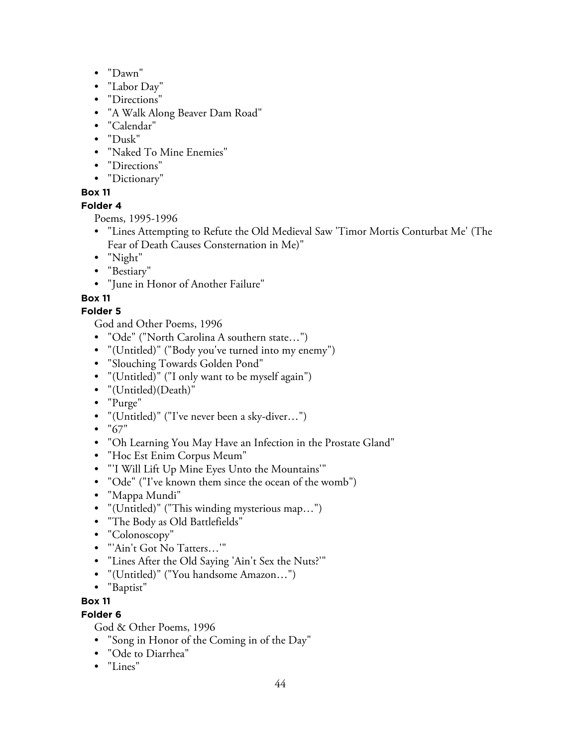- "Dawn"
- "Labor Day"
- "Directions"
- "A Walk Along Beaver Dam Road"
- "Calendar"
- "Dusk"
- "Naked To Mine Enemies"
- "Directions"
- "Dictionary"

**Box 11**

**Folder 4**

Poems, 1995-1996

- "Lines Attempting to Refute the Old Medieval Saw 'Timor Mortis Conturbat Me' (The Fear of Death Causes Consternation in Me)"
- "Night"
- "Bestiary"
- "June in Honor of Another Failure"

**Box 11**

**Folder 5**

God and Other Poems, 1996

- "Ode" ("North Carolina A southern state…")
- "(Untitled)" ("Body you've turned into my enemy")
- "Slouching Towards Golden Pond"
- "(Untitled)" ("I only want to be myself again")
- "(Untitled)(Death)"
- "Purge"
- "(Untitled)" ("I've never been a sky-diver…")
- "67"
- "Oh Learning You May Have an Infection in the Prostate Gland"
- "Hoc Est Enim Corpus Meum"
- "'I Will Lift Up Mine Eyes Unto the Mountains'"
- "Ode" ("I've known them since the ocean of the womb")
- "Mappa Mundi"
- "(Untitled)" ("This winding mysterious map…")
- "The Body as Old Battlefields"
- "Colonoscopy"
- "'Ain't Got No Tatters…'"
- "Lines After the Old Saying 'Ain't Sex the Nuts?'"
- "(Untitled)" ("You handsome Amazon…")
- "Baptist"

**Box 11**

**Folder 6**

God & Other Poems, 1996

- "Song in Honor of the Coming in of the Day"
- "Ode to Diarrhea"
- "Lines"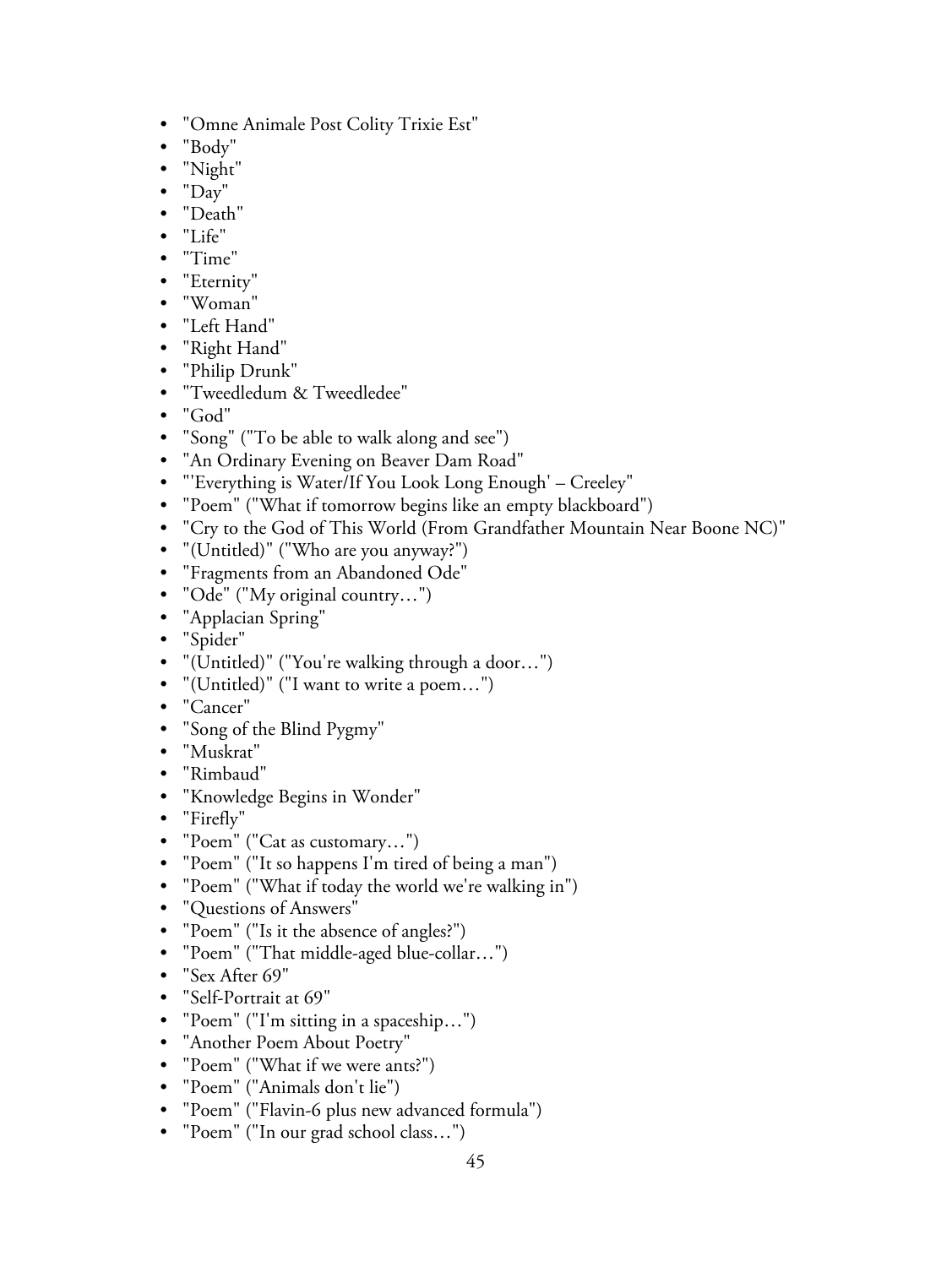- "Omne Animale Post Colity Trixie Est"
- "Body"
- "Night"
- "Day"
- "Death"
- "Life"
- "Time"
- "Eternity"
- "Woman"
- "Left Hand"
- "Right Hand"
- "Philip Drunk"
- "Tweedledum & Tweedledee"
- "God"
- "Song" ("To be able to walk along and see")
- "An Ordinary Evening on Beaver Dam Road"
- "'Everything is Water/If You Look Long Enough' – Creeley"
- "Poem" ("What if tomorrow begins like an empty blackboard")
- "Cry to the God of This World (From Grandfather Mountain Near Boone NC)"
- "(Untitled)" ("Who are you anyway?")
- "Fragments from an Abandoned Ode"
- "Ode" ("My original country…")
- "Applacian Spring"
- "Spider"
- "(Untitled)" ("You're walking through a door…")
- "(Untitled)" ("I want to write a poem…")
- "Cancer"
- "Song of the Blind Pygmy"
- "Muskrat"
- "Rimbaud"
- "Knowledge Begins in Wonder"
- "Firefly"
- "Poem" ("Cat as customary…")
- "Poem" ("It so happens I'm tired of being a man")
- "Poem" ("What if today the world we're walking in")
- "Questions of Answers"
- "Poem" ("Is it the absence of angles?")
- "Poem" ("That middle-aged blue-collar…")
- "Sex After 69"
- "Self-Portrait at 69"
- "Poem" ("I'm sitting in a spaceship…")
- "Another Poem About Poetry"
- "Poem" ("What if we were ants?")
- "Poem" ("Animals don't lie")
- "Poem" ("Flavin-6 plus new advanced formula")
- "Poem" ("In our grad school class…")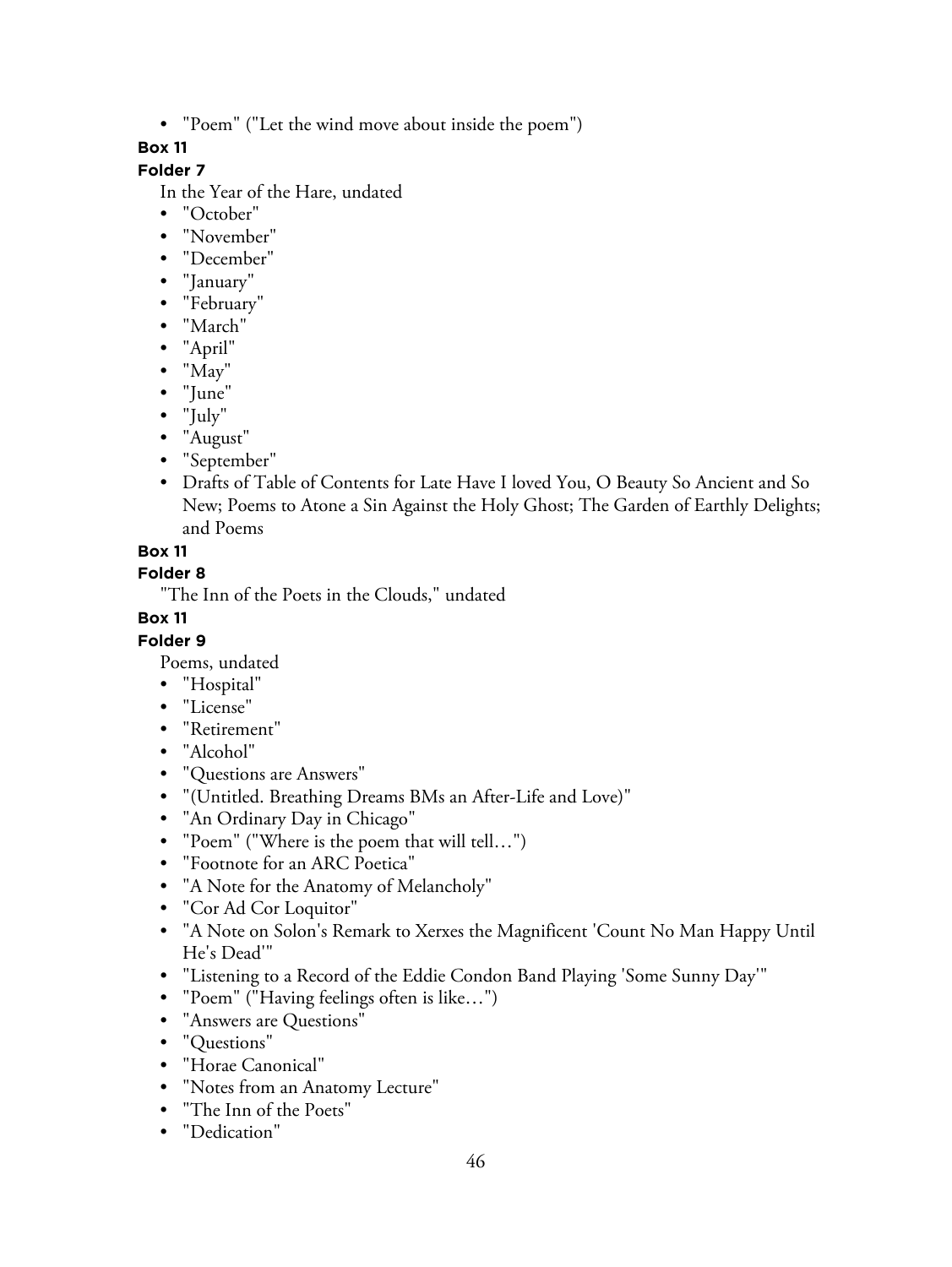- "Poem" ("Let the wind move about inside the poem")

**Box 11**

**Folder 7**

In the Year of the Hare, undated

- "October"
- "November"
- "December"
- "January"
- "February"
- "March"
- "April"
- "May"
- "June"
- "July"
- "August"
- "September"
- Drafts of Table of Contents for Late Have I loved You, O Beauty So Ancient and So New; Poems to Atone a Sin Against the Holy Ghost; The Garden of Earthly Delights; and Poems

**Box 11**

**Folder 8**

"The Inn of the Poets in the Clouds," undated

**Box 11**

**Folder 9**

Poems, undated

- "Hospital"
- "License"
- "Retirement"
- "Alcohol"
- "Questions are Answers"
- "(Untitled. Breathing Dreams BMs an After-Life and Love)"
- "An Ordinary Day in Chicago"
- "Poem" ("Where is the poem that will tell…")
- "Footnote for an ARC Poetica"
- "A Note for the Anatomy of Melancholy"
- "Cor Ad Cor Loquitor"
- "A Note on Solon's Remark to Xerxes the Magnificent 'Count No Man Happy Until He's Dead'"
- "Listening to a Record of the Eddie Condon Band Playing 'Some Sunny Day'"
- "Poem" ("Having feelings often is like…")
- "Answers are Questions"
- "Questions"
- "Horae Canonical"
- "Notes from an Anatomy Lecture"
- "The Inn of the Poets"
- "Dedication"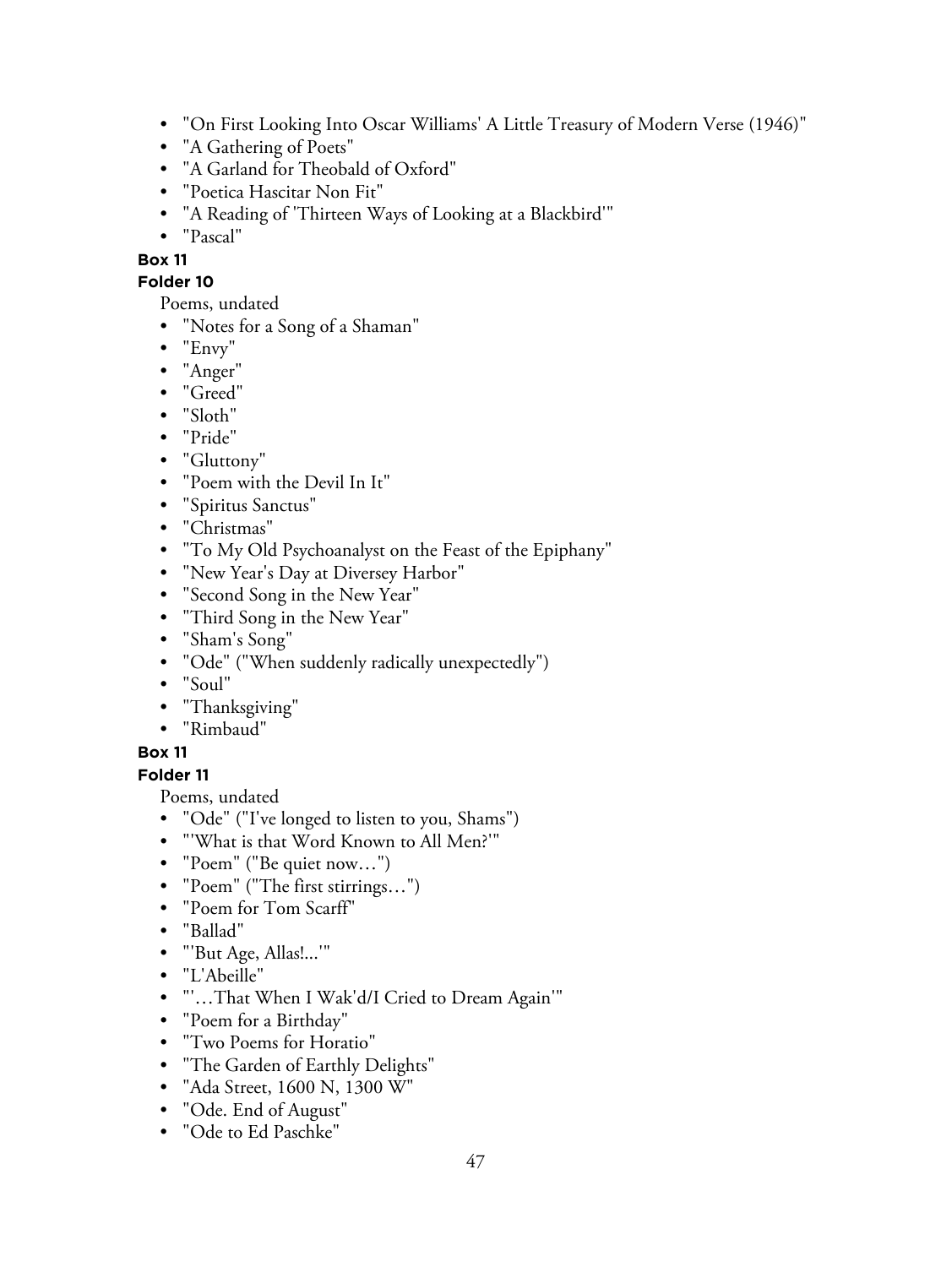- "On First Looking Into Oscar Williams' A Little Treasury of Modern Verse (1946)"
- "A Gathering of Poets"
- "A Garland for Theobald of Oxford"
- "Poetica Hascitar Non Fit"
- "A Reading of 'Thirteen Ways of Looking at a Blackbird'"
- "Pascal"

**Box 11**

**Folder 10**

Poems, undated

- "Notes for a Song of a Shaman"
- "Envy"
- "Anger"
- "Greed"
- "Sloth"
- "Pride"
- "Gluttony"
- "Poem with the Devil In It"
- "Spiritus Sanctus"
- "Christmas"
- "To My Old Psychoanalyst on the Feast of the Epiphany"
- "New Year's Day at Diversey Harbor"
- "Second Song in the New Year"
- "Third Song in the New Year"
- "Sham's Song"
- "Ode" ("When suddenly radically unexpectedly")
- "Soul"
- "Thanksgiving"
- "Rimbaud"

**Box 11**

**Folder 11**

Poems, undated

- "Ode" ("I've longed to listen to you, Shams")
- "'What is that Word Known to All Men?'"
- "Poem" ("Be quiet now…")
- "Poem" ("The first stirrings…")
- "Poem for Tom Scarff"
- "Ballad"
- "'But Age, Allas!...'"
- "L'Abeille"
- "'…That When I Wak'd/I Cried to Dream Again'"
- "Poem for a Birthday"
- "Two Poems for Horatio"
- "The Garden of Earthly Delights"
- "Ada Street, 1600 N, 1300 W"
- "Ode. End of August"
- "Ode to Ed Paschke"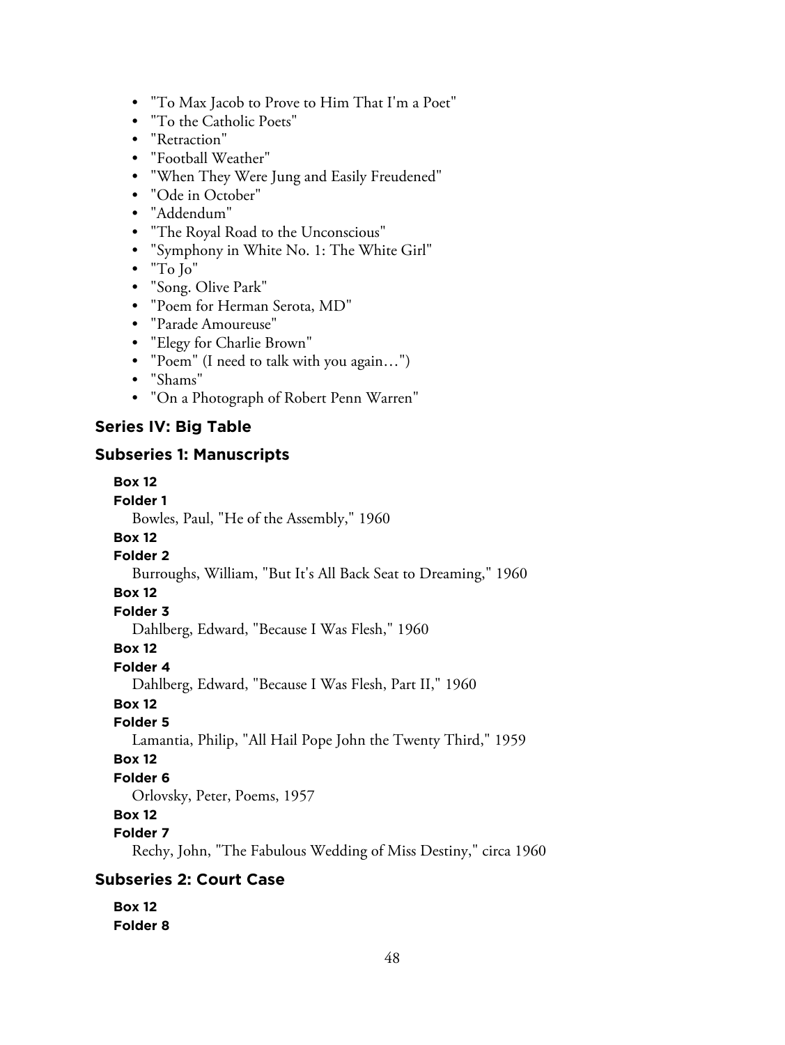- "To Max Jacob to Prove to Him That I'm a Poet"
- "To the Catholic Poets"
- "Retraction"
- "Football Weather"
- "When They Were Jung and Easily Freudened"
- "Ode in October"
- "Addendum"
- "The Royal Road to the Unconscious"
- "Symphony in White No. 1: The White Girl"
- "To Jo"
- "Song. Olive Park"
- "Poem for Herman Serota, MD"
- "Parade Amoureuse"
- "Elegy for Charlie Brown"
- "Poem" (I need to talk with you again…)
- "Shams"
- "On a Photograph of Robert Penn Warren"

## Series IV: Big Table

### Subseries 1: Manuscripts

**Box 12**
**Folder 1**
Bowles, Paul, "He of the Assembly," 1960

**Box 12**
**Folder 2**
Burroughs, William, "But It's All Back Seat to Dreaming," 1960

**Box 12**
**Folder 3**
Dahlberg, Edward, "Because I Was Flesh," 1960

**Box 12**
**Folder 4**
Dahlberg, Edward, "Because I Was Flesh, Part II," 1960

**Box 12**
**Folder 5**
Lamantia, Philip, "All Hail Pope John the Twenty Third," 1959

**Box 12**
**Folder 6**
Orlovsky, Peter, Poems, 1957

**Box 12**
**Folder 7**
Rechy, John, "The Fabulous Wedding of Miss Destiny," circa 1960

### Subseries 2: Court Case

**Box 12**
**Folder 8**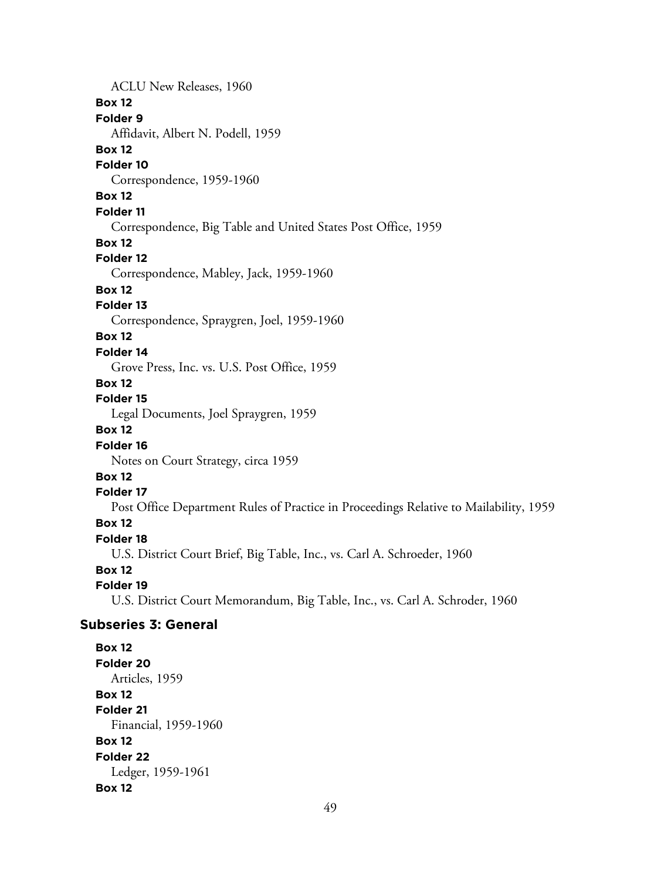ACLU New Releases, 1960

**Box 12**
**Folder 9**
Affidavit, Albert N. Podell, 1959

**Box 12**
**Folder 10**
Correspondence, 1959-1960

**Box 12**
**Folder 11**
Correspondence, Big Table and United States Post Office, 1959

**Box 12**
**Folder 12**
Correspondence, Mabley, Jack, 1959-1960

**Box 12**
**Folder 13**
Correspondence, Spraygren, Joel, 1959-1960

**Box 12**
**Folder 14**
Grove Press, Inc. vs. U.S. Post Office, 1959

**Box 12**
**Folder 15**
Legal Documents, Joel Spraygren, 1959

**Box 12**
**Folder 16**
Notes on Court Strategy, circa 1959

**Box 12**
**Folder 17**
Post Office Department Rules of Practice in Proceedings Relative to Mailability, 1959

**Box 12**
**Folder 18**
U.S. District Court Brief, Big Table, Inc., vs. Carl A. Schroeder, 1960

**Box 12**
**Folder 19**
U.S. District Court Memorandum, Big Table, Inc., vs. Carl A. Schroder, 1960

### Subseries 3: General

**Box 12**
**Folder 20**
Articles, 1959

**Box 12**
**Folder 21**
Financial, 1959-1960

**Box 12**
**Folder 22**
Ledger, 1959-1961

**Box 12**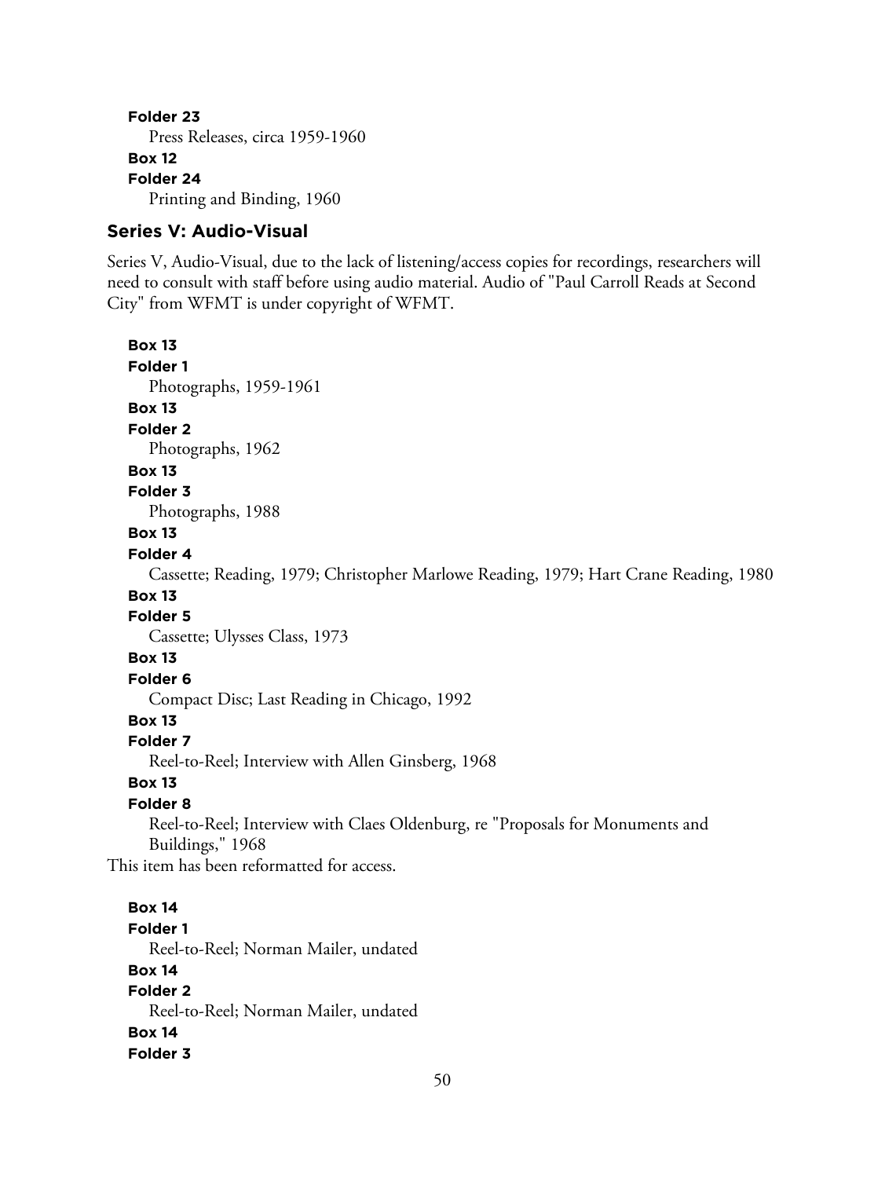**Folder 23**

Press Releases, circa 1959-1960

**Box 12**

**Folder 24**

Printing and Binding, 1960

## Series V: Audio-Visual

Series V, Audio-Visual, due to the lack of listening/access copies for recordings, researchers will need to consult with staff before using audio material. Audio of "Paul Carroll Reads at Second City" from WFMT is under copyright of WFMT.

**Box 13**

**Folder 1**

Photographs, 1959-1961

**Box 13**

**Folder 2**

Photographs, 1962

**Box 13**

**Folder 3**

Photographs, 1988

**Box 13**

**Folder 4**

Cassette; Reading, 1979; Christopher Marlowe Reading, 1979; Hart Crane Reading, 1980

**Box 13**

**Folder 5**

Cassette; Ulysses Class, 1973

**Box 13**

**Folder 6**

Compact Disc; Last Reading in Chicago, 1992

**Box 13**

**Folder 7**

Reel-to-Reel; Interview with Allen Ginsberg, 1968

**Box 13**

**Folder 8**

Reel-to-Reel; Interview with Claes Oldenburg, re "Proposals for Monuments and Buildings," 1968

This item has been reformatted for access.

**Box 14**

**Folder 1**

Reel-to-Reel; Norman Mailer, undated

**Box 14**

**Folder 2**

Reel-to-Reel; Norman Mailer, undated

**Box 14**

**Folder 3**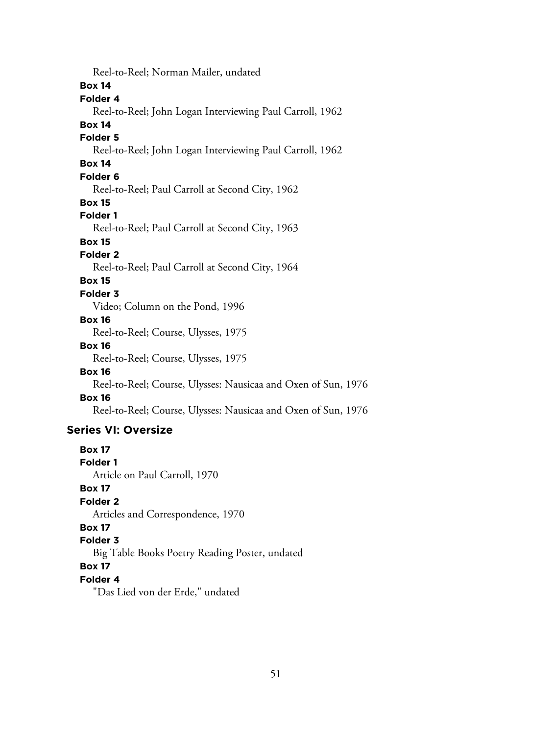Reel-to-Reel; Norman Mailer, undated

**Box 14**

**Folder 4**

Reel-to-Reel; John Logan Interviewing Paul Carroll, 1962

**Box 14**

**Folder 5**

Reel-to-Reel; John Logan Interviewing Paul Carroll, 1962

**Box 14**

**Folder 6**

Reel-to-Reel; Paul Carroll at Second City, 1962

**Box 15**

**Folder 1**

Reel-to-Reel; Paul Carroll at Second City, 1963

**Box 15**

**Folder 2**

Reel-to-Reel; Paul Carroll at Second City, 1964

**Box 15**

**Folder 3**

Video; Column on the Pond, 1996

**Box 16**

Reel-to-Reel; Course, Ulysses, 1975

**Box 16**

Reel-to-Reel; Course, Ulysses, 1975

**Box 16**

Reel-to-Reel; Course, Ulysses: Nausicaa and Oxen of Sun, 1976

**Box 16**

Reel-to-Reel; Course, Ulysses: Nausicaa and Oxen of Sun, 1976

## Series VI: Oversize

**Box 17**

**Folder 1**

Article on Paul Carroll, 1970

**Box 17**

**Folder 2**

Articles and Correspondence, 1970

**Box 17**

**Folder 3**

Big Table Books Poetry Reading Poster, undated

**Box 17**

**Folder 4**

"Das Lied von der Erde," undated